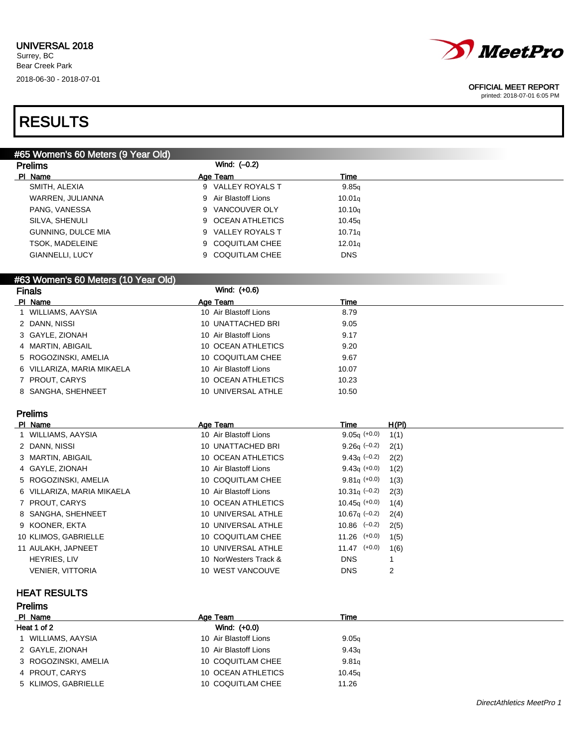UNIVERSAL 2018
Surrey, BC
Bear Creek Park
2018-06-30 - 2018-07-01

OFFICIAL MEET REPORT
printed: 2018-07-01 6:05 PM

# RESULTS

## #65 Women's 60 Meters (9 Year Old)

### Prelims

Wind: (–0.2)

| Pl | Name | Age | Team | Time |
|---|---|---|---|---|
| | SMITH, ALEXIA | 9 | VALLEY ROYALS T | 9.85q |
| | WARREN, JULIANNA | 9 | Air Blastoff Lions | 10.01q |
| | PANG, VANESSA | 9 | VANCOUVER OLY | 10.10q |
| | SILVA, SHENULI | 9 | OCEAN ATHLETICS | 10.45q |
| | GUNNING, DULCE MIA | 9 | VALLEY ROYALS T | 10.71q |
| | TSOK, MADELEINE | 9 | COQUITLAM CHEE | 12.01q |
| | GIANNELLI, LUCY | 9 | COQUITLAM CHEE | DNS |

## #63 Women's 60 Meters (10 Year Old)

### Finals

Wind: (+0.6)

| Pl | Name | Age | Team | Time |
|---|---|---|---|---|
| 1 | WILLIAMS, AAYSIA | 10 | Air Blastoff Lions | 8.79 |
| 2 | DANN, NISSI | 10 | UNATTACHED BRI | 9.05 |
| 3 | GAYLE, ZIONAH | 10 | Air Blastoff Lions | 9.17 |
| 4 | MARTIN, ABIGAIL | 10 | OCEAN ATHLETICS | 9.20 |
| 5 | ROGOZINSKI, AMELIA | 10 | COQUITLAM CHEE | 9.67 |
| 6 | VILLARIZA, MARIA MIKAELA | 10 | Air Blastoff Lions | 10.07 |
| 7 | PROUT, CARYS | 10 | OCEAN ATHLETICS | 10.23 |
| 8 | SANGHA, SHEHNEET | 10 | UNIVERSAL ATHLE | 10.50 |

### Prelims

| Pl | Name | Age | Team | Time | H(Pl) |
|---|---|---|---|---|---|
| 1 | WILLIAMS, AAYSIA | 10 | Air Blastoff Lions | 9.05q (+0.0) | 1(1) |
| 2 | DANN, NISSI | 10 | UNATTACHED BRI | 9.26q (–0.2) | 2(1) |
| 3 | MARTIN, ABIGAIL | 10 | OCEAN ATHLETICS | 9.43q (–0.2) | 2(2) |
| 4 | GAYLE, ZIONAH | 10 | Air Blastoff Lions | 9.43q (+0.0) | 1(2) |
| 5 | ROGOZINSKI, AMELIA | 10 | COQUITLAM CHEE | 9.81q (+0.0) | 1(3) |
| 6 | VILLARIZA, MARIA MIKAELA | 10 | Air Blastoff Lions | 10.31q (–0.2) | 2(3) |
| 7 | PROUT, CARYS | 10 | OCEAN ATHLETICS | 10.45q (+0.0) | 1(4) |
| 8 | SANGHA, SHEHNEET | 10 | UNIVERSAL ATHLE | 10.67q (–0.2) | 2(4) |
| 9 | KOONER, EKTA | 10 | UNIVERSAL ATHLE | 10.86 (–0.2) | 2(5) |
| 10 | KLIMOS, GABRIELLE | 10 | COQUITLAM CHEE | 11.26 (+0.0) | 1(5) |
| 11 | AULAKH, JAPNEET | 10 | UNIVERSAL ATHLE | 11.47 (+0.0) | 1(6) |
| | HEYRIES, LIV | 10 | NorWesters Track & | DNS | 1 |
| | VENIER, VITTORIA | 10 | WEST VANCOUVE | DNS | 2 |

### HEAT RESULTS

### Prelims

| Pl | Name | Age | Team | Time |
|---|---|---|---|---|
| Heat 1 of 2 | | | Wind: (+0.0) | |
| 1 | WILLIAMS, AAYSIA | 10 | Air Blastoff Lions | 9.05q |
| 2 | GAYLE, ZIONAH | 10 | Air Blastoff Lions | 9.43q |
| 3 | ROGOZINSKI, AMELIA | 10 | COQUITLAM CHEE | 9.81q |
| 4 | PROUT, CARYS | 10 | OCEAN ATHLETICS | 10.45q |
| 5 | KLIMOS, GABRIELLE | 10 | COQUITLAM CHEE | 11.26 |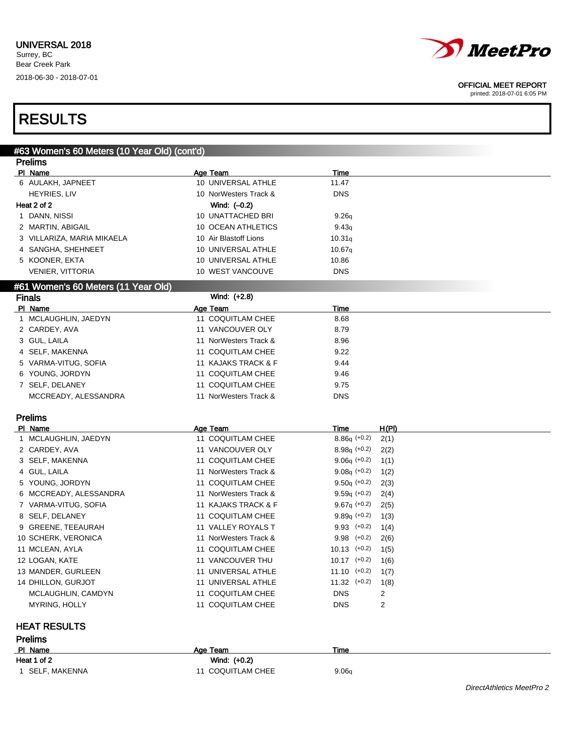## RESULTS

### #63 Women's 60 Meters (10 Year Old) (cont'd)

**Prelims**

| Pl | Name | Age | Team | Time |
|---|---|---|---|---|
| 6 | AULAKH, JAPNEET | 10 | UNIVERSAL ATHLE | 11.47 |
| | HEYRIES, LIV | 10 | NorWesters Track & | DNS |

**Heat 2 of 2** Wind: (–0.2)

| Pl | Name | Age | Team | Time |
|---|---|---|---|---|
| 1 | DANN, NISSI | 10 | UNATTACHED BRI | 9.26q |
| 2 | MARTIN, ABIGAIL | 10 | OCEAN ATHLETICS | 9.43q |
| 3 | VILLARIZA, MARIA MIKAELA | 10 | Air Blastoff Lions | 10.31q |
| 4 | SANGHA, SHEHNEET | 10 | UNIVERSAL ATHLE | 10.67q |
| 5 | KOONER, EKTA | 10 | UNIVERSAL ATHLE | 10.86 |
| | VENIER, VITTORIA | 10 | WEST VANCOUVE | DNS |

### #61 Women's 60 Meters (11 Year Old)

**Finals** Wind: (+2.8)

| Pl | Name | Age | Team | Time |
|---|---|---|---|---|
| 1 | MCLAUGHLIN, JAEDYN | 11 | COQUITLAM CHEE | 8.68 |
| 2 | CARDEY, AVA | 11 | VANCOUVER OLY | 8.79 |
| 3 | GUL, LAILA | 11 | NorWesters Track & | 8.96 |
| 4 | SELF, MAKENNA | 11 | COQUITLAM CHEE | 9.22 |
| 5 | VARMA-VITUG, SOFIA | 11 | KAJAKS TRACK & F | 9.44 |
| 6 | YOUNG, JORDYN | 11 | COQUITLAM CHEE | 9.46 |
| 7 | SELF, DELANEY | 11 | COQUITLAM CHEE | 9.75 |
| | MCCREADY, ALESSANDRA | 11 | NorWesters Track & | DNS |

**Prelims**

| Pl | Name | Age | Team | Time | Wind | H(Pl) |
|---|---|---|---|---|---|---|
| 1 | MCLAUGHLIN, JAEDYN | 11 | COQUITLAM CHEE | 8.86q | (+0.2) | 2(1) |
| 2 | CARDEY, AVA | 11 | VANCOUVER OLY | 8.98q | (+0.2) | 2(2) |
| 3 | SELF, MAKENNA | 11 | COQUITLAM CHEE | 9.06q | (+0.2) | 1(1) |
| 4 | GUL, LAILA | 11 | NorWesters Track & | 9.08q | (+0.2) | 1(2) |
| 5 | YOUNG, JORDYN | 11 | COQUITLAM CHEE | 9.50q | (+0.2) | 2(3) |
| 6 | MCCREADY, ALESSANDRA | 11 | NorWesters Track & | 9.59q | (+0.2) | 2(4) |
| 7 | VARMA-VITUG, SOFIA | 11 | KAJAKS TRACK & F | 9.67q | (+0.2) | 2(5) |
| 8 | SELF, DELANEY | 11 | COQUITLAM CHEE | 9.89q | (+0.2) | 1(3) |
| 9 | GREENE, TEEAURAH | 11 | VALLEY ROYALS T | 9.93 | (+0.2) | 1(4) |
| 10 | SCHERK, VERONICA | 11 | NorWesters Track & | 9.98 | (+0.2) | 2(6) |
| 11 | MCLEAN, AYLA | 11 | COQUITLAM CHEE | 10.13 | (+0.2) | 1(5) |
| 12 | LOGAN, KATE | 11 | VANCOUVER THU | 10.17 | (+0.2) | 1(6) |
| 13 | MANDER, GURLEEN | 11 | UNIVERSAL ATHLE | 11.10 | (+0.2) | 1(7) |
| 14 | DHILLON, GURJOT | 11 | UNIVERSAL ATHLE | 11.32 | (+0.2) | 1(8) |
| | MCLAUGHLIN, CAMDYN | 11 | COQUITLAM CHEE | DNS | | 2 |
| | MYRING, HOLLY | 11 | COQUITLAM CHEE | DNS | | 2 |

### HEAT RESULTS

**Prelims**

**Heat 1 of 2** Wind: (+0.2)

| Pl | Name | Age | Team | Time |
|---|---|---|---|---|
| 1 | SELF, MAKENNA | 11 | COQUITLAM CHEE | 9.06q |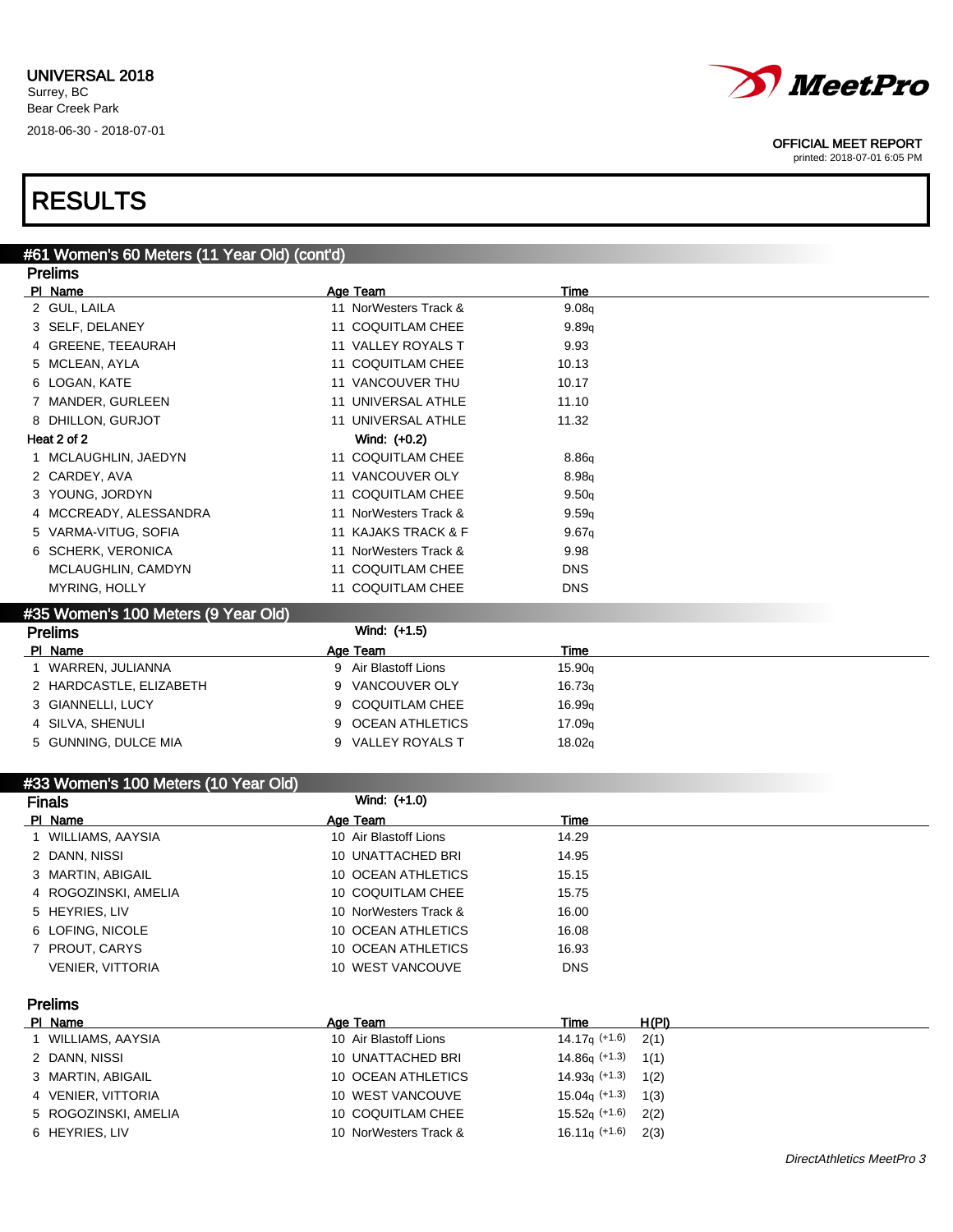UNIVERSAL 2018
Surrey, BC
Bear Creek Park
2018-06-30 - 2018-07-01

OFFICIAL MEET REPORT
printed: 2018-07-01 6:05 PM

# RESULTS

## #61 Women's 60 Meters (11 Year Old) (cont'd)

### Prelims

| Pl | Name | Age | Team | Time |
|---|---|---|---|---|
| 2 | GUL, LAILA | 11 | NorWesters Track & | 9.08q |
| 3 | SELF, DELANEY | 11 | COQUITLAM CHEE | 9.89q |
| 4 | GREENE, TEEAURAH | 11 | VALLEY ROYALS T | 9.93 |
| 5 | MCLEAN, AYLA | 11 | COQUITLAM CHEE | 10.13 |
| 6 | LOGAN, KATE | 11 | VANCOUVER THU | 10.17 |
| 7 | MANDER, GURLEEN | 11 | UNIVERSAL ATHLE | 11.10 |
| 8 | DHILLON, GURJOT | 11 | UNIVERSAL ATHLE | 11.32 |

Heat 2 of 2 Wind: (+0.2)

| Pl | Name | Age | Team | Time |
|---|---|---|---|---|
| 1 | MCLAUGHLIN, JAEDYN | 11 | COQUITLAM CHEE | 8.86q |
| 2 | CARDEY, AVA | 11 | VANCOUVER OLY | 8.98q |
| 3 | YOUNG, JORDYN | 11 | COQUITLAM CHEE | 9.50q |
| 4 | MCCREADY, ALESSANDRA | 11 | NorWesters Track & | 9.59q |
| 5 | VARMA-VITUG, SOFIA | 11 | KAJAKS TRACK & F | 9.67q |
| 6 | SCHERK, VERONICA | 11 | NorWesters Track & | 9.98 |
| | MCLAUGHLIN, CAMDYN | 11 | COQUITLAM CHEE | DNS |
| | MYRING, HOLLY | 11 | COQUITLAM CHEE | DNS |

## #35 Women's 100 Meters (9 Year Old)

### Prelims

Wind: (+1.5)

| Pl | Name | Age | Team | Time |
|---|---|---|---|---|
| 1 | WARREN, JULIANNA | 9 | Air Blastoff Lions | 15.90q |
| 2 | HARDCASTLE, ELIZABETH | 9 | VANCOUVER OLY | 16.73q |
| 3 | GIANNELLI, LUCY | 9 | COQUITLAM CHEE | 16.99q |
| 4 | SILVA, SHENULI | 9 | OCEAN ATHLETICS | 17.09q |
| 5 | GUNNING, DULCE MIA | 9 | VALLEY ROYALS T | 18.02q |

## #33 Women's 100 Meters (10 Year Old)

### Finals

Wind: (+1.0)

| Pl | Name | Age | Team | Time |
|---|---|---|---|---|
| 1 | WILLIAMS, AAYSIA | 10 | Air Blastoff Lions | 14.29 |
| 2 | DANN, NISSI | 10 | UNATTACHED BRI | 14.95 |
| 3 | MARTIN, ABIGAIL | 10 | OCEAN ATHLETICS | 15.15 |
| 4 | ROGOZINSKI, AMELIA | 10 | COQUITLAM CHEE | 15.75 |
| 5 | HEYRIES, LIV | 10 | NorWesters Track & | 16.00 |
| 6 | LOFING, NICOLE | 10 | OCEAN ATHLETICS | 16.08 |
| 7 | PROUT, CARYS | 10 | OCEAN ATHLETICS | 16.93 |
| | VENIER, VITTORIA | 10 | WEST VANCOUVE | DNS |

### Prelims

| Pl | Name | Age | Team | Time | H(Pl) |
|---|---|---|---|---|---|
| 1 | WILLIAMS, AAYSIA | 10 | Air Blastoff Lions | 14.17q (+1.6) | 2(1) |
| 2 | DANN, NISSI | 10 | UNATTACHED BRI | 14.86q (+1.3) | 1(1) |
| 3 | MARTIN, ABIGAIL | 10 | OCEAN ATHLETICS | 14.93q (+1.3) | 1(2) |
| 4 | VENIER, VITTORIA | 10 | WEST VANCOUVE | 15.04q (+1.3) | 1(3) |
| 5 | ROGOZINSKI, AMELIA | 10 | COQUITLAM CHEE | 15.52q (+1.6) | 2(2) |
| 6 | HEYRIES, LIV | 10 | NorWesters Track & | 16.11q (+1.6) | 2(3) |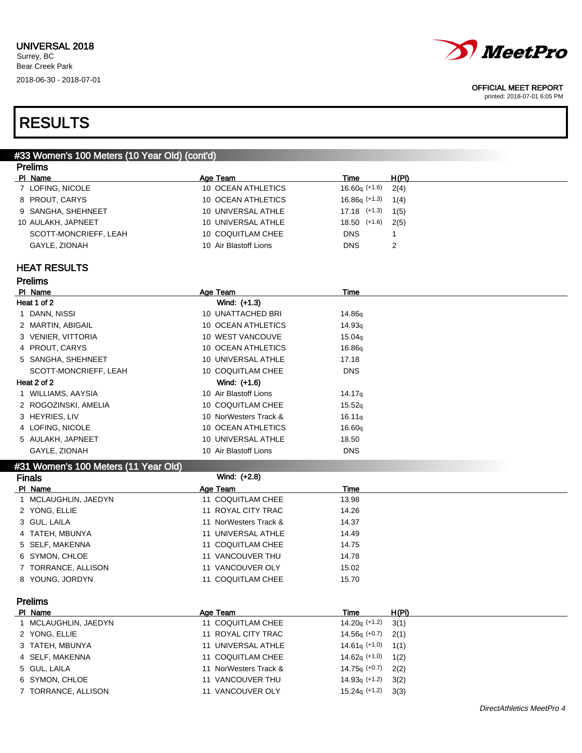# RESULTS

## #33 Women's 100 Meters (10 Year Old) (cont'd)

### Prelims

| Pl | Name | Age | Team | Time | H(Pl) |
|---|---|---|---|---|---|
| 7 | LOFING, NICOLE | 10 | OCEAN ATHLETICS | 16.60q (+1.6) | 2(4) |
| 8 | PROUT, CARYS | 10 | OCEAN ATHLETICS | 16.86q (+1.3) | 1(4) |
| 9 | SANGHA, SHEHNEET | 10 | UNIVERSAL ATHLE | 17.18 (+1.3) | 1(5) |
| 10 | AULAKH, JAPNEET | 10 | UNIVERSAL ATHLE | 18.50 (+1.6) | 2(5) |
| | SCOTT-MONCRIEFF, LEAH | 10 | COQUITLAM CHEE | DNS | 1 |
| | GAYLE, ZIONAH | 10 | Air Blastoff Lions | DNS | 2 |

### HEAT RESULTS

### Prelims

| Pl | Name | Age | Team | Time |
|---|---|---|---|---|
| **Heat 1 of 2** | | | Wind: (+1.3) | |
| 1 | DANN, NISSI | 10 | UNATTACHED BRI | 14.86q |
| 2 | MARTIN, ABIGAIL | 10 | OCEAN ATHLETICS | 14.93q |
| 3 | VENIER, VITTORIA | 10 | WEST VANCOUVE | 15.04q |
| 4 | PROUT, CARYS | 10 | OCEAN ATHLETICS | 16.86q |
| 5 | SANGHA, SHEHNEET | 10 | UNIVERSAL ATHLE | 17.18 |
| | SCOTT-MONCRIEFF, LEAH | 10 | COQUITLAM CHEE | DNS |
| **Heat 2 of 2** | | | Wind: (+1.6) | |
| 1 | WILLIAMS, AAYSIA | 10 | Air Blastoff Lions | 14.17q |
| 2 | ROGOZINSKI, AMELIA | 10 | COQUITLAM CHEE | 15.52q |
| 3 | HEYRIES, LIV | 10 | NorWesters Track & | 16.11q |
| 4 | LOFING, NICOLE | 10 | OCEAN ATHLETICS | 16.60q |
| 5 | AULAKH, JAPNEET | 10 | UNIVERSAL ATHLE | 18.50 |
| | GAYLE, ZIONAH | 10 | Air Blastoff Lions | DNS |

## #31 Women's 100 Meters (11 Year Old)

### Finals

Wind: (+2.8)

| Pl | Name | Age | Team | Time |
|---|---|---|---|---|
| 1 | MCLAUGHLIN, JAEDYN | 11 | COQUITLAM CHEE | 13.98 |
| 2 | YONG, ELLIE | 11 | ROYAL CITY TRAC | 14.26 |
| 3 | GUL, LAILA | 11 | NorWesters Track & | 14.37 |
| 4 | TATEH, MBUNYA | 11 | UNIVERSAL ATHLE | 14.49 |
| 5 | SELF, MAKENNA | 11 | COQUITLAM CHEE | 14.75 |
| 6 | SYMON, CHLOE | 11 | VANCOUVER THU | 14.78 |
| 7 | TORRANCE, ALLISON | 11 | VANCOUVER OLY | 15.02 |
| 8 | YOUNG, JORDYN | 11 | COQUITLAM CHEE | 15.70 |

### Prelims

| Pl | Name | Age | Team | Time | H(Pl) |
|---|---|---|---|---|---|
| 1 | MCLAUGHLIN, JAEDYN | 11 | COQUITLAM CHEE | 14.20q (+1.2) | 3(1) |
| 2 | YONG, ELLIE | 11 | ROYAL CITY TRAC | 14.56q (+0.7) | 2(1) |
| 3 | TATEH, MBUNYA | 11 | UNIVERSAL ATHLE | 14.61q (+1.0) | 1(1) |
| 4 | SELF, MAKENNA | 11 | COQUITLAM CHEE | 14.62q (+1.0) | 1(2) |
| 5 | GUL, LAILA | 11 | NorWesters Track & | 14.75q (+0.7) | 2(2) |
| 6 | SYMON, CHLOE | 11 | VANCOUVER THU | 14.93q (+1.2) | 3(2) |
| 7 | TORRANCE, ALLISON | 11 | VANCOUVER OLY | 15.24q (+1.2) | 3(3) |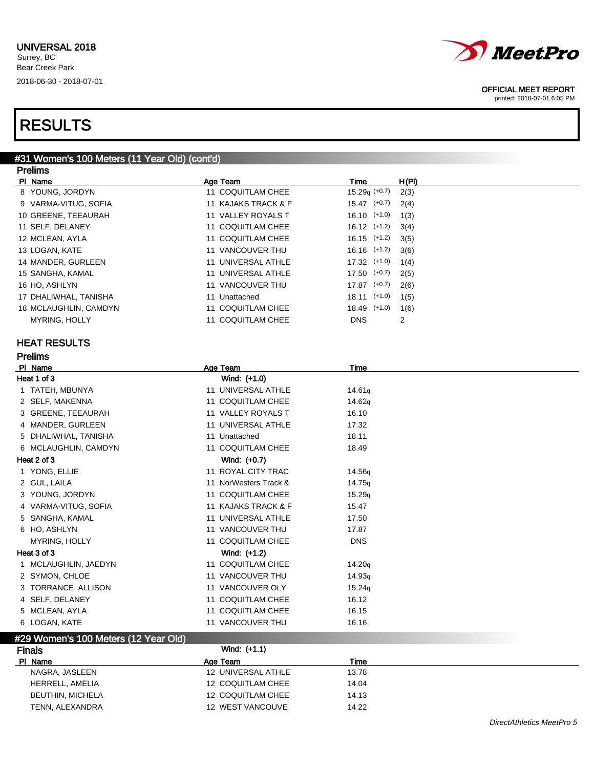UNIVERSAL 2018
Surrey, BC
Bear Creek Park
2018-06-30 - 2018-07-01

OFFICIAL MEET REPORT
printed: 2018-07-01 6:05 PM

# RESULTS

## #31 Women's 100 Meters (11 Year Old) (cont'd)

### Prelims

| Pl | Name | Age | Team | Time | | H(Pl) |
|---|---|---|---|---|---|---|
| 8 | YOUNG, JORDYN | 11 | COQUITLAM CHEE | 15.29q | (+0.7) | 2(3) |
| 9 | VARMA-VITUG, SOFIA | 11 | KAJAKS TRACK & F | 15.47 | (+0.7) | 2(4) |
| 10 | GREENE, TEEAURAH | 11 | VALLEY ROYALS T | 16.10 | (+1.0) | 1(3) |
| 11 | SELF, DELANEY | 11 | COQUITLAM CHEE | 16.12 | (+1.2) | 3(4) |
| 12 | MCLEAN, AYLA | 11 | COQUITLAM CHEE | 16.15 | (+1.2) | 3(5) |
| 13 | LOGAN, KATE | 11 | VANCOUVER THU | 16.16 | (+1.2) | 3(6) |
| 14 | MANDER, GURLEEN | 11 | UNIVERSAL ATHLE | 17.32 | (+1.0) | 1(4) |
| 15 | SANGHA, KAMAL | 11 | UNIVERSAL ATHLE | 17.50 | (+0.7) | 2(5) |
| 16 | HO, ASHLYN | 11 | VANCOUVER THU | 17.87 | (+0.7) | 2(6) |
| 17 | DHALIWHAL, TANISHA | 11 | Unattached | 18.11 | (+1.0) | 1(5) |
| 18 | MCLAUGHLIN, CAMDYN | 11 | COQUITLAM CHEE | 18.49 | (+1.0) | 1(6) |
| | MYRING, HOLLY | 11 | COQUITLAM CHEE | DNS | | 2 |

## HEAT RESULTS

### Prelims

| Pl | Name | Age | Team | Time |
|---|---|---|---|---|
| **Heat 1 of 3** | | | Wind: (+1.0) | |
| 1 | TATEH, MBUNYA | 11 | UNIVERSAL ATHLE | 14.61q |
| 2 | SELF, MAKENNA | 11 | COQUITLAM CHEE | 14.62q |
| 3 | GREENE, TEEAURAH | 11 | VALLEY ROYALS T | 16.10 |
| 4 | MANDER, GURLEEN | 11 | UNIVERSAL ATHLE | 17.32 |
| 5 | DHALIWHAL, TANISHA | 11 | Unattached | 18.11 |
| 6 | MCLAUGHLIN, CAMDYN | 11 | COQUITLAM CHEE | 18.49 |
| **Heat 2 of 3** | | | Wind: (+0.7) | |
| 1 | YONG, ELLIE | 11 | ROYAL CITY TRAC | 14.56q |
| 2 | GUL, LAILA | 11 | NorWesters Track & | 14.75q |
| 3 | YOUNG, JORDYN | 11 | COQUITLAM CHEE | 15.29q |
| 4 | VARMA-VITUG, SOFIA | 11 | KAJAKS TRACK & F | 15.47 |
| 5 | SANGHA, KAMAL | 11 | UNIVERSAL ATHLE | 17.50 |
| 6 | HO, ASHLYN | 11 | VANCOUVER THU | 17.87 |
| | MYRING, HOLLY | 11 | COQUITLAM CHEE | DNS |
| **Heat 3 of 3** | | | Wind: (+1.2) | |
| 1 | MCLAUGHLIN, JAEDYN | 11 | COQUITLAM CHEE | 14.20q |
| 2 | SYMON, CHLOE | 11 | VANCOUVER THU | 14.93q |
| 3 | TORRANCE, ALLISON | 11 | VANCOUVER OLY | 15.24q |
| 4 | SELF, DELANEY | 11 | COQUITLAM CHEE | 16.12 |
| 5 | MCLEAN, AYLA | 11 | COQUITLAM CHEE | 16.15 |
| 6 | LOGAN, KATE | 11 | VANCOUVER THU | 16.16 |

## #29 Women's 100 Meters (12 Year Old)

### Finals

Wind: (+1.1)

| Pl | Name | Age | Team | Time |
|---|---|---|---|---|
| | NAGRA, JASLEEN | 12 | UNIVERSAL ATHLE | 13.78 |
| | HERRELL, AMELIA | 12 | COQUITLAM CHEE | 14.04 |
| | BEUTHIN, MICHELA | 12 | COQUITLAM CHEE | 14.13 |
| | TENN, ALEXANDRA | 12 | WEST VANCOUVE | 14.22 |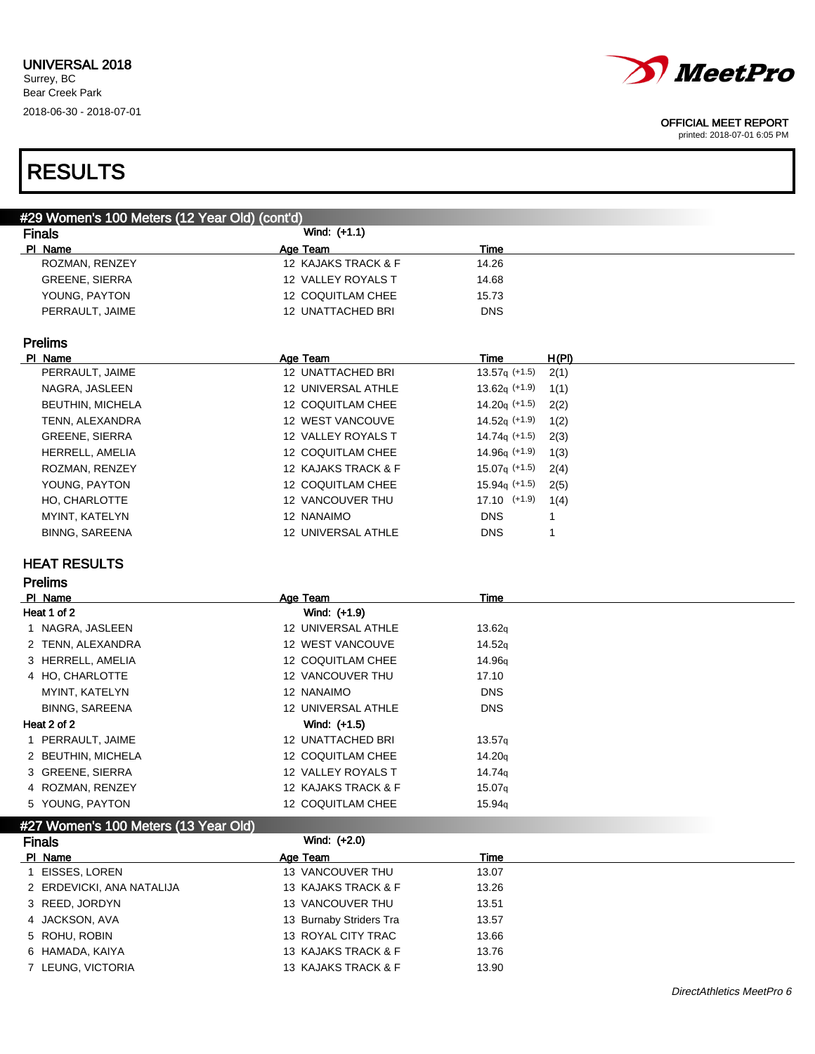UNIVERSAL 2018
Surrey, BC
Bear Creek Park
2018-06-30 - 2018-07-01

OFFICIAL MEET REPORT
printed: 2018-07-01 6:05 PM

# RESULTS

## #29 Women's 100 Meters (12 Year Old) (cont'd)

### Finals

Wind: (+1.1)

| Pl | Name | Age | Team | Time |
|---|---|---|---|---|
| | ROZMAN, RENZEY | 12 | KAJAKS TRACK & F | 14.26 |
| | GREENE, SIERRA | 12 | VALLEY ROYALS T | 14.68 |
| | YOUNG, PAYTON | 12 | COQUITLAM CHEE | 15.73 |
| | PERRAULT, JAIME | 12 | UNATTACHED BRI | DNS |

### Prelims

| Pl | Name | Age | Team | Time | | H(Pl) |
|---|---|---|---|---|---|---|
| | PERRAULT, JAIME | 12 | UNATTACHED BRI | 13.57q | (+1.5) | 2(1) |
| | NAGRA, JASLEEN | 12 | UNIVERSAL ATHLE | 13.62q | (+1.9) | 1(1) |
| | BEUTHIN, MICHELA | 12 | COQUITLAM CHEE | 14.20q | (+1.5) | 2(2) |
| | TENN, ALEXANDRA | 12 | WEST VANCOUVE | 14.52q | (+1.9) | 1(2) |
| | GREENE, SIERRA | 12 | VALLEY ROYALS T | 14.74q | (+1.5) | 2(3) |
| | HERRELL, AMELIA | 12 | COQUITLAM CHEE | 14.96q | (+1.9) | 1(3) |
| | ROZMAN, RENZEY | 12 | KAJAKS TRACK & F | 15.07q | (+1.5) | 2(4) |
| | YOUNG, PAYTON | 12 | COQUITLAM CHEE | 15.94q | (+1.5) | 2(5) |
| | HO, CHARLOTTE | 12 | VANCOUVER THU | 17.10 | (+1.9) | 1(4) |
| | MYINT, KATELYN | 12 | NANAIMO | DNS | | 1 |
| | BINNG, SAREENA | 12 | UNIVERSAL ATHLE | DNS | | 1 |

## HEAT RESULTS

### Prelims

| Pl | Name | Age | Team | Time |
|---|---|---|---|---|
| **Heat 1 of 2** | | | Wind: (+1.9) | |
| 1 | NAGRA, JASLEEN | 12 | UNIVERSAL ATHLE | 13.62q |
| 2 | TENN, ALEXANDRA | 12 | WEST VANCOUVE | 14.52q |
| 3 | HERRELL, AMELIA | 12 | COQUITLAM CHEE | 14.96q |
| 4 | HO, CHARLOTTE | 12 | VANCOUVER THU | 17.10 |
| | MYINT, KATELYN | 12 | NANAIMO | DNS |
| | BINNG, SAREENA | 12 | UNIVERSAL ATHLE | DNS |
| **Heat 2 of 2** | | | Wind: (+1.5) | |
| 1 | PERRAULT, JAIME | 12 | UNATTACHED BRI | 13.57q |
| 2 | BEUTHIN, MICHELA | 12 | COQUITLAM CHEE | 14.20q |
| 3 | GREENE, SIERRA | 12 | VALLEY ROYALS T | 14.74q |
| 4 | ROZMAN, RENZEY | 12 | KAJAKS TRACK & F | 15.07q |
| 5 | YOUNG, PAYTON | 12 | COQUITLAM CHEE | 15.94q |

## #27 Women's 100 Meters (13 Year Old)

### Finals

Wind: (+2.0)

| Pl | Name | Age | Team | Time |
|---|---|---|---|---|
| 1 | EISSES, LOREN | 13 | VANCOUVER THU | 13.07 |
| 2 | ERDEVICKI, ANA NATALIJA | 13 | KAJAKS TRACK & F | 13.26 |
| 3 | REED, JORDYN | 13 | VANCOUVER THU | 13.51 |
| 4 | JACKSON, AVA | 13 | Burnaby Striders Tra | 13.57 |
| 5 | ROHU, ROBIN | 13 | ROYAL CITY TRAC | 13.66 |
| 6 | HAMADA, KAIYA | 13 | KAJAKS TRACK & F | 13.76 |
| 7 | LEUNG, VICTORIA | 13 | KAJAKS TRACK & F | 13.90 |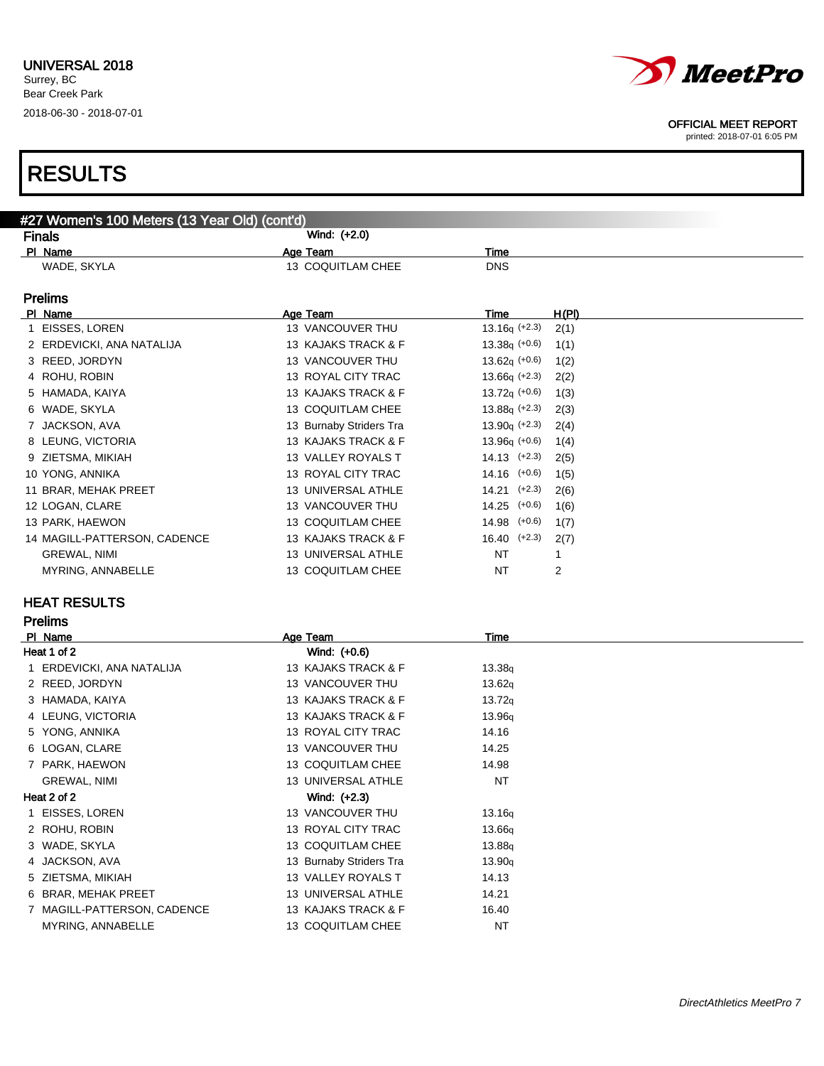UNIVERSAL 2018
Surrey, BC
Bear Creek Park
2018-06-30 - 2018-07-01

OFFICIAL MEET REPORT
printed: 2018-07-01 6:05 PM

# RESULTS

## #27 Women's 100 Meters (13 Year Old) (cont'd)

### Finals

Wind: (+2.0)

| Pl | Name | Age | Team | Time |
|---|---|---|---|---|
| | WADE, SKYLA | 13 | COQUITLAM CHEE | DNS |

### Prelims

| Pl | Name | Age | Team | Time | Wind | H(Pl) |
|---|---|---|---|---|---|---|
| 1 | EISSES, LOREN | 13 | VANCOUVER THU | 13.16q | (+2.3) | 2(1) |
| 2 | ERDEVICKI, ANA NATALIJA | 13 | KAJAKS TRACK & F | 13.38q | (+0.6) | 1(1) |
| 3 | REED, JORDYN | 13 | VANCOUVER THU | 13.62q | (+0.6) | 1(2) |
| 4 | ROHU, ROBIN | 13 | ROYAL CITY TRAC | 13.66q | (+2.3) | 2(2) |
| 5 | HAMADA, KAIYA | 13 | KAJAKS TRACK & F | 13.72q | (+0.6) | 1(3) |
| 6 | WADE, SKYLA | 13 | COQUITLAM CHEE | 13.88q | (+2.3) | 2(3) |
| 7 | JACKSON, AVA | 13 | Burnaby Striders Tra | 13.90q | (+2.3) | 2(4) |
| 8 | LEUNG, VICTORIA | 13 | KAJAKS TRACK & F | 13.96q | (+0.6) | 1(4) |
| 9 | ZIETSMA, MIKIAH | 13 | VALLEY ROYALS T | 14.13 | (+2.3) | 2(5) |
| 10 | YONG, ANNIKA | 13 | ROYAL CITY TRAC | 14.16 | (+0.6) | 1(5) |
| 11 | BRAR, MEHAK PREET | 13 | UNIVERSAL ATHLE | 14.21 | (+2.3) | 2(6) |
| 12 | LOGAN, CLARE | 13 | VANCOUVER THU | 14.25 | (+0.6) | 1(6) |
| 13 | PARK, HAEWON | 13 | COQUITLAM CHEE | 14.98 | (+0.6) | 1(7) |
| 14 | MAGILL-PATTERSON, CADENCE | 13 | KAJAKS TRACK & F | 16.40 | (+2.3) | 2(7) |
| | GREWAL, NIMI | 13 | UNIVERSAL ATHLE | NT | | 1 |
| | MYRING, ANNABELLE | 13 | COQUITLAM CHEE | NT | | 2 |

## HEAT RESULTS

### Prelims

| Pl | Name | Age | Team | Time |
|---|---|---|---|---|
| **Heat 1 of 2** | | | Wind: (+0.6) | |
| 1 | ERDEVICKI, ANA NATALIJA | 13 | KAJAKS TRACK & F | 13.38q |
| 2 | REED, JORDYN | 13 | VANCOUVER THU | 13.62q |
| 3 | HAMADA, KAIYA | 13 | KAJAKS TRACK & F | 13.72q |
| 4 | LEUNG, VICTORIA | 13 | KAJAKS TRACK & F | 13.96q |
| 5 | YONG, ANNIKA | 13 | ROYAL CITY TRAC | 14.16 |
| 6 | LOGAN, CLARE | 13 | VANCOUVER THU | 14.25 |
| 7 | PARK, HAEWON | 13 | COQUITLAM CHEE | 14.98 |
| | GREWAL, NIMI | 13 | UNIVERSAL ATHLE | NT |
| **Heat 2 of 2** | | | Wind: (+2.3) | |
| 1 | EISSES, LOREN | 13 | VANCOUVER THU | 13.16q |
| 2 | ROHU, ROBIN | 13 | ROYAL CITY TRAC | 13.66q |
| 3 | WADE, SKYLA | 13 | COQUITLAM CHEE | 13.88q |
| 4 | JACKSON, AVA | 13 | Burnaby Striders Tra | 13.90q |
| 5 | ZIETSMA, MIKIAH | 13 | VALLEY ROYALS T | 14.13 |
| 6 | BRAR, MEHAK PREET | 13 | UNIVERSAL ATHLE | 14.21 |
| 7 | MAGILL-PATTERSON, CADENCE | 13 | KAJAKS TRACK & F | 16.40 |
| | MYRING, ANNABELLE | 13 | COQUITLAM CHEE | NT |

*DirectAthletics MeetPro 7*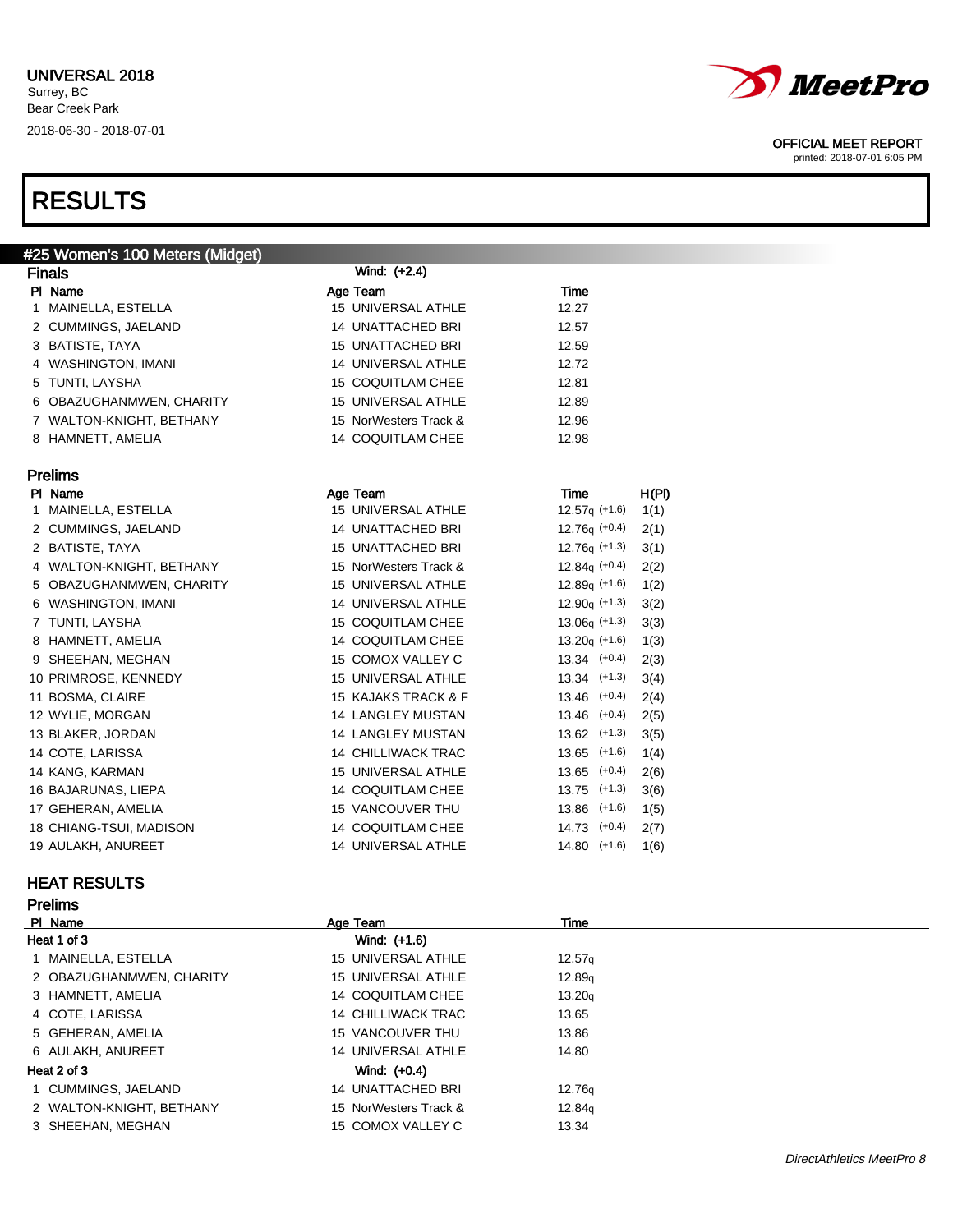UNIVERSAL 2018
Surrey, BC
Bear Creek Park
2018-06-30 - 2018-07-01

OFFICIAL MEET REPORT
printed: 2018-07-01 6:05 PM

# RESULTS

## #25 Women's 100 Meters (Midget)

### Finals

Wind: (+2.4)

| Pl | Name | Age | Team | Time |
|---|---|---|---|---|
| 1 | MAINELLA, ESTELLA | 15 | UNIVERSAL ATHLE | 12.27 |
| 2 | CUMMINGS, JAELAND | 14 | UNATTACHED BRI | 12.57 |
| 3 | BATISTE, TAYA | 15 | UNATTACHED BRI | 12.59 |
| 4 | WASHINGTON, IMANI | 14 | UNIVERSAL ATHLE | 12.72 |
| 5 | TUNTI, LAYSHA | 15 | COQUITLAM CHEE | 12.81 |
| 6 | OBAZUGHANMWEN, CHARITY | 15 | UNIVERSAL ATHLE | 12.89 |
| 7 | WALTON-KNIGHT, BETHANY | 15 | NorWesters Track & | 12.96 |
| 8 | HAMNETT, AMELIA | 14 | COQUITLAM CHEE | 12.98 |

### Prelims

| Pl | Name | Age | Team | Time | Wind | H(Pl) |
|---|---|---|---|---|---|---|
| 1 | MAINELLA, ESTELLA | 15 | UNIVERSAL ATHLE | 12.57q | (+1.6) | 1(1) |
| 2 | CUMMINGS, JAELAND | 14 | UNATTACHED BRI | 12.76q | (+0.4) | 2(1) |
| 2 | BATISTE, TAYA | 15 | UNATTACHED BRI | 12.76q | (+1.3) | 3(1) |
| 4 | WALTON-KNIGHT, BETHANY | 15 | NorWesters Track & | 12.84q | (+0.4) | 2(2) |
| 5 | OBAZUGHANMWEN, CHARITY | 15 | UNIVERSAL ATHLE | 12.89q | (+1.6) | 1(2) |
| 6 | WASHINGTON, IMANI | 14 | UNIVERSAL ATHLE | 12.90q | (+1.3) | 3(2) |
| 7 | TUNTI, LAYSHA | 15 | COQUITLAM CHEE | 13.06q | (+1.3) | 3(3) |
| 8 | HAMNETT, AMELIA | 14 | COQUITLAM CHEE | 13.20q | (+1.6) | 1(3) |
| 9 | SHEEHAN, MEGHAN | 15 | COMOX VALLEY C | 13.34 | (+0.4) | 2(3) |
| 10 | PRIMROSE, KENNEDY | 15 | UNIVERSAL ATHLE | 13.34 | (+1.3) | 3(4) |
| 11 | BOSMA, CLAIRE | 15 | KAJAKS TRACK & F | 13.46 | (+0.4) | 2(4) |
| 12 | WYLIE, MORGAN | 14 | LANGLEY MUSTAN | 13.46 | (+0.4) | 2(5) |
| 13 | BLAKER, JORDAN | 14 | LANGLEY MUSTAN | 13.62 | (+1.3) | 3(5) |
| 14 | COTE, LARISSA | 14 | CHILLIWACK TRAC | 13.65 | (+1.6) | 1(4) |
| 14 | KANG, KARMAN | 15 | UNIVERSAL ATHLE | 13.65 | (+0.4) | 2(6) |
| 16 | BAJARUNAS, LIEPA | 14 | COQUITLAM CHEE | 13.75 | (+1.3) | 3(6) |
| 17 | GEHERAN, AMELIA | 15 | VANCOUVER THU | 13.86 | (+1.6) | 1(5) |
| 18 | CHIANG-TSUI, MADISON | 14 | COQUITLAM CHEE | 14.73 | (+0.4) | 2(7) |
| 19 | AULAKH, ANUREET | 14 | UNIVERSAL ATHLE | 14.80 | (+1.6) | 1(6) |

### HEAT RESULTS

#### Prelims

| Pl | Name | Age | Team | Time |
|---|---|---|---|---|
| **Heat 1 of 3** | | | Wind: (+1.6) | |
| 1 | MAINELLA, ESTELLA | 15 | UNIVERSAL ATHLE | 12.57q |
| 2 | OBAZUGHANMWEN, CHARITY | 15 | UNIVERSAL ATHLE | 12.89q |
| 3 | HAMNETT, AMELIA | 14 | COQUITLAM CHEE | 13.20q |
| 4 | COTE, LARISSA | 14 | CHILLIWACK TRAC | 13.65 |
| 5 | GEHERAN, AMELIA | 15 | VANCOUVER THU | 13.86 |
| 6 | AULAKH, ANUREET | 14 | UNIVERSAL ATHLE | 14.80 |
| **Heat 2 of 3** | | | Wind: (+0.4) | |
| 1 | CUMMINGS, JAELAND | 14 | UNATTACHED BRI | 12.76q |
| 2 | WALTON-KNIGHT, BETHANY | 15 | NorWesters Track & | 12.84q |
| 3 | SHEEHAN, MEGHAN | 15 | COMOX VALLEY C | 13.34 |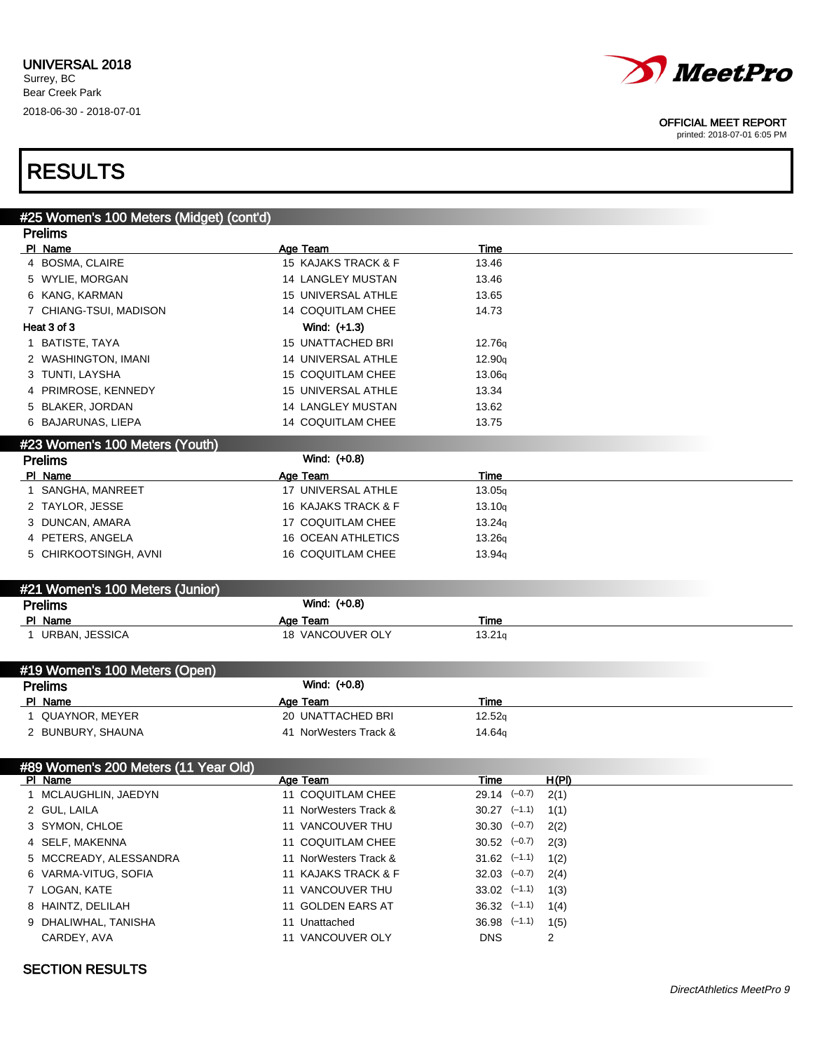UNIVERSAL 2018
Surrey, BC
Bear Creek Park
2018-06-30 - 2018-07-01

MeetPro

OFFICIAL MEET REPORT
printed: 2018-07-01 6:05 PM

# RESULTS

## #25 Women's 100 Meters (Midget) (cont'd)

### Prelims

| Pl | Name | Age | Team | Time |
|---|---|---|---|---|
| 4 | BOSMA, CLAIRE | 15 | KAJAKS TRACK & F | 13.46 |
| 5 | WYLIE, MORGAN | 14 | LANGLEY MUSTAN | 13.46 |
| 6 | KANG, KARMAN | 15 | UNIVERSAL ATHLE | 13.65 |
| 7 | CHIANG-TSUI, MADISON | 14 | COQUITLAM CHEE | 14.73 |

Heat 3 of 3 — Wind: (+1.3)

| Pl | Name | Age | Team | Time |
|---|---|---|---|---|
| 1 | BATISTE, TAYA | 15 | UNATTACHED BRI | 12.76q |
| 2 | WASHINGTON, IMANI | 14 | UNIVERSAL ATHLE | 12.90q |
| 3 | TUNTI, LAYSHA | 15 | COQUITLAM CHEE | 13.06q |
| 4 | PRIMROSE, KENNEDY | 15 | UNIVERSAL ATHLE | 13.34 |
| 5 | BLAKER, JORDAN | 14 | LANGLEY MUSTAN | 13.62 |
| 6 | BAJARUNAS, LIEPA | 14 | COQUITLAM CHEE | 13.75 |

## #23 Women's 100 Meters (Youth)

### Prelims

Wind: (+0.8)

| Pl | Name | Age | Team | Time |
|---|---|---|---|---|
| 1 | SANGHA, MANREET | 17 | UNIVERSAL ATHLE | 13.05q |
| 2 | TAYLOR, JESSE | 16 | KAJAKS TRACK & F | 13.10q |
| 3 | DUNCAN, AMARA | 17 | COQUITLAM CHEE | 13.24q |
| 4 | PETERS, ANGELA | 16 | OCEAN ATHLETICS | 13.26q |
| 5 | CHIRKOOTSINGH, AVNI | 16 | COQUITLAM CHEE | 13.94q |

## #21 Women's 100 Meters (Junior)

### Prelims

Wind: (+0.8)

| Pl | Name | Age | Team | Time |
|---|---|---|---|---|
| 1 | URBAN, JESSICA | 18 | VANCOUVER OLY | 13.21q |

## #19 Women's 100 Meters (Open)

### Prelims

Wind: (+0.8)

| Pl | Name | Age | Team | Time |
|---|---|---|---|---|
| 1 | QUAYNOR, MEYER | 20 | UNATTACHED BRI | 12.52q |
| 2 | BUNBURY, SHAUNA | 41 | NorWesters Track & | 14.64q |

## #89 Women's 200 Meters (11 Year Old)

| Pl | Name | Age | Team | Time | Wind | H(Pl) |
|---|---|---|---|---|---|---|
| 1 | MCLAUGHLIN, JAEDYN | 11 | COQUITLAM CHEE | 29.14 | (−0.7) | 2(1) |
| 2 | GUL, LAILA | 11 | NorWesters Track & | 30.27 | (−1.1) | 1(1) |
| 3 | SYMON, CHLOE | 11 | VANCOUVER THU | 30.30 | (−0.7) | 2(2) |
| 4 | SELF, MAKENNA | 11 | COQUITLAM CHEE | 30.52 | (−0.7) | 2(3) |
| 5 | MCCREADY, ALESSANDRA | 11 | NorWesters Track & | 31.62 | (−1.1) | 1(2) |
| 6 | VARMA-VITUG, SOFIA | 11 | KAJAKS TRACK & F | 32.03 | (−0.7) | 2(4) |
| 7 | LOGAN, KATE | 11 | VANCOUVER THU | 33.02 | (−1.1) | 1(3) |
| 8 | HAINTZ, DELILAH | 11 | GOLDEN EARS AT | 36.32 | (−1.1) | 1(4) |
| 9 | DHALIWHAL, TANISHA | 11 | Unattached | 36.98 | (−1.1) | 1(5) |
| | CARDEY, AVA | 11 | VANCOUVER OLY | DNS | | 2 |

SECTION RESULTS

DirectAthletics MeetPro 9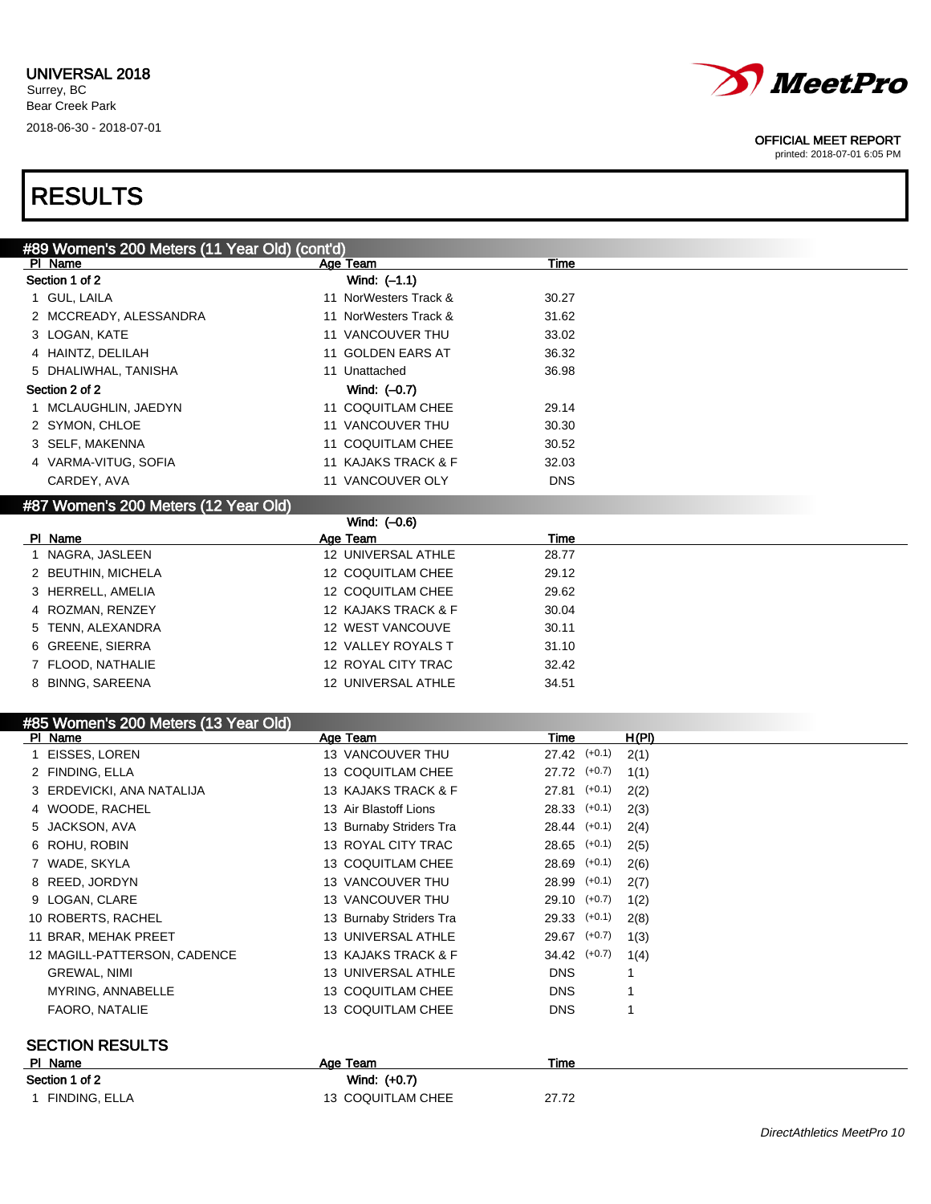UNIVERSAL 2018
Surrey, BC
Bear Creek Park
2018-06-30 - 2018-07-01

OFFICIAL MEET REPORT
printed: 2018-07-01 6:05 PM

# RESULTS

## #89 Women's 200 Meters (11 Year Old) (cont'd)

| Pl | Name | Age | Team | Time |
|---|---|---|---|---|
| **Section 1 of 2** | | | Wind: (–1.1) | |
| 1 | GUL, LAILA | 11 | NorWesters Track & | 30.27 |
| 2 | MCCREADY, ALESSANDRA | 11 | NorWesters Track & | 31.62 |
| 3 | LOGAN, KATE | 11 | VANCOUVER THU | 33.02 |
| 4 | HAINTZ, DELILAH | 11 | GOLDEN EARS AT | 36.32 |
| 5 | DHALIWHAL, TANISHA | 11 | Unattached | 36.98 |
| **Section 2 of 2** | | | Wind: (–0.7) | |
| 1 | MCLAUGHLIN, JAEDYN | 11 | COQUITLAM CHEE | 29.14 |
| 2 | SYMON, CHLOE | 11 | VANCOUVER THU | 30.30 |
| 3 | SELF, MAKENNA | 11 | COQUITLAM CHEE | 30.52 |
| 4 | VARMA-VITUG, SOFIA | 11 | KAJAKS TRACK & F | 32.03 |
| | CARDEY, AVA | 11 | VANCOUVER OLY | DNS |

## #87 Women's 200 Meters (12 Year Old)

Wind: (–0.6)

| Pl | Name | Age | Team | Time |
|---|---|---|---|---|
| 1 | NAGRA, JASLEEN | 12 | UNIVERSAL ATHLE | 28.77 |
| 2 | BEUTHIN, MICHELA | 12 | COQUITLAM CHEE | 29.12 |
| 3 | HERRELL, AMELIA | 12 | COQUITLAM CHEE | 29.62 |
| 4 | ROZMAN, RENZEY | 12 | KAJAKS TRACK & F | 30.04 |
| 5 | TENN, ALEXANDRA | 12 | WEST VANCOUVE | 30.11 |
| 6 | GREENE, SIERRA | 12 | VALLEY ROYALS T | 31.10 |
| 7 | FLOOD, NATHALIE | 12 | ROYAL CITY TRAC | 32.42 |
| 8 | BINNG, SAREENA | 12 | UNIVERSAL ATHLE | 34.51 |

## #85 Women's 200 Meters (13 Year Old)

| Pl | Name | Age | Team | Time | | H(Pl) |
|---|---|---|---|---|---|---|
| 1 | EISSES, LOREN | 13 | VANCOUVER THU | 27.42 | (+0.1) | 2(1) |
| 2 | FINDING, ELLA | 13 | COQUITLAM CHEE | 27.72 | (+0.7) | 1(1) |
| 3 | ERDEVICKI, ANA NATALIJA | 13 | KAJAKS TRACK & F | 27.81 | (+0.1) | 2(2) |
| 4 | WOODE, RACHEL | 13 | Air Blastoff Lions | 28.33 | (+0.1) | 2(3) |
| 5 | JACKSON, AVA | 13 | Burnaby Striders Tra | 28.44 | (+0.1) | 2(4) |
| 6 | ROHU, ROBIN | 13 | ROYAL CITY TRAC | 28.65 | (+0.1) | 2(5) |
| 7 | WADE, SKYLA | 13 | COQUITLAM CHEE | 28.69 | (+0.1) | 2(6) |
| 8 | REED, JORDYN | 13 | VANCOUVER THU | 28.99 | (+0.1) | 2(7) |
| 9 | LOGAN, CLARE | 13 | VANCOUVER THU | 29.10 | (+0.7) | 1(2) |
| 10 | ROBERTS, RACHEL | 13 | Burnaby Striders Tra | 29.33 | (+0.1) | 2(8) |
| 11 | BRAR, MEHAK PREET | 13 | UNIVERSAL ATHLE | 29.67 | (+0.7) | 1(3) |
| 12 | MAGILL-PATTERSON, CADENCE | 13 | KAJAKS TRACK & F | 34.42 | (+0.7) | 1(4) |
| | GREWAL, NIMI | 13 | UNIVERSAL ATHLE | DNS | | 1 |
| | MYRING, ANNABELLE | 13 | COQUITLAM CHEE | DNS | | 1 |
| | FAORO, NATALIE | 13 | COQUITLAM CHEE | DNS | | 1 |

### SECTION RESULTS

| Pl | Name | Age | Team | Time |
|---|---|---|---|---|
| **Section 1 of 2** | | | Wind: (+0.7) | |
| 1 | FINDING, ELLA | 13 | COQUITLAM CHEE | 27.72 |

*DirectAthletics MeetPro 10*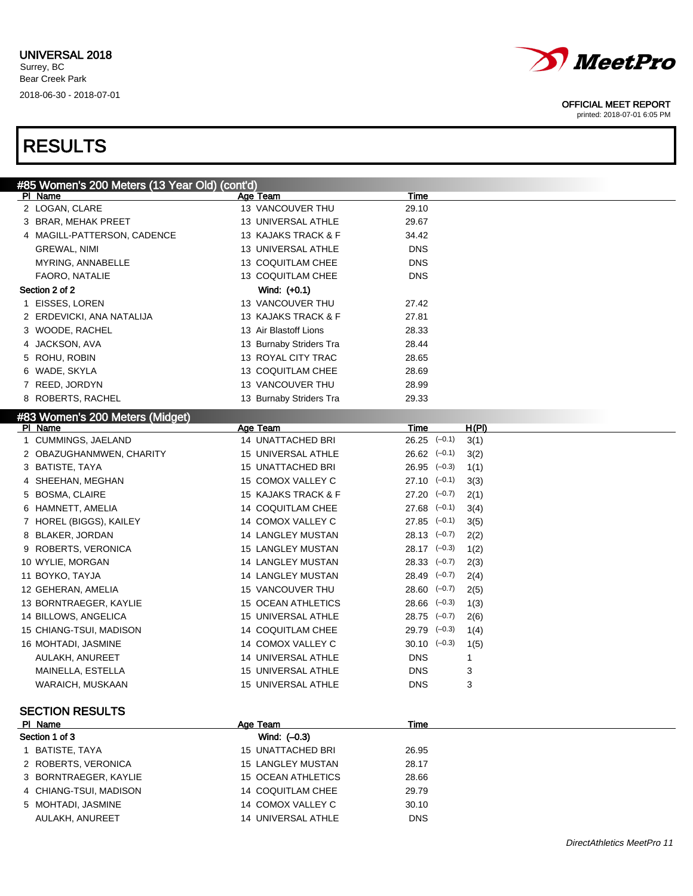UNIVERSAL 2018
Surrey, BC
Bear Creek Park
2018-06-30 - 2018-07-01

OFFICIAL MEET REPORT
printed: 2018-07-01 6:05 PM

# RESULTS

## #85 Women's 200 Meters (13 Year Old) (cont'd)

| Pl | Name | Age | Team | Time |
|---|---|---|---|---|
| 2 | LOGAN, CLARE | 13 | VANCOUVER THU | 29.10 |
| 3 | BRAR, MEHAK PREET | 13 | UNIVERSAL ATHLE | 29.67 |
| 4 | MAGILL-PATTERSON, CADENCE | 13 | KAJAKS TRACK & F | 34.42 |
| | GREWAL, NIMI | 13 | UNIVERSAL ATHLE | DNS |
| | MYRING, ANNABELLE | 13 | COQUITLAM CHEE | DNS |
| | FAORO, NATALIE | 13 | COQUITLAM CHEE | DNS |
| **Section 2 of 2** | | | **Wind: (+0.1)** | |
| 1 | EISSES, LOREN | 13 | VANCOUVER THU | 27.42 |
| 2 | ERDEVICKI, ANA NATALIJA | 13 | KAJAKS TRACK & F | 27.81 |
| 3 | WOODE, RACHEL | 13 | Air Blastoff Lions | 28.33 |
| 4 | JACKSON, AVA | 13 | Burnaby Striders Tra | 28.44 |
| 5 | ROHU, ROBIN | 13 | ROYAL CITY TRAC | 28.65 |
| 6 | WADE, SKYLA | 13 | COQUITLAM CHEE | 28.69 |
| 7 | REED, JORDYN | 13 | VANCOUVER THU | 28.99 |
| 8 | ROBERTS, RACHEL | 13 | Burnaby Striders Tra | 29.33 |

## #83 Women's 200 Meters (Midget)

| Pl | Name | Age | Team | Time | Wind | H(Pl) |
|---|---|---|---|---|---|---|
| 1 | CUMMINGS, JAELAND | 14 | UNATTACHED BRI | 26.25 | (–0.1) | 3(1) |
| 2 | OBAZUGHANMWEN, CHARITY | 15 | UNIVERSAL ATHLE | 26.62 | (–0.1) | 3(2) |
| 3 | BATISTE, TAYA | 15 | UNATTACHED BRI | 26.95 | (–0.3) | 1(1) |
| 4 | SHEEHAN, MEGHAN | 15 | COMOX VALLEY C | 27.10 | (–0.1) | 3(3) |
| 5 | BOSMA, CLAIRE | 15 | KAJAKS TRACK & F | 27.20 | (–0.7) | 2(1) |
| 6 | HAMNETT, AMELIA | 14 | COQUITLAM CHEE | 27.68 | (–0.1) | 3(4) |
| 7 | HOREL (BIGGS), KAILEY | 14 | COMOX VALLEY C | 27.85 | (–0.1) | 3(5) |
| 8 | BLAKER, JORDAN | 14 | LANGLEY MUSTAN | 28.13 | (–0.7) | 2(2) |
| 9 | ROBERTS, VERONICA | 15 | LANGLEY MUSTAN | 28.17 | (–0.3) | 1(2) |
| 10 | WYLIE, MORGAN | 14 | LANGLEY MUSTAN | 28.33 | (–0.7) | 2(3) |
| 11 | BOYKO, TAYJA | 14 | LANGLEY MUSTAN | 28.49 | (–0.7) | 2(4) |
| 12 | GEHERAN, AMELIA | 15 | VANCOUVER THU | 28.60 | (–0.7) | 2(5) |
| 13 | BORNTRAEGER, KAYLIE | 15 | OCEAN ATHLETICS | 28.66 | (–0.3) | 1(3) |
| 14 | BILLOWS, ANGELICA | 15 | UNIVERSAL ATHLE | 28.75 | (–0.7) | 2(6) |
| 15 | CHIANG-TSUI, MADISON | 14 | COQUITLAM CHEE | 29.79 | (–0.3) | 1(4) |
| 16 | MOHTADI, JASMINE | 14 | COMOX VALLEY C | 30.10 | (–0.3) | 1(5) |
| | AULAKH, ANUREET | 14 | UNIVERSAL ATHLE | DNS | | 1 |
| | MAINELLA, ESTELLA | 15 | UNIVERSAL ATHLE | DNS | | 3 |
| | WARAICH, MUSKAAN | 15 | UNIVERSAL ATHLE | DNS | | 3 |

### SECTION RESULTS

| Pl | Name | Age | Team | Time |
|---|---|---|---|---|
| **Section 1 of 3** | | | **Wind: (–0.3)** | |
| 1 | BATISTE, TAYA | 15 | UNATTACHED BRI | 26.95 |
| 2 | ROBERTS, VERONICA | 15 | LANGLEY MUSTAN | 28.17 |
| 3 | BORNTRAEGER, KAYLIE | 15 | OCEAN ATHLETICS | 28.66 |
| 4 | CHIANG-TSUI, MADISON | 14 | COQUITLAM CHEE | 29.79 |
| 5 | MOHTADI, JASMINE | 14 | COMOX VALLEY C | 30.10 |
| | AULAKH, ANUREET | 14 | UNIVERSAL ATHLE | DNS |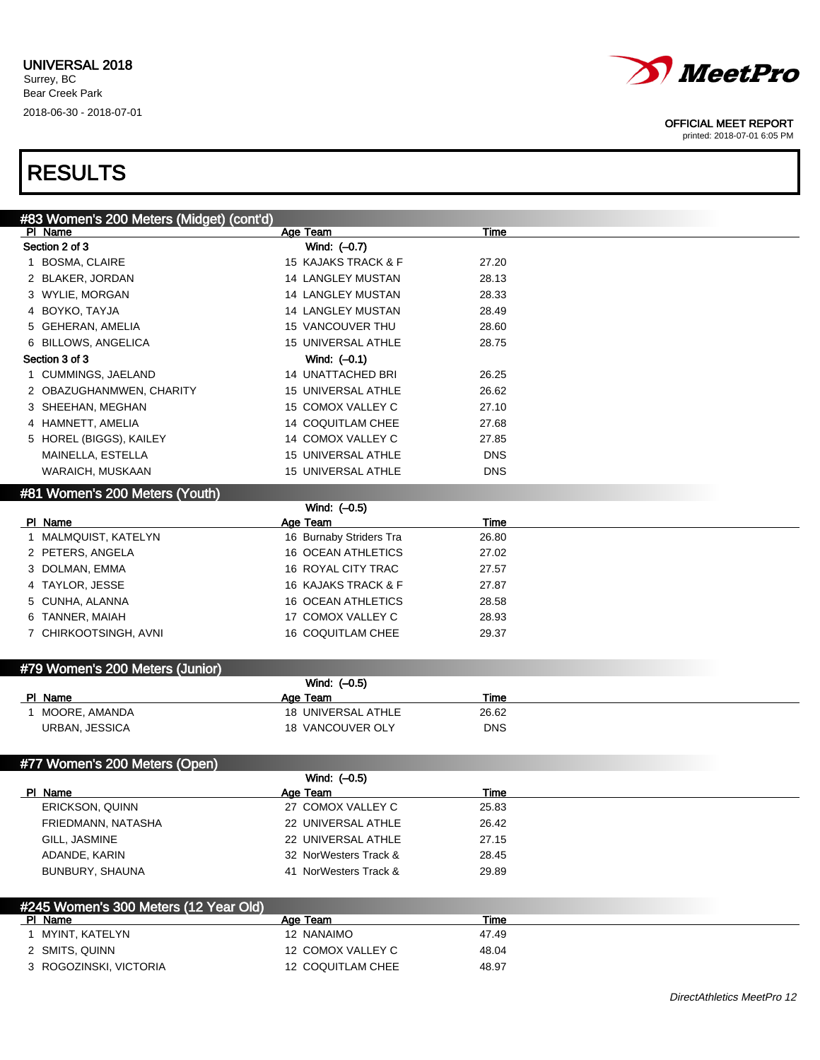UNIVERSAL 2018
Surrey, BC
Bear Creek Park
2018-06-30 - 2018-07-01

OFFICIAL MEET REPORT
printed: 2018-07-01 6:05 PM

# RESULTS

## #83 Women's 200 Meters (Midget) (cont'd)

| Pl | Name | Age | Team | Time |
|---|---|---|---|---|
| **Section 2 of 3** | | | Wind: (–0.7) | |
| 1 | BOSMA, CLAIRE | 15 | KAJAKS TRACK & F | 27.20 |
| 2 | BLAKER, JORDAN | 14 | LANGLEY MUSTAN | 28.13 |
| 3 | WYLIE, MORGAN | 14 | LANGLEY MUSTAN | 28.33 |
| 4 | BOYKO, TAYJA | 14 | LANGLEY MUSTAN | 28.49 |
| 5 | GEHERAN, AMELIA | 15 | VANCOUVER THU | 28.60 |
| 6 | BILLOWS, ANGELICA | 15 | UNIVERSAL ATHLE | 28.75 |
| **Section 3 of 3** | | | Wind: (–0.1) | |
| 1 | CUMMINGS, JAELAND | 14 | UNATTACHED BRI | 26.25 |
| 2 | OBAZUGHANMWEN, CHARITY | 15 | UNIVERSAL ATHLE | 26.62 |
| 3 | SHEEHAN, MEGHAN | 15 | COMOX VALLEY C | 27.10 |
| 4 | HAMNETT, AMELIA | 14 | COQUITLAM CHEE | 27.68 |
| 5 | HOREL (BIGGS), KAILEY | 14 | COMOX VALLEY C | 27.85 |
| | MAINELLA, ESTELLA | 15 | UNIVERSAL ATHLE | DNS |
| | WARAICH, MUSKAAN | 15 | UNIVERSAL ATHLE | DNS |

## #81 Women's 200 Meters (Youth)

Wind: (–0.5)

| Pl | Name | Age | Team | Time |
|---|---|---|---|---|
| 1 | MALMQUIST, KATELYN | 16 | Burnaby Striders Tra | 26.80 |
| 2 | PETERS, ANGELA | 16 | OCEAN ATHLETICS | 27.02 |
| 3 | DOLMAN, EMMA | 16 | ROYAL CITY TRAC | 27.57 |
| 4 | TAYLOR, JESSE | 16 | KAJAKS TRACK & F | 27.87 |
| 5 | CUNHA, ALANNA | 16 | OCEAN ATHLETICS | 28.58 |
| 6 | TANNER, MAIAH | 17 | COMOX VALLEY C | 28.93 |
| 7 | CHIRKOOTSINGH, AVNI | 16 | COQUITLAM CHEE | 29.37 |

## #79 Women's 200 Meters (Junior)

Wind: (–0.5)

| Pl | Name | Age | Team | Time |
|---|---|---|---|---|
| 1 | MOORE, AMANDA | 18 | UNIVERSAL ATHLE | 26.62 |
| | URBAN, JESSICA | 18 | VANCOUVER OLY | DNS |

## #77 Women's 200 Meters (Open)

Wind: (–0.5)

| Pl | Name | Age | Team | Time |
|---|---|---|---|---|
| | ERICKSON, QUINN | 27 | COMOX VALLEY C | 25.83 |
| | FRIEDMANN, NATASHA | 22 | UNIVERSAL ATHLE | 26.42 |
| | GILL, JASMINE | 22 | UNIVERSAL ATHLE | 27.15 |
| | ADANDE, KARIN | 32 | NorWesters Track & | 28.45 |
| | BUNBURY, SHAUNA | 41 | NorWesters Track & | 29.89 |

## #245 Women's 300 Meters (12 Year Old)

| Pl | Name | Age | Team | Time |
|---|---|---|---|---|
| 1 | MYINT, KATELYN | 12 | NANAIMO | 47.49 |
| 2 | SMITS, QUINN | 12 | COMOX VALLEY C | 48.04 |
| 3 | ROGOZINSKI, VICTORIA | 12 | COQUITLAM CHEE | 48.97 |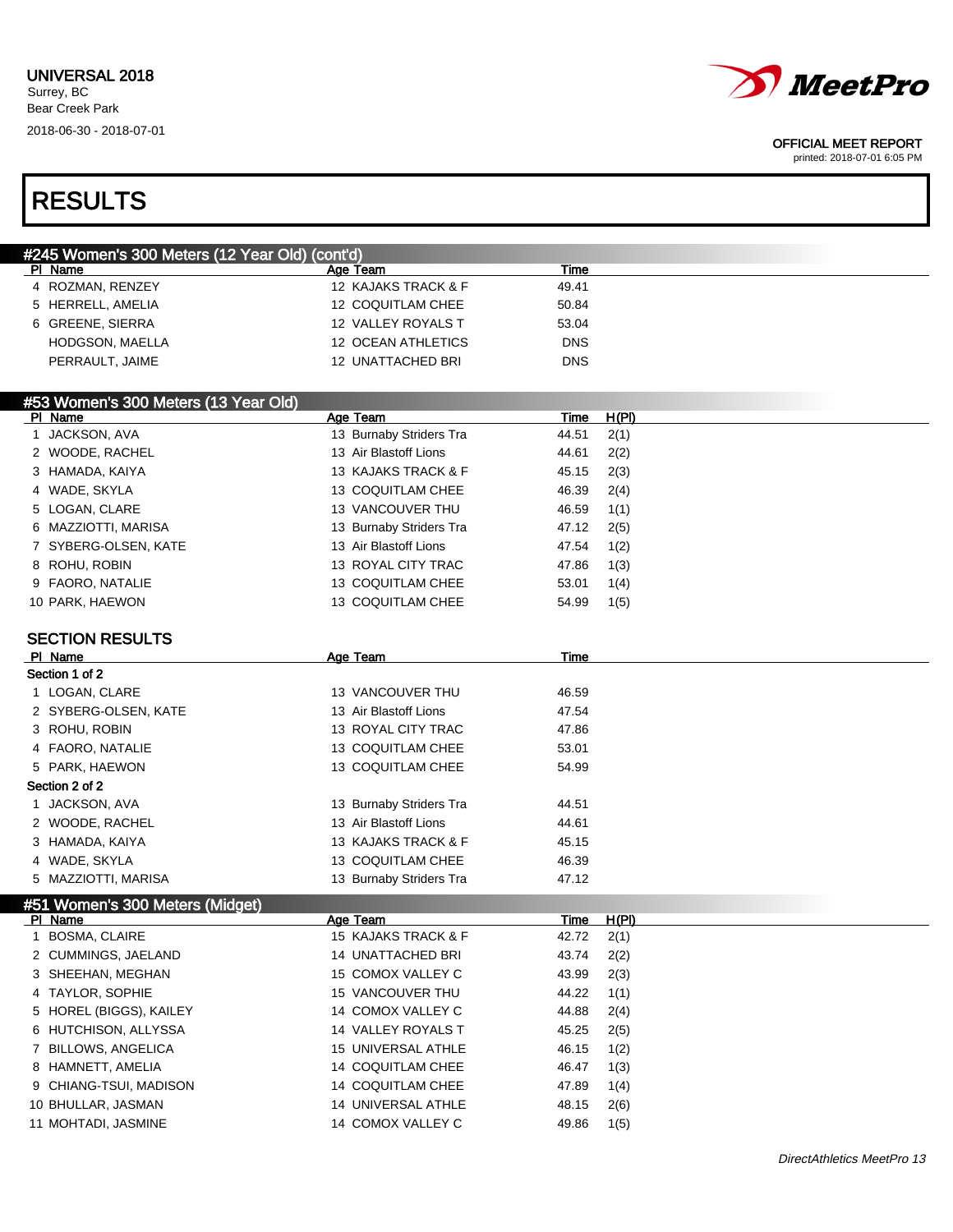UNIVERSAL 2018
Surrey, BC
Bear Creek Park
2018-06-30 - 2018-07-01

OFFICIAL MEET REPORT
printed: 2018-07-01 6:05 PM

# RESULTS

## #245 Women's 300 Meters (12 Year Old) (cont'd)

| Pl | Name | Age | Team | Time |
|---|---|---|---|---|
| 4 | ROZMAN, RENZEY | 12 | KAJAKS TRACK & F | 49.41 |
| 5 | HERRELL, AMELIA | 12 | COQUITLAM CHEE | 50.84 |
| 6 | GREENE, SIERRA | 12 | VALLEY ROYALS T | 53.04 |
| | HODGSON, MAELLA | 12 | OCEAN ATHLETICS | DNS |
| | PERRAULT, JAIME | 12 | UNATTACHED BRI | DNS |

## #53 Women's 300 Meters (13 Year Old)

| Pl | Name | Age | Team | Time | H(Pl) |
|---|---|---|---|---|---|
| 1 | JACKSON, AVA | 13 | Burnaby Striders Tra | 44.51 | 2(1) |
| 2 | WOODE, RACHEL | 13 | Air Blastoff Lions | 44.61 | 2(2) |
| 3 | HAMADA, KAIYA | 13 | KAJAKS TRACK & F | 45.15 | 2(3) |
| 4 | WADE, SKYLA | 13 | COQUITLAM CHEE | 46.39 | 2(4) |
| 5 | LOGAN, CLARE | 13 | VANCOUVER THU | 46.59 | 1(1) |
| 6 | MAZZIOTTI, MARISA | 13 | Burnaby Striders Tra | 47.12 | 2(5) |
| 7 | SYBERG-OLSEN, KATE | 13 | Air Blastoff Lions | 47.54 | 1(2) |
| 8 | ROHU, ROBIN | 13 | ROYAL CITY TRAC | 47.86 | 1(3) |
| 9 | FAORO, NATALIE | 13 | COQUITLAM CHEE | 53.01 | 1(4) |
| 10 | PARK, HAEWON | 13 | COQUITLAM CHEE | 54.99 | 1(5) |

### SECTION RESULTS

| Pl | Name | Age | Team | Time |
|---|---|---|---|---|
| **Section 1 of 2** | | | | |
| 1 | LOGAN, CLARE | 13 | VANCOUVER THU | 46.59 |
| 2 | SYBERG-OLSEN, KATE | 13 | Air Blastoff Lions | 47.54 |
| 3 | ROHU, ROBIN | 13 | ROYAL CITY TRAC | 47.86 |
| 4 | FAORO, NATALIE | 13 | COQUITLAM CHEE | 53.01 |
| 5 | PARK, HAEWON | 13 | COQUITLAM CHEE | 54.99 |
| **Section 2 of 2** | | | | |
| 1 | JACKSON, AVA | 13 | Burnaby Striders Tra | 44.51 |
| 2 | WOODE, RACHEL | 13 | Air Blastoff Lions | 44.61 |
| 3 | HAMADA, KAIYA | 13 | KAJAKS TRACK & F | 45.15 |
| 4 | WADE, SKYLA | 13 | COQUITLAM CHEE | 46.39 |
| 5 | MAZZIOTTI, MARISA | 13 | Burnaby Striders Tra | 47.12 |

## #51 Women's 300 Meters (Midget)

| Pl | Name | Age | Team | Time | H(Pl) |
|---|---|---|---|---|---|
| 1 | BOSMA, CLAIRE | 15 | KAJAKS TRACK & F | 42.72 | 2(1) |
| 2 | CUMMINGS, JAELAND | 14 | UNATTACHED BRI | 43.74 | 2(2) |
| 3 | SHEEHAN, MEGHAN | 15 | COMOX VALLEY C | 43.99 | 2(3) |
| 4 | TAYLOR, SOPHIE | 15 | VANCOUVER THU | 44.22 | 1(1) |
| 5 | HOREL (BIGGS), KAILEY | 14 | COMOX VALLEY C | 44.88 | 2(4) |
| 6 | HUTCHISON, ALLYSSA | 14 | VALLEY ROYALS T | 45.25 | 2(5) |
| 7 | BILLOWS, ANGELICA | 15 | UNIVERSAL ATHLE | 46.15 | 1(2) |
| 8 | HAMNETT, AMELIA | 14 | COQUITLAM CHEE | 46.47 | 1(3) |
| 9 | CHIANG-TSUI, MADISON | 14 | COQUITLAM CHEE | 47.89 | 1(4) |
| 10 | BHULLAR, JASMAN | 14 | UNIVERSAL ATHLE | 48.15 | 2(6) |
| 11 | MOHTADI, JASMINE | 14 | COMOX VALLEY C | 49.86 | 1(5) |

*DirectAthletics MeetPro 13*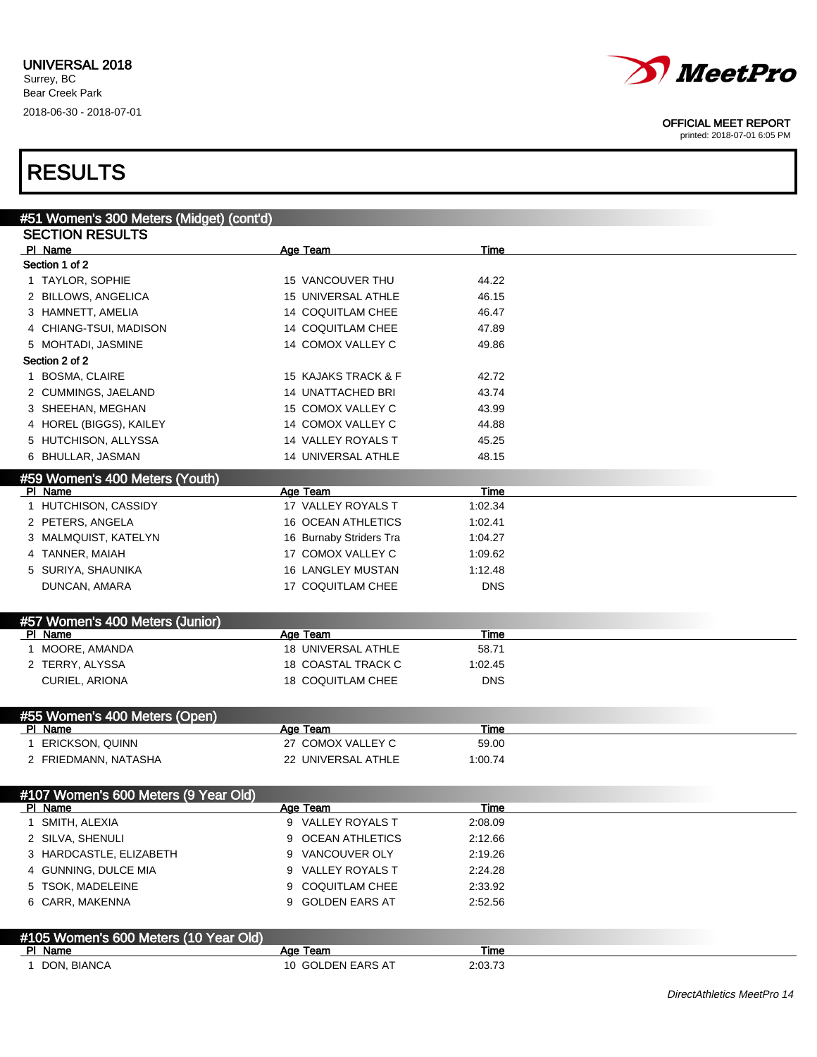UNIVERSAL 2018
Surrey, BC
Bear Creek Park
2018-06-30 - 2018-07-01

OFFICIAL MEET REPORT
printed: 2018-07-01 6:05 PM

# RESULTS

## #51 Women's 300 Meters (Midget) (cont'd)

### SECTION RESULTS

| Pl | Name | Age | Team | Time |
|---|---|---|---|---|
| **Section 1 of 2** | | | | |
| 1 | TAYLOR, SOPHIE | 15 | VANCOUVER THU | 44.22 |
| 2 | BILLOWS, ANGELICA | 15 | UNIVERSAL ATHLE | 46.15 |
| 3 | HAMNETT, AMELIA | 14 | COQUITLAM CHEE | 46.47 |
| 4 | CHIANG-TSUI, MADISON | 14 | COQUITLAM CHEE | 47.89 |
| 5 | MOHTADI, JASMINE | 14 | COMOX VALLEY C | 49.86 |
| **Section 2 of 2** | | | | |
| 1 | BOSMA, CLAIRE | 15 | KAJAKS TRACK & F | 42.72 |
| 2 | CUMMINGS, JAELAND | 14 | UNATTACHED BRI | 43.74 |
| 3 | SHEEHAN, MEGHAN | 15 | COMOX VALLEY C | 43.99 |
| 4 | HOREL (BIGGS), KAILEY | 14 | COMOX VALLEY C | 44.88 |
| 5 | HUTCHISON, ALLYSSA | 14 | VALLEY ROYALS T | 45.25 |
| 6 | BHULLAR, JASMAN | 14 | UNIVERSAL ATHLE | 48.15 |

## #59 Women's 400 Meters (Youth)

| Pl | Name | Age | Team | Time |
|---|---|---|---|---|
| 1 | HUTCHISON, CASSIDY | 17 | VALLEY ROYALS T | 1:02.34 |
| 2 | PETERS, ANGELA | 16 | OCEAN ATHLETICS | 1:02.41 |
| 3 | MALMQUIST, KATELYN | 16 | Burnaby Striders Tra | 1:04.27 |
| 4 | TANNER, MAIAH | 17 | COMOX VALLEY C | 1:09.62 |
| 5 | SURIYA, SHAUNIKA | 16 | LANGLEY MUSTAN | 1:12.48 |
| | DUNCAN, AMARA | 17 | COQUITLAM CHEE | DNS |

## #57 Women's 400 Meters (Junior)

| Pl | Name | Age | Team | Time |
|---|---|---|---|---|
| 1 | MOORE, AMANDA | 18 | UNIVERSAL ATHLE | 58.71 |
| 2 | TERRY, ALYSSA | 18 | COASTAL TRACK C | 1:02.45 |
| | CURIEL, ARIONA | 18 | COQUITLAM CHEE | DNS |

## #55 Women's 400 Meters (Open)

| Pl | Name | Age | Team | Time |
|---|---|---|---|---|
| 1 | ERICKSON, QUINN | 27 | COMOX VALLEY C | 59.00 |
| 2 | FRIEDMANN, NATASHA | 22 | UNIVERSAL ATHLE | 1:00.74 |

## #107 Women's 600 Meters (9 Year Old)

| Pl | Name | Age | Team | Time |
|---|---|---|---|---|
| 1 | SMITH, ALEXIA | 9 | VALLEY ROYALS T | 2:08.09 |
| 2 | SILVA, SHENULI | 9 | OCEAN ATHLETICS | 2:12.66 |
| 3 | HARDCASTLE, ELIZABETH | 9 | VANCOUVER OLY | 2:19.26 |
| 4 | GUNNING, DULCE MIA | 9 | VALLEY ROYALS T | 2:24.28 |
| 5 | TSOK, MADELEINE | 9 | COQUITLAM CHEE | 2:33.92 |
| 6 | CARR, MAKENNA | 9 | GOLDEN EARS AT | 2:52.56 |

## #105 Women's 600 Meters (10 Year Old)

| Pl | Name | Age | Team | Time |
|---|---|---|---|---|
| 1 | DON, BIANCA | 10 | GOLDEN EARS AT | 2:03.73 |

*DirectAthletics MeetPro 14*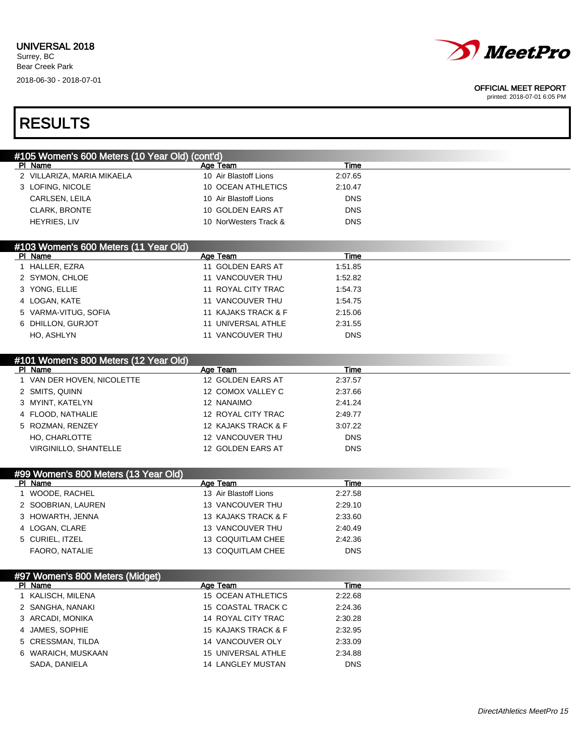UNIVERSAL 2018
Surrey, BC
Bear Creek Park
2018-06-30 - 2018-07-01

OFFICIAL MEET REPORT
printed: 2018-07-01 6:05 PM

# RESULTS

## #105 Women's 600 Meters (10 Year Old) (cont'd)

| Pl | Name | Age | Team | Time |
|---|---|---|---|---|
| 2 | VILLARIZA, MARIA MIKAELA | 10 | Air Blastoff Lions | 2:07.65 |
| 3 | LOFING, NICOLE | 10 | OCEAN ATHLETICS | 2:10.47 |
| | CARLSEN, LEILA | 10 | Air Blastoff Lions | DNS |
| | CLARK, BRONTE | 10 | GOLDEN EARS AT | DNS |
| | HEYRIES, LIV | 10 | NorWesters Track & | DNS |

## #103 Women's 600 Meters (11 Year Old)

| Pl | Name | Age | Team | Time |
|---|---|---|---|---|
| 1 | HALLER, EZRA | 11 | GOLDEN EARS AT | 1:51.85 |
| 2 | SYMON, CHLOE | 11 | VANCOUVER THU | 1:52.82 |
| 3 | YONG, ELLIE | 11 | ROYAL CITY TRAC | 1:54.73 |
| 4 | LOGAN, KATE | 11 | VANCOUVER THU | 1:54.75 |
| 5 | VARMA-VITUG, SOFIA | 11 | KAJAKS TRACK & F | 2:15.06 |
| 6 | DHILLON, GURJOT | 11 | UNIVERSAL ATHLE | 2:31.55 |
| | HO, ASHLYN | 11 | VANCOUVER THU | DNS |

## #101 Women's 800 Meters (12 Year Old)

| Pl | Name | Age | Team | Time |
|---|---|---|---|---|
| 1 | VAN DER HOVEN, NICOLETTE | 12 | GOLDEN EARS AT | 2:37.57 |
| 2 | SMITS, QUINN | 12 | COMOX VALLEY C | 2:37.66 |
| 3 | MYINT, KATELYN | 12 | NANAIMO | 2:41.24 |
| 4 | FLOOD, NATHALIE | 12 | ROYAL CITY TRAC | 2:49.77 |
| 5 | ROZMAN, RENZEY | 12 | KAJAKS TRACK & F | 3:07.22 |
| | HO, CHARLOTTE | 12 | VANCOUVER THU | DNS |
| | VIRGINILLO, SHANTELLE | 12 | GOLDEN EARS AT | DNS |

## #99 Women's 800 Meters (13 Year Old)

| Pl | Name | Age | Team | Time |
|---|---|---|---|---|
| 1 | WOODE, RACHEL | 13 | Air Blastoff Lions | 2:27.58 |
| 2 | SOOBRIAN, LAUREN | 13 | VANCOUVER THU | 2:29.10 |
| 3 | HOWARTH, JENNA | 13 | KAJAKS TRACK & F | 2:33.60 |
| 4 | LOGAN, CLARE | 13 | VANCOUVER THU | 2:40.49 |
| 5 | CURIEL, ITZEL | 13 | COQUITLAM CHEE | 2:42.36 |
| | FAORO, NATALIE | 13 | COQUITLAM CHEE | DNS |

## #97 Women's 800 Meters (Midget)

| Pl | Name | Age | Team | Time |
|---|---|---|---|---|
| 1 | KALISCH, MILENA | 15 | OCEAN ATHLETICS | 2:22.68 |
| 2 | SANGHA, NANAKI | 15 | COASTAL TRACK C | 2:24.36 |
| 3 | ARCADI, MONIKA | 14 | ROYAL CITY TRAC | 2:30.28 |
| 4 | JAMES, SOPHIE | 15 | KAJAKS TRACK & F | 2:32.95 |
| 5 | CRESSMAN, TILDA | 14 | VANCOUVER OLY | 2:33.09 |
| 6 | WARAICH, MUSKAAN | 15 | UNIVERSAL ATHLE | 2:34.88 |
| | SADA, DANIELA | 14 | LANGLEY MUSTAN | DNS |

*DirectAthletics MeetPro 15*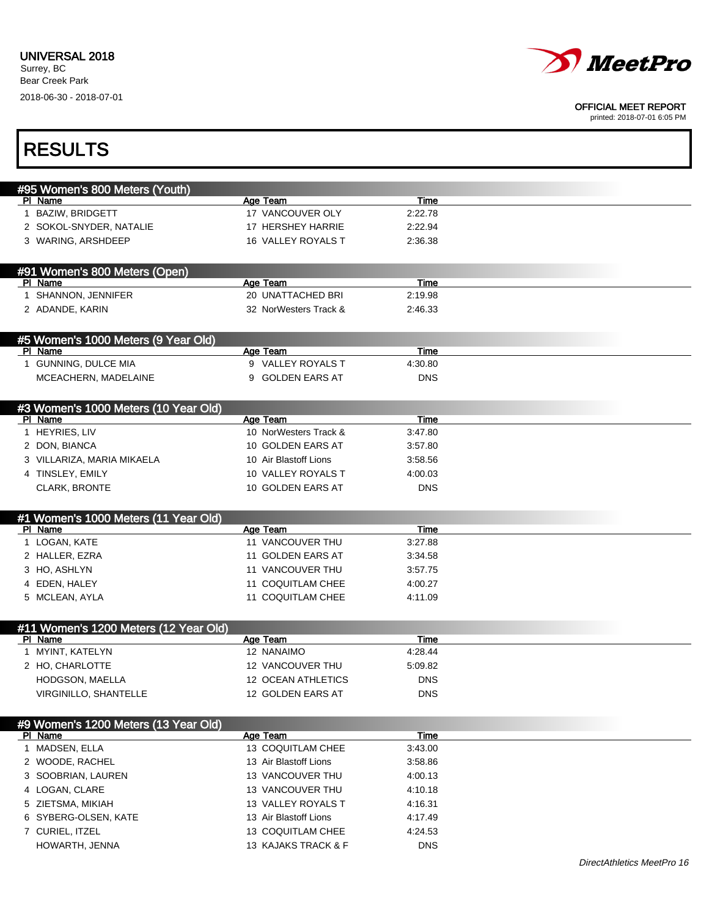UNIVERSAL 2018
Surrey, BC
Bear Creek Park
2018-06-30 - 2018-07-01

OFFICIAL MEET REPORT
printed: 2018-07-01 6:05 PM

# RESULTS

## #95 Women's 800 Meters (Youth)

| Pl | Name | Age | Team | Time |
|---|---|---|---|---|
| 1 | BAZIW, BRIDGETT | 17 | VANCOUVER OLY | 2:22.78 |
| 2 | SOKOL-SNYDER, NATALIE | 17 | HERSHEY HARRIE | 2:22.94 |
| 3 | WARING, ARSHDEEP | 16 | VALLEY ROYALS T | 2:36.38 |

## #91 Women's 800 Meters (Open)

| Pl | Name | Age | Team | Time |
|---|---|---|---|---|
| 1 | SHANNON, JENNIFER | 20 | UNATTACHED BRI | 2:19.98 |
| 2 | ADANDE, KARIN | 32 | NorWesters Track & | 2:46.33 |

## #5 Women's 1000 Meters (9 Year Old)

| Pl | Name | Age | Team | Time |
|---|---|---|---|---|
| 1 | GUNNING, DULCE MIA | 9 | VALLEY ROYALS T | 4:30.80 |
| | MCEACHERN, MADELAINE | 9 | GOLDEN EARS AT | DNS |

## #3 Women's 1000 Meters (10 Year Old)

| Pl | Name | Age | Team | Time |
|---|---|---|---|---|
| 1 | HEYRIES, LIV | 10 | NorWesters Track & | 3:47.80 |
| 2 | DON, BIANCA | 10 | GOLDEN EARS AT | 3:57.80 |
| 3 | VILLARIZA, MARIA MIKAELA | 10 | Air Blastoff Lions | 3:58.56 |
| 4 | TINSLEY, EMILY | 10 | VALLEY ROYALS T | 4:00.03 |
| | CLARK, BRONTE | 10 | GOLDEN EARS AT | DNS |

## #1 Women's 1000 Meters (11 Year Old)

| Pl | Name | Age | Team | Time |
|---|---|---|---|---|
| 1 | LOGAN, KATE | 11 | VANCOUVER THU | 3:27.88 |
| 2 | HALLER, EZRA | 11 | GOLDEN EARS AT | 3:34.58 |
| 3 | HO, ASHLYN | 11 | VANCOUVER THU | 3:57.75 |
| 4 | EDEN, HALEY | 11 | COQUITLAM CHEE | 4:00.27 |
| 5 | MCLEAN, AYLA | 11 | COQUITLAM CHEE | 4:11.09 |

## #11 Women's 1200 Meters (12 Year Old)

| Pl | Name | Age | Team | Time |
|---|---|---|---|---|
| 1 | MYINT, KATELYN | 12 | NANAIMO | 4:28.44 |
| 2 | HO, CHARLOTTE | 12 | VANCOUVER THU | 5:09.82 |
| | HODGSON, MAELLA | 12 | OCEAN ATHLETICS | DNS |
| | VIRGINILLO, SHANTELLE | 12 | GOLDEN EARS AT | DNS |

## #9 Women's 1200 Meters (13 Year Old)

| Pl | Name | Age | Team | Time |
|---|---|---|---|---|
| 1 | MADSEN, ELLA | 13 | COQUITLAM CHEE | 3:43.00 |
| 2 | WOODE, RACHEL | 13 | Air Blastoff Lions | 3:58.86 |
| 3 | SOOBRIAN, LAUREN | 13 | VANCOUVER THU | 4:00.13 |
| 4 | LOGAN, CLARE | 13 | VANCOUVER THU | 4:10.18 |
| 5 | ZIETSMA, MIKIAH | 13 | VALLEY ROYALS T | 4:16.31 |
| 6 | SYBERG-OLSEN, KATE | 13 | Air Blastoff Lions | 4:17.49 |
| 7 | CURIEL, ITZEL | 13 | COQUITLAM CHEE | 4:24.53 |
| | HOWARTH, JENNA | 13 | KAJAKS TRACK & F | DNS |

*DirectAthletics MeetPro 16*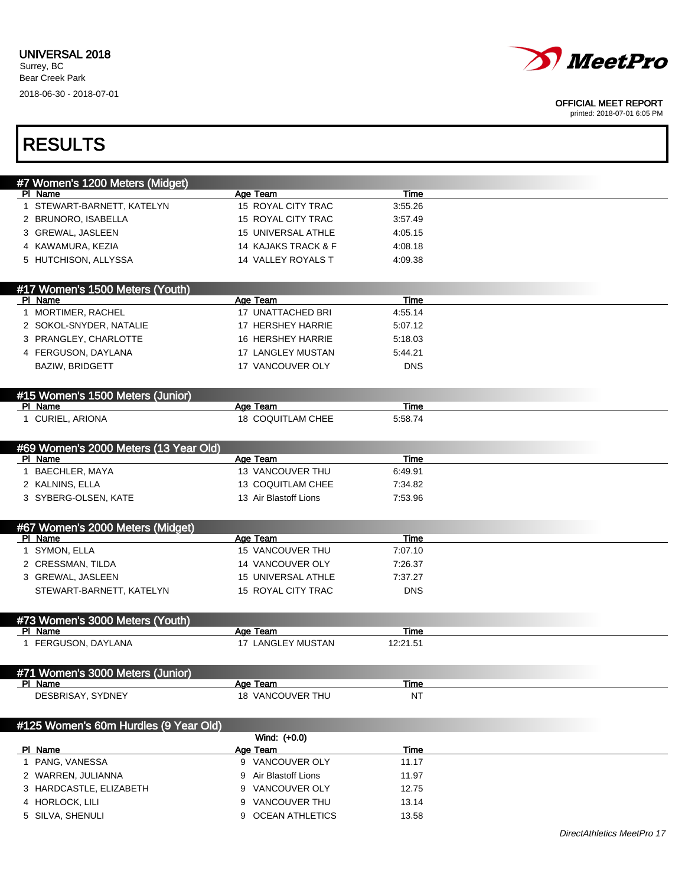UNIVERSAL 2018
Surrey, BC
Bear Creek Park
2018-06-30 - 2018-07-01

OFFICIAL MEET REPORT
printed: 2018-07-01 6:05 PM

# RESULTS

## #7 Women's 1200 Meters (Midget)

| Pl | Name | Age | Team | Time |
|---|---|---|---|---|
| 1 | STEWART-BARNETT, KATELYN | 15 | ROYAL CITY TRAC | 3:55.26 |
| 2 | BRUNORO, ISABELLA | 15 | ROYAL CITY TRAC | 3:57.49 |
| 3 | GREWAL, JASLEEN | 15 | UNIVERSAL ATHLE | 4:05.15 |
| 4 | KAWAMURA, KEZIA | 14 | KAJAKS TRACK & F | 4:08.18 |
| 5 | HUTCHISON, ALLYSSA | 14 | VALLEY ROYALS T | 4:09.38 |

## #17 Women's 1500 Meters (Youth)

| Pl | Name | Age | Team | Time |
|---|---|---|---|---|
| 1 | MORTIMER, RACHEL | 17 | UNATTACHED BRI | 4:55.14 |
| 2 | SOKOL-SNYDER, NATALIE | 17 | HERSHEY HARRIE | 5:07.12 |
| 3 | PRANGLEY, CHARLOTTE | 16 | HERSHEY HARRIE | 5:18.03 |
| 4 | FERGUSON, DAYLANA | 17 | LANGLEY MUSTAN | 5:44.21 |
| | BAZIW, BRIDGETT | 17 | VANCOUVER OLY | DNS |

## #15 Women's 1500 Meters (Junior)

| Pl | Name | Age | Team | Time |
|---|---|---|---|---|
| 1 | CURIEL, ARIONA | 18 | COQUITLAM CHEE | 5:58.74 |

## #69 Women's 2000 Meters (13 Year Old)

| Pl | Name | Age | Team | Time |
|---|---|---|---|---|
| 1 | BAECHLER, MAYA | 13 | VANCOUVER THU | 6:49.91 |
| 2 | KALNINS, ELLA | 13 | COQUITLAM CHEE | 7:34.82 |
| 3 | SYBERG-OLSEN, KATE | 13 | Air Blastoff Lions | 7:53.96 |

## #67 Women's 2000 Meters (Midget)

| Pl | Name | Age | Team | Time |
|---|---|---|---|---|
| 1 | SYMON, ELLA | 15 | VANCOUVER THU | 7:07.10 |
| 2 | CRESSMAN, TILDA | 14 | VANCOUVER OLY | 7:26.37 |
| 3 | GREWAL, JASLEEN | 15 | UNIVERSAL ATHLE | 7:37.27 |
| | STEWART-BARNETT, KATELYN | 15 | ROYAL CITY TRAC | DNS |

## #73 Women's 3000 Meters (Youth)

| Pl | Name | Age | Team | Time |
|---|---|---|---|---|
| 1 | FERGUSON, DAYLANA | 17 | LANGLEY MUSTAN | 12:21.51 |

## #71 Women's 3000 Meters (Junior)

| Pl | Name | Age | Team | Time |
|---|---|---|---|---|
| | DESBRISAY, SYDNEY | 18 | VANCOUVER THU | NT |

## #125 Women's 60m Hurdles (9 Year Old)

Wind: (+0.0)

| Pl | Name | Age | Team | Time |
|---|---|---|---|---|
| 1 | PANG, VANESSA | 9 | VANCOUVER OLY | 11.17 |
| 2 | WARREN, JULIANNA | 9 | Air Blastoff Lions | 11.97 |
| 3 | HARDCASTLE, ELIZABETH | 9 | VANCOUVER OLY | 12.75 |
| 4 | HORLOCK, LILI | 9 | VANCOUVER THU | 13.14 |
| 5 | SILVA, SHENULI | 9 | OCEAN ATHLETICS | 13.58 |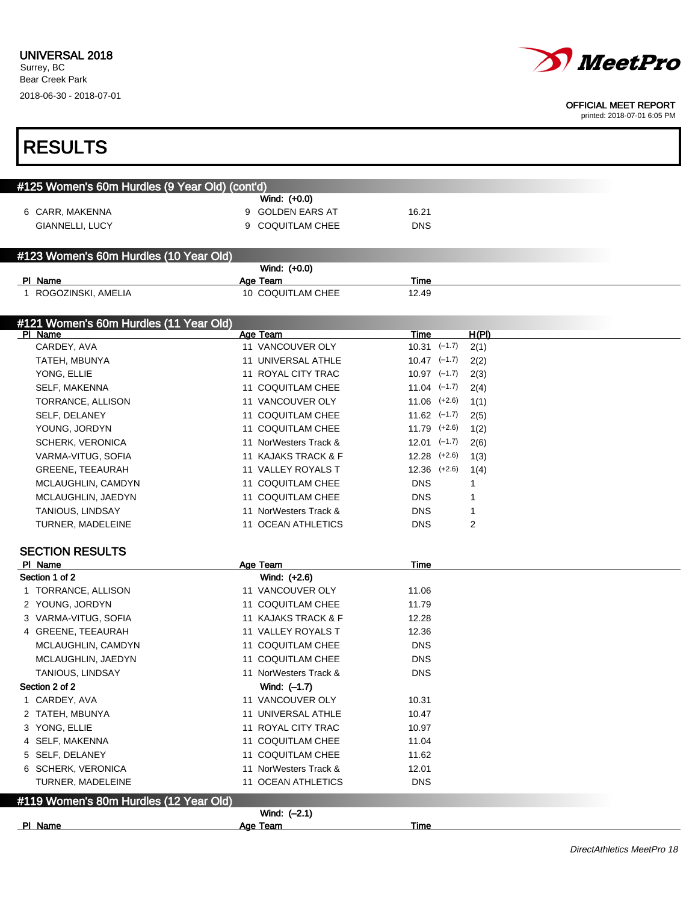## RESULTS

### #125 Women's 60m Hurdles (9 Year Old) (cont'd)

Wind: (+0.0)

| Pl | Name | Age | Team | Time |
|---|---|---|---|---|
| 6 | CARR, MAKENNA | 9 | GOLDEN EARS AT | 16.21 |
| | GIANNELLI, LUCY | 9 | COQUITLAM CHEE | DNS |

### #123 Women's 60m Hurdles (10 Year Old)

Wind: (+0.0)

| Pl | Name | Age | Team | Time |
|---|---|---|---|---|
| 1 | ROGOZINSKI, AMELIA | 10 | COQUITLAM CHEE | 12.49 |

### #121 Women's 60m Hurdles (11 Year Old)

| Pl | Name | Age | Team | Time | Wind | H(Pl) |
|---|---|---|---|---|---|---|
| | CARDEY, AVA | 11 | VANCOUVER OLY | 10.31 | (–1.7) | 2(1) |
| | TATEH, MBUNYA | 11 | UNIVERSAL ATHLE | 10.47 | (–1.7) | 2(2) |
| | YONG, ELLIE | 11 | ROYAL CITY TRAC | 10.97 | (–1.7) | 2(3) |
| | SELF, MAKENNA | 11 | COQUITLAM CHEE | 11.04 | (–1.7) | 2(4) |
| | TORRANCE, ALLISON | 11 | VANCOUVER OLY | 11.06 | (+2.6) | 1(1) |
| | SELF, DELANEY | 11 | COQUITLAM CHEE | 11.62 | (–1.7) | 2(5) |
| | YOUNG, JORDYN | 11 | COQUITLAM CHEE | 11.79 | (+2.6) | 1(2) |
| | SCHERK, VERONICA | 11 | NorWesters Track & | 12.01 | (–1.7) | 2(6) |
| | VARMA-VITUG, SOFIA | 11 | KAJAKS TRACK & F | 12.28 | (+2.6) | 1(3) |
| | GREENE, TEEAURAH | 11 | VALLEY ROYALS T | 12.36 | (+2.6) | 1(4) |
| | MCLAUGHLIN, CAMDYN | 11 | COQUITLAM CHEE | DNS | | 1 |
| | MCLAUGHLIN, JAEDYN | 11 | COQUITLAM CHEE | DNS | | 1 |
| | TANIOUS, LINDSAY | 11 | NorWesters Track & | DNS | | 1 |
| | TURNER, MADELEINE | 11 | OCEAN ATHLETICS | DNS | | 2 |

#### SECTION RESULTS

| Pl | Name | Age | Team | Time |
|---|---|---|---|---|
| **Section 1 of 2** | | | Wind: (+2.6) | |
| 1 | TORRANCE, ALLISON | 11 | VANCOUVER OLY | 11.06 |
| 2 | YOUNG, JORDYN | 11 | COQUITLAM CHEE | 11.79 |
| 3 | VARMA-VITUG, SOFIA | 11 | KAJAKS TRACK & F | 12.28 |
| 4 | GREENE, TEEAURAH | 11 | VALLEY ROYALS T | 12.36 |
| | MCLAUGHLIN, CAMDYN | 11 | COQUITLAM CHEE | DNS |
| | MCLAUGHLIN, JAEDYN | 11 | COQUITLAM CHEE | DNS |
| | TANIOUS, LINDSAY | 11 | NorWesters Track & | DNS |
| **Section 2 of 2** | | | Wind: (–1.7) | |
| 1 | CARDEY, AVA | 11 | VANCOUVER OLY | 10.31 |
| 2 | TATEH, MBUNYA | 11 | UNIVERSAL ATHLE | 10.47 |
| 3 | YONG, ELLIE | 11 | ROYAL CITY TRAC | 10.97 |
| 4 | SELF, MAKENNA | 11 | COQUITLAM CHEE | 11.04 |
| 5 | SELF, DELANEY | 11 | COQUITLAM CHEE | 11.62 |
| 6 | SCHERK, VERONICA | 11 | NorWesters Track & | 12.01 |
| | TURNER, MADELEINE | 11 | OCEAN ATHLETICS | DNS |

### #119 Women's 80m Hurdles (12 Year Old)

Wind: (–2.1)

| Pl | Name | Age | Team | Time |
|---|---|---|---|---|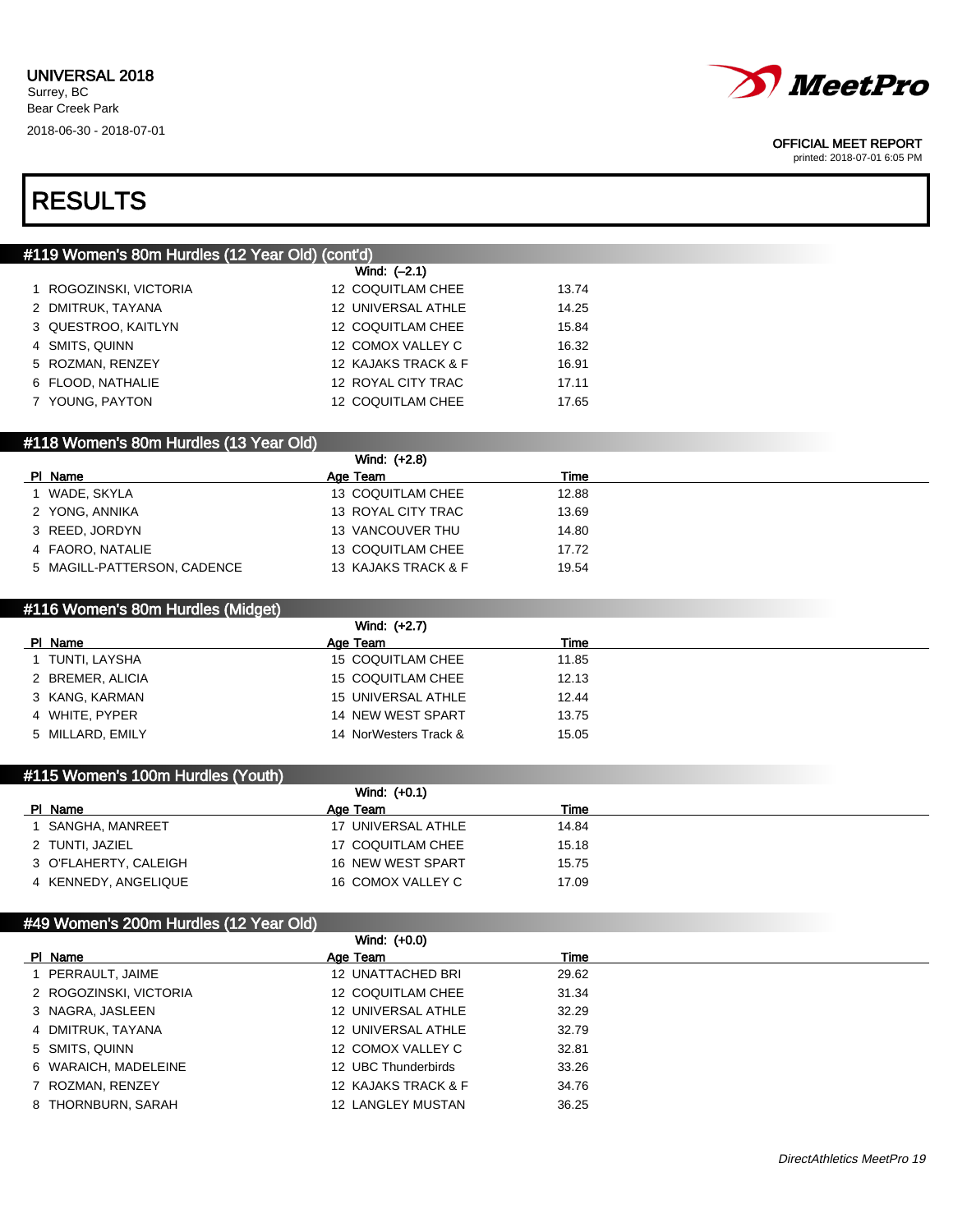UNIVERSAL 2018
Surrey, BC
Bear Creek Park
2018-06-30 - 2018-07-01

OFFICIAL MEET REPORT
printed: 2018-07-01 6:05 PM

# RESULTS

## #119 Women's 80m Hurdles (12 Year Old) (cont'd)

Wind: (–2.1)

| Pl | Name | Age | Team | Time |
|---|---|---|---|---|
| 1 | ROGOZINSKI, VICTORIA | 12 | COQUITLAM CHEE | 13.74 |
| 2 | DMITRUK, TAYANA | 12 | UNIVERSAL ATHLE | 14.25 |
| 3 | QUESTROO, KAITLYN | 12 | COQUITLAM CHEE | 15.84 |
| 4 | SMITS, QUINN | 12 | COMOX VALLEY C | 16.32 |
| 5 | ROZMAN, RENZEY | 12 | KAJAKS TRACK & F | 16.91 |
| 6 | FLOOD, NATHALIE | 12 | ROYAL CITY TRAC | 17.11 |
| 7 | YOUNG, PAYTON | 12 | COQUITLAM CHEE | 17.65 |

## #118 Women's 80m Hurdles (13 Year Old)

Wind: (+2.8)

| Pl | Name | Age | Team | Time |
|---|---|---|---|---|
| 1 | WADE, SKYLA | 13 | COQUITLAM CHEE | 12.88 |
| 2 | YONG, ANNIKA | 13 | ROYAL CITY TRAC | 13.69 |
| 3 | REED, JORDYN | 13 | VANCOUVER THU | 14.80 |
| 4 | FAORO, NATALIE | 13 | COQUITLAM CHEE | 17.72 |
| 5 | MAGILL-PATTERSON, CADENCE | 13 | KAJAKS TRACK & F | 19.54 |

## #116 Women's 80m Hurdles (Midget)

Wind: (+2.7)

| Pl | Name | Age | Team | Time |
|---|---|---|---|---|
| 1 | TUNTI, LAYSHA | 15 | COQUITLAM CHEE | 11.85 |
| 2 | BREMER, ALICIA | 15 | COQUITLAM CHEE | 12.13 |
| 3 | KANG, KARMAN | 15 | UNIVERSAL ATHLE | 12.44 |
| 4 | WHITE, PYPER | 14 | NEW WEST SPART | 13.75 |
| 5 | MILLARD, EMILY | 14 | NorWesters Track & | 15.05 |

## #115 Women's 100m Hurdles (Youth)

Wind: (+0.1)

| Pl | Name | Age | Team | Time |
|---|---|---|---|---|
| 1 | SANGHA, MANREET | 17 | UNIVERSAL ATHLE | 14.84 |
| 2 | TUNTI, JAZIEL | 17 | COQUITLAM CHEE | 15.18 |
| 3 | O'FLAHERTY, CALEIGH | 16 | NEW WEST SPART | 15.75 |
| 4 | KENNEDY, ANGELIQUE | 16 | COMOX VALLEY C | 17.09 |

## #49 Women's 200m Hurdles (12 Year Old)

Wind: (+0.0)

| Pl | Name | Age | Team | Time |
|---|---|---|---|---|
| 1 | PERRAULT, JAIME | 12 | UNATTACHED BRI | 29.62 |
| 2 | ROGOZINSKI, VICTORIA | 12 | COQUITLAM CHEE | 31.34 |
| 3 | NAGRA, JASLEEN | 12 | UNIVERSAL ATHLE | 32.29 |
| 4 | DMITRUK, TAYANA | 12 | UNIVERSAL ATHLE | 32.79 |
| 5 | SMITS, QUINN | 12 | COMOX VALLEY C | 32.81 |
| 6 | WARAICH, MADELEINE | 12 | UBC Thunderbirds | 33.26 |
| 7 | ROZMAN, RENZEY | 12 | KAJAKS TRACK & F | 34.76 |
| 8 | THORNBURN, SARAH | 12 | LANGLEY MUSTAN | 36.25 |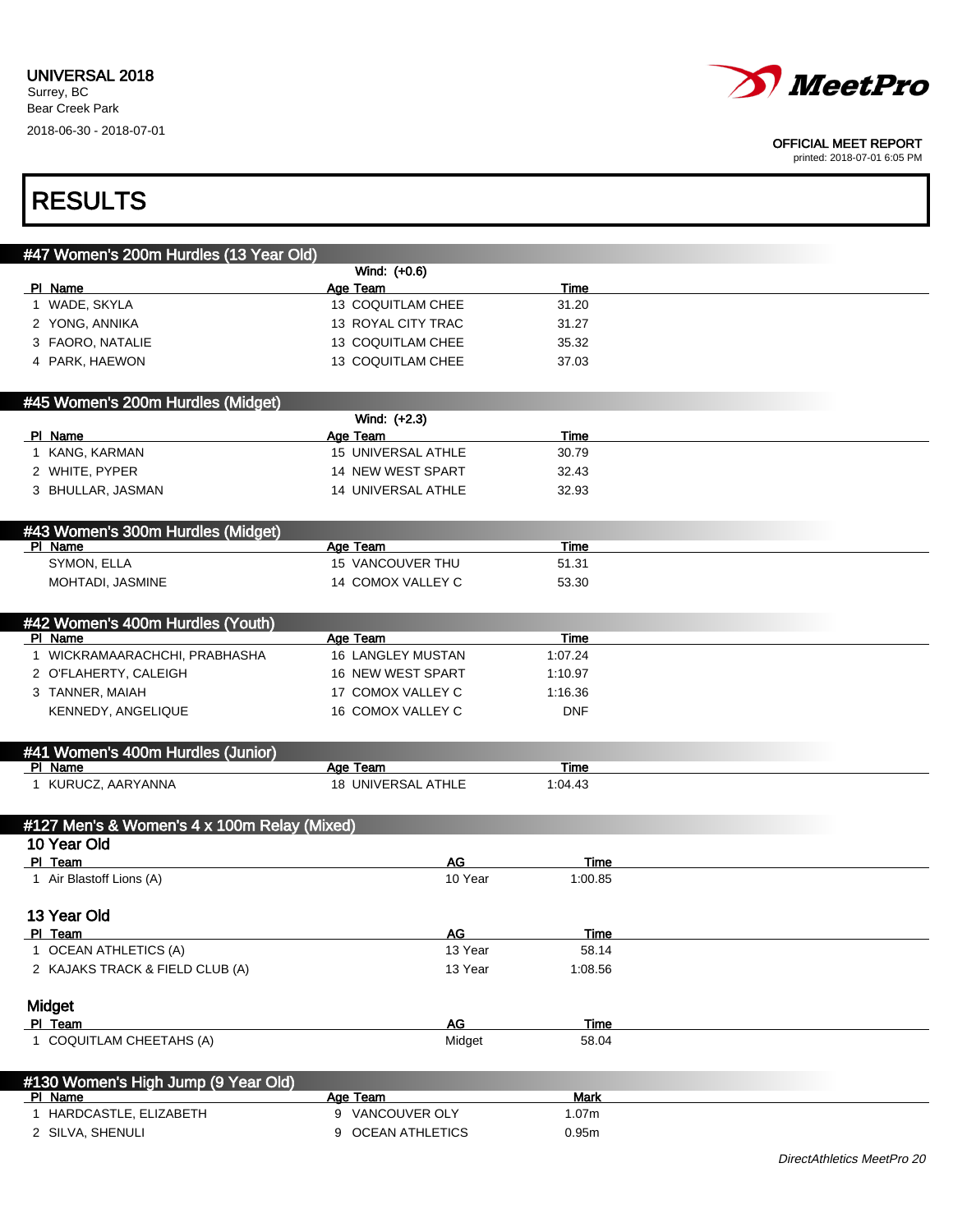UNIVERSAL 2018
Surrey, BC
Bear Creek Park
2018-06-30 - 2018-07-01

OFFICIAL MEET REPORT
printed: 2018-07-01 6:05 PM

# RESULTS

## #47 Women's 200m Hurdles (13 Year Old)

Wind: (+0.6)

| Pl | Name | Age | Team | Time |
|---|---|---|---|---|
| 1 | WADE, SKYLA | 13 | COQUITLAM CHEE | 31.20 |
| 2 | YONG, ANNIKA | 13 | ROYAL CITY TRAC | 31.27 |
| 3 | FAORO, NATALIE | 13 | COQUITLAM CHEE | 35.32 |
| 4 | PARK, HAEWON | 13 | COQUITLAM CHEE | 37.03 |

## #45 Women's 200m Hurdles (Midget)

Wind: (+2.3)

| Pl | Name | Age | Team | Time |
|---|---|---|---|---|
| 1 | KANG, KARMAN | 15 | UNIVERSAL ATHLE | 30.79 |
| 2 | WHITE, PYPER | 14 | NEW WEST SPART | 32.43 |
| 3 | BHULLAR, JASMAN | 14 | UNIVERSAL ATHLE | 32.93 |

## #43 Women's 300m Hurdles (Midget)

| Pl | Name | Age | Team | Time |
|---|---|---|---|---|
| | SYMON, ELLA | 15 | VANCOUVER THU | 51.31 |
| | MOHTADI, JASMINE | 14 | COMOX VALLEY C | 53.30 |

## #42 Women's 400m Hurdles (Youth)

| Pl | Name | Age | Team | Time |
|---|---|---|---|---|
| 1 | WICKRAMAARACHCHI, PRABHASHA | 16 | LANGLEY MUSTAN | 1:07.24 |
| 2 | O'FLAHERTY, CALEIGH | 16 | NEW WEST SPART | 1:10.97 |
| 3 | TANNER, MAIAH | 17 | COMOX VALLEY C | 1:16.36 |
| | KENNEDY, ANGELIQUE | 16 | COMOX VALLEY C | DNF |

## #41 Women's 400m Hurdles (Junior)

| Pl | Name | Age | Team | Time |
|---|---|---|---|---|
| 1 | KURUCZ, AARYANNA | 18 | UNIVERSAL ATHLE | 1:04.43 |

## #127 Men's & Women's 4 x 100m Relay (Mixed)

### 10 Year Old

| Pl | Team | AG | Time |
|---|---|---|---|
| 1 | Air Blastoff Lions (A) | 10 Year | 1:00.85 |

### 13 Year Old

| Pl | Team | AG | Time |
|---|---|---|---|
| 1 | OCEAN ATHLETICS (A) | 13 Year | 58.14 |
| 2 | KAJAKS TRACK & FIELD CLUB (A) | 13 Year | 1:08.56 |

### Midget

| Pl | Team | AG | Time |
|---|---|---|---|
| 1 | COQUITLAM CHEETAHS (A) | Midget | 58.04 |

## #130 Women's High Jump (9 Year Old)

| Pl | Name | Age | Team | Mark |
|---|---|---|---|---|
| 1 | HARDCASTLE, ELIZABETH | 9 | VANCOUVER OLY | 1.07m |
| 2 | SILVA, SHENULI | 9 | OCEAN ATHLETICS | 0.95m |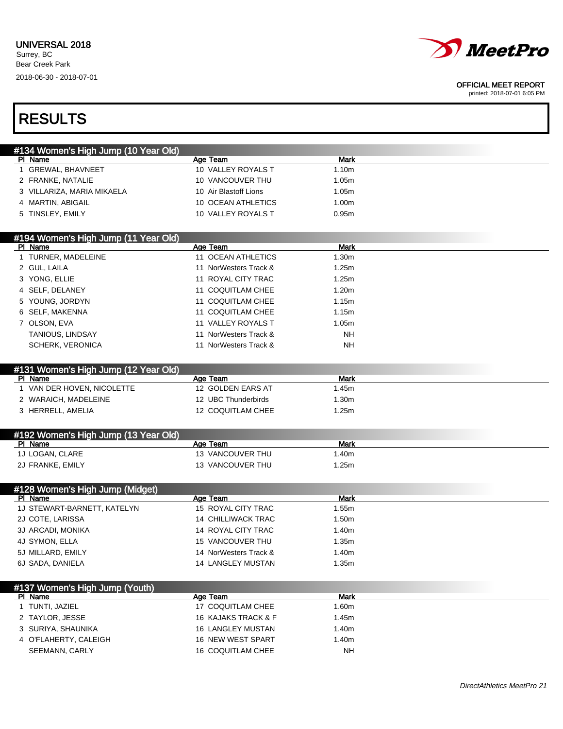UNIVERSAL 2018
Surrey, BC
Bear Creek Park
2018-06-30 - 2018-07-01

OFFICIAL MEET REPORT
printed: 2018-07-01 6:05 PM

# RESULTS

## #134 Women's High Jump (10 Year Old)

| Pl | Name | Age | Team | Mark |
|---|---|---|---|---|
| 1 | GREWAL, BHAVNEET | 10 | VALLEY ROYALS T | 1.10m |
| 2 | FRANKE, NATALIE | 10 | VANCOUVER THU | 1.05m |
| 3 | VILLARIZA, MARIA MIKAELA | 10 | Air Blastoff Lions | 1.05m |
| 4 | MARTIN, ABIGAIL | 10 | OCEAN ATHLETICS | 1.00m |
| 5 | TINSLEY, EMILY | 10 | VALLEY ROYALS T | 0.95m |

## #194 Women's High Jump (11 Year Old)

| Pl | Name | Age | Team | Mark |
|---|---|---|---|---|
| 1 | TURNER, MADELEINE | 11 | OCEAN ATHLETICS | 1.30m |
| 2 | GUL, LAILA | 11 | NorWesters Track & | 1.25m |
| 3 | YONG, ELLIE | 11 | ROYAL CITY TRAC | 1.25m |
| 4 | SELF, DELANEY | 11 | COQUITLAM CHEE | 1.20m |
| 5 | YOUNG, JORDYN | 11 | COQUITLAM CHEE | 1.15m |
| 6 | SELF, MAKENNA | 11 | COQUITLAM CHEE | 1.15m |
| 7 | OLSON, EVA | 11 | VALLEY ROYALS T | 1.05m |
| | TANIOUS, LINDSAY | 11 | NorWesters Track & | NH |
| | SCHERK, VERONICA | 11 | NorWesters Track & | NH |

## #131 Women's High Jump (12 Year Old)

| Pl | Name | Age | Team | Mark |
|---|---|---|---|---|
| 1 | VAN DER HOVEN, NICOLETTE | 12 | GOLDEN EARS AT | 1.45m |
| 2 | WARAICH, MADELEINE | 12 | UBC Thunderbirds | 1.30m |
| 3 | HERRELL, AMELIA | 12 | COQUITLAM CHEE | 1.25m |

## #192 Women's High Jump (13 Year Old)

| Pl | Name | Age | Team | Mark |
|---|---|---|---|---|
| 1J | LOGAN, CLARE | 13 | VANCOUVER THU | 1.40m |
| 2J | FRANKE, EMILY | 13 | VANCOUVER THU | 1.25m |

## #128 Women's High Jump (Midget)

| Pl | Name | Age | Team | Mark |
|---|---|---|---|---|
| 1J | STEWART-BARNETT, KATELYN | 15 | ROYAL CITY TRAC | 1.55m |
| 2J | COTE, LARISSA | 14 | CHILLIWACK TRAC | 1.50m |
| 3J | ARCADI, MONIKA | 14 | ROYAL CITY TRAC | 1.40m |
| 4J | SYMON, ELLA | 15 | VANCOUVER THU | 1.35m |
| 5J | MILLARD, EMILY | 14 | NorWesters Track & | 1.40m |
| 6J | SADA, DANIELA | 14 | LANGLEY MUSTAN | 1.35m |

## #137 Women's High Jump (Youth)

| Pl | Name | Age | Team | Mark |
|---|---|---|---|---|
| 1 | TUNTI, JAZIEL | 17 | COQUITLAM CHEE | 1.60m |
| 2 | TAYLOR, JESSE | 16 | KAJAKS TRACK & F | 1.45m |
| 3 | SURIYA, SHAUNIKA | 16 | LANGLEY MUSTAN | 1.40m |
| 4 | O'FLAHERTY, CALEIGH | 16 | NEW WEST SPART | 1.40m |
| | SEEMANN, CARLY | 16 | COQUITLAM CHEE | NH |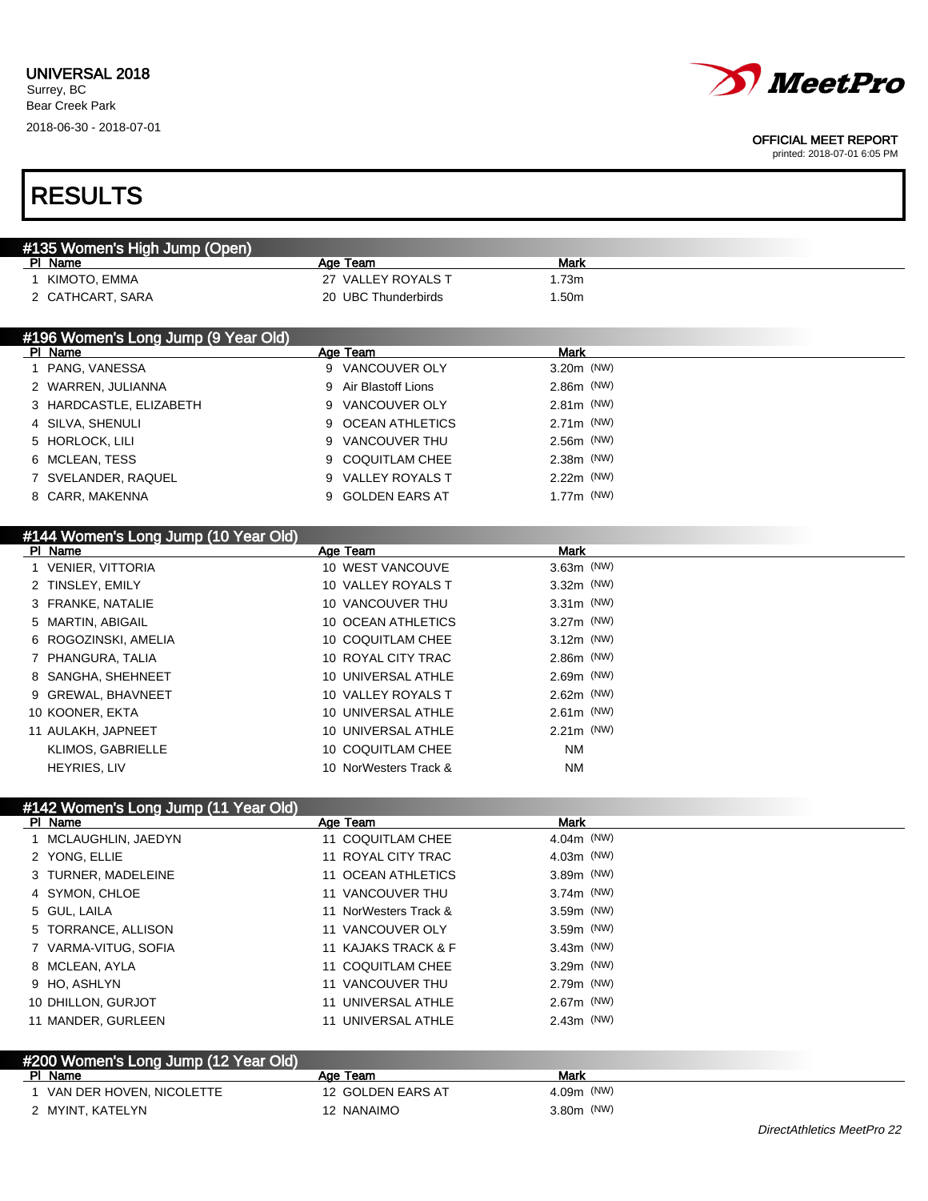UNIVERSAL 2018
Surrey, BC
Bear Creek Park
2018-06-30 - 2018-07-01

OFFICIAL MEET REPORT
printed: 2018-07-01 6:05 PM

# RESULTS

## #135 Women's High Jump (Open)

| Pl | Name | Age | Team | Mark |
|---|---|---|---|---|
| 1 | KIMOTO, EMMA | 27 | VALLEY ROYALS T | 1.73m |
| 2 | CATHCART, SARA | 20 | UBC Thunderbirds | 1.50m |

## #196 Women's Long Jump (9 Year Old)

| Pl | Name | Age | Team | Mark |
|---|---|---|---|---|
| 1 | PANG, VANESSA | 9 | VANCOUVER OLY | 3.20m (NW) |
| 2 | WARREN, JULIANNA | 9 | Air Blastoff Lions | 2.86m (NW) |
| 3 | HARDCASTLE, ELIZABETH | 9 | VANCOUVER OLY | 2.81m (NW) |
| 4 | SILVA, SHENULI | 9 | OCEAN ATHLETICS | 2.71m (NW) |
| 5 | HORLOCK, LILI | 9 | VANCOUVER THU | 2.56m (NW) |
| 6 | MCLEAN, TESS | 9 | COQUITLAM CHEE | 2.38m (NW) |
| 7 | SVELANDER, RAQUEL | 9 | VALLEY ROYALS T | 2.22m (NW) |
| 8 | CARR, MAKENNA | 9 | GOLDEN EARS AT | 1.77m (NW) |

## #144 Women's Long Jump (10 Year Old)

| Pl | Name | Age | Team | Mark |
|---|---|---|---|---|
| 1 | VENIER, VITTORIA | 10 | WEST VANCOUVE | 3.63m (NW) |
| 2 | TINSLEY, EMILY | 10 | VALLEY ROYALS T | 3.32m (NW) |
| 3 | FRANKE, NATALIE | 10 | VANCOUVER THU | 3.31m (NW) |
| 5 | MARTIN, ABIGAIL | 10 | OCEAN ATHLETICS | 3.27m (NW) |
| 6 | ROGOZINSKI, AMELIA | 10 | COQUITLAM CHEE | 3.12m (NW) |
| 7 | PHANGURA, TALIA | 10 | ROYAL CITY TRAC | 2.86m (NW) |
| 8 | SANGHA, SHEHNEET | 10 | UNIVERSAL ATHLE | 2.69m (NW) |
| 9 | GREWAL, BHAVNEET | 10 | VALLEY ROYALS T | 2.62m (NW) |
| 10 | KOONER, EKTA | 10 | UNIVERSAL ATHLE | 2.61m (NW) |
| 11 | AULAKH, JAPNEET | 10 | UNIVERSAL ATHLE | 2.21m (NW) |
| | KLIMOS, GABRIELLE | 10 | COQUITLAM CHEE | NM |
| | HEYRIES, LIV | 10 | NorWesters Track & | NM |

## #142 Women's Long Jump (11 Year Old)

| Pl | Name | Age | Team | Mark |
|---|---|---|---|---|
| 1 | MCLAUGHLIN, JAEDYN | 11 | COQUITLAM CHEE | 4.04m (NW) |
| 2 | YONG, ELLIE | 11 | ROYAL CITY TRAC | 4.03m (NW) |
| 3 | TURNER, MADELEINE | 11 | OCEAN ATHLETICS | 3.89m (NW) |
| 4 | SYMON, CHLOE | 11 | VANCOUVER THU | 3.74m (NW) |
| 5 | GUL, LAILA | 11 | NorWesters Track & | 3.59m (NW) |
| 5 | TORRANCE, ALLISON | 11 | VANCOUVER OLY | 3.59m (NW) |
| 7 | VARMA-VITUG, SOFIA | 11 | KAJAKS TRACK & F | 3.43m (NW) |
| 8 | MCLEAN, AYLA | 11 | COQUITLAM CHEE | 3.29m (NW) |
| 9 | HO, ASHLYN | 11 | VANCOUVER THU | 2.79m (NW) |
| 10 | DHILLON, GURJOT | 11 | UNIVERSAL ATHLE | 2.67m (NW) |
| 11 | MANDER, GURLEEN | 11 | UNIVERSAL ATHLE | 2.43m (NW) |

## #200 Women's Long Jump (12 Year Old)

| Pl | Name | Age | Team | Mark |
|---|---|---|---|---|
| 1 | VAN DER HOVEN, NICOLETTE | 12 | GOLDEN EARS AT | 4.09m (NW) |
| 2 | MYINT, KATELYN | 12 | NANAIMO | 3.80m (NW) |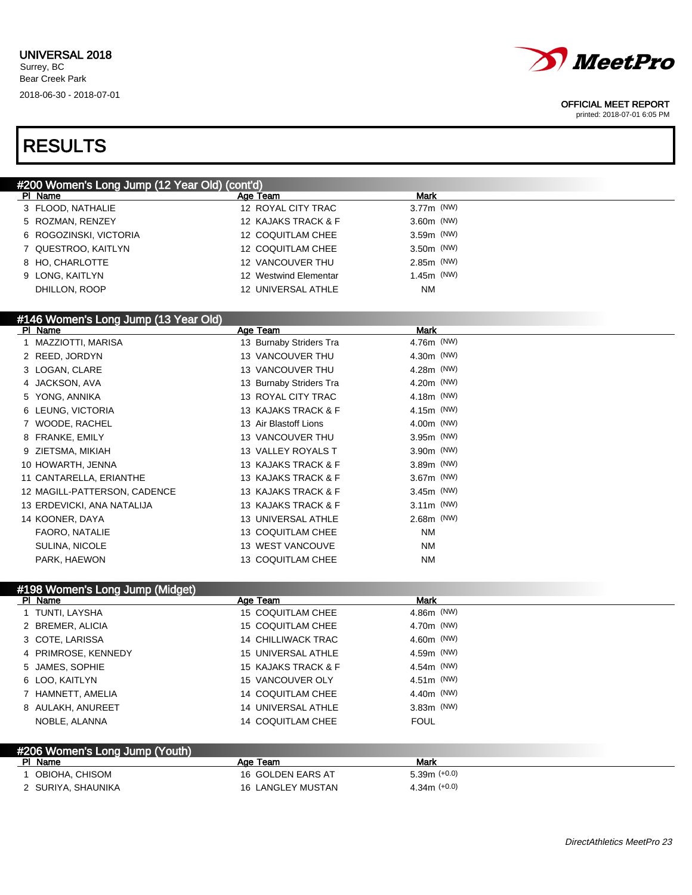UNIVERSAL 2018
Surrey, BC
Bear Creek Park
2018-06-30 - 2018-07-01

OFFICIAL MEET REPORT
printed: 2018-07-01 6:05 PM

# RESULTS

## #200 Women's Long Jump (12 Year Old) (cont'd)

| Pl | Name | Age | Team | Mark |
|---|---|---|---|---|
| 3 | FLOOD, NATHALIE | 12 | ROYAL CITY TRAC | 3.77m (NW) |
| 5 | ROZMAN, RENZEY | 12 | KAJAKS TRACK & F | 3.60m (NW) |
| 6 | ROGOZINSKI, VICTORIA | 12 | COQUITLAM CHEE | 3.59m (NW) |
| 7 | QUESTROO, KAITLYN | 12 | COQUITLAM CHEE | 3.50m (NW) |
| 8 | HO, CHARLOTTE | 12 | VANCOUVER THU | 2.85m (NW) |
| 9 | LONG, KAITLYN | 12 | Westwind Elementar | 1.45m (NW) |
| | DHILLON, ROOP | 12 | UNIVERSAL ATHLE | NM |

## #146 Women's Long Jump (13 Year Old)

| Pl | Name | Age | Team | Mark |
|---|---|---|---|---|
| 1 | MAZZIOTTI, MARISA | 13 | Burnaby Striders Tra | 4.76m (NW) |
| 2 | REED, JORDYN | 13 | VANCOUVER THU | 4.30m (NW) |
| 3 | LOGAN, CLARE | 13 | VANCOUVER THU | 4.28m (NW) |
| 4 | JACKSON, AVA | 13 | Burnaby Striders Tra | 4.20m (NW) |
| 5 | YONG, ANNIKA | 13 | ROYAL CITY TRAC | 4.18m (NW) |
| 6 | LEUNG, VICTORIA | 13 | KAJAKS TRACK & F | 4.15m (NW) |
| 7 | WOODE, RACHEL | 13 | Air Blastoff Lions | 4.00m (NW) |
| 8 | FRANKE, EMILY | 13 | VANCOUVER THU | 3.95m (NW) |
| 9 | ZIETSMA, MIKIAH | 13 | VALLEY ROYALS T | 3.90m (NW) |
| 10 | HOWARTH, JENNA | 13 | KAJAKS TRACK & F | 3.89m (NW) |
| 11 | CANTARELLA, ERIANTHE | 13 | KAJAKS TRACK & F | 3.67m (NW) |
| 12 | MAGILL-PATTERSON, CADENCE | 13 | KAJAKS TRACK & F | 3.45m (NW) |
| 13 | ERDEVICKI, ANA NATALIJA | 13 | KAJAKS TRACK & F | 3.11m (NW) |
| 14 | KOONER, DAYA | 13 | UNIVERSAL ATHLE | 2.68m (NW) |
| | FAORO, NATALIE | 13 | COQUITLAM CHEE | NM |
| | SULINA, NICOLE | 13 | WEST VANCOUVE | NM |
| | PARK, HAEWON | 13 | COQUITLAM CHEE | NM |

## #198 Women's Long Jump (Midget)

| Pl | Name | Age | Team | Mark |
|---|---|---|---|---|
| 1 | TUNTI, LAYSHA | 15 | COQUITLAM CHEE | 4.86m (NW) |
| 2 | BREMER, ALICIA | 15 | COQUITLAM CHEE | 4.70m (NW) |
| 3 | COTE, LARISSA | 14 | CHILLIWACK TRAC | 4.60m (NW) |
| 4 | PRIMROSE, KENNEDY | 15 | UNIVERSAL ATHLE | 4.59m (NW) |
| 5 | JAMES, SOPHIE | 15 | KAJAKS TRACK & F | 4.54m (NW) |
| 6 | LOO, KAITLYN | 15 | VANCOUVER OLY | 4.51m (NW) |
| 7 | HAMNETT, AMELIA | 14 | COQUITLAM CHEE | 4.40m (NW) |
| 8 | AULAKH, ANUREET | 14 | UNIVERSAL ATHLE | 3.83m (NW) |
| | NOBLE, ALANNA | 14 | COQUITLAM CHEE | FOUL |

## #206 Women's Long Jump (Youth)

| Pl | Name | Age | Team | Mark |
|---|---|---|---|---|
| 1 | OBIOHA, CHISOM | 16 | GOLDEN EARS AT | 5.39m (+0.0) |
| 2 | SURIYA, SHAUNIKA | 16 | LANGLEY MUSTAN | 4.34m (+0.0) |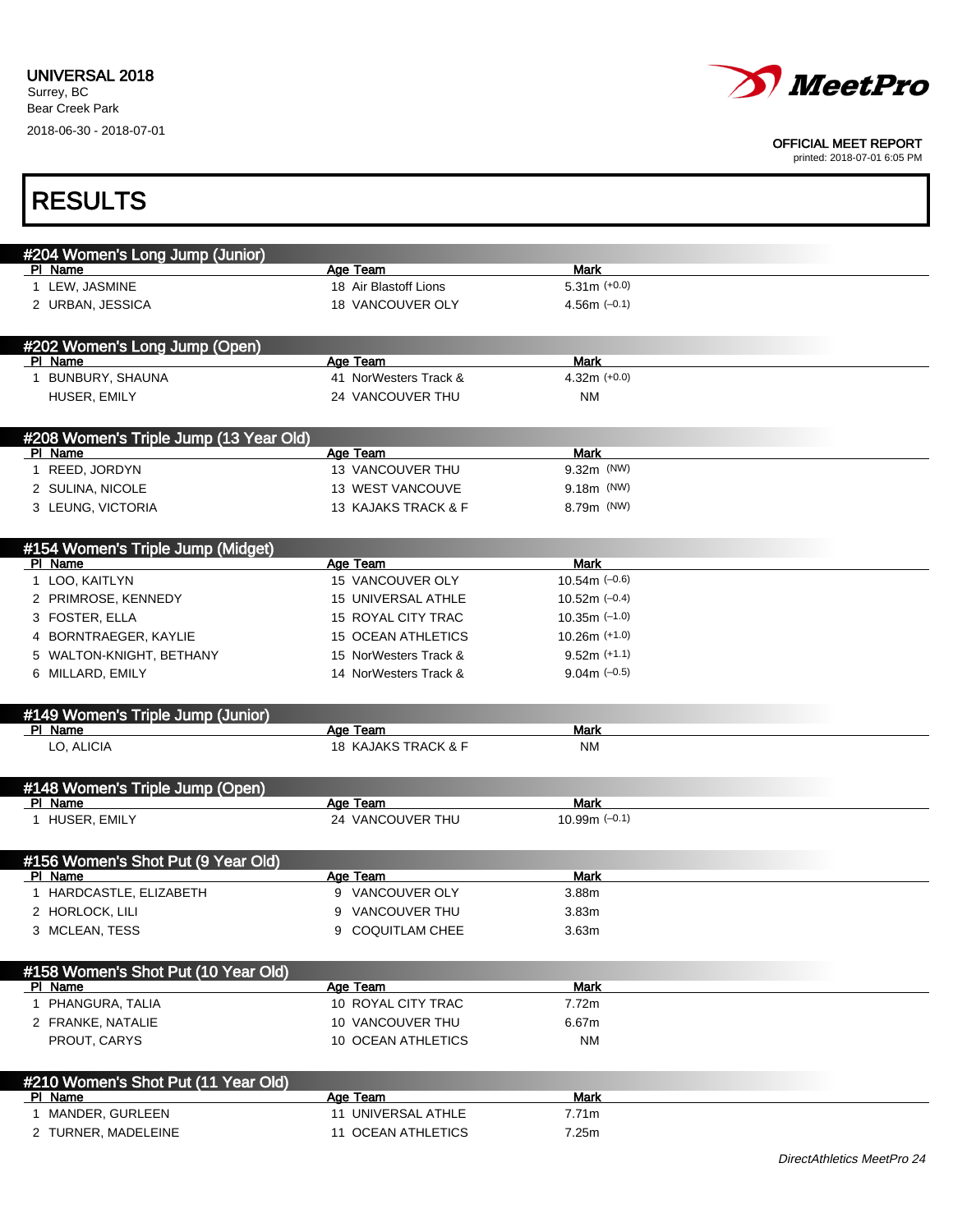UNIVERSAL 2018
Surrey, BC
Bear Creek Park
2018-06-30 - 2018-07-01

OFFICIAL MEET REPORT
printed: 2018-07-01 6:05 PM

# RESULTS

## #204 Women's Long Jump (Junior)

| Pl | Name | Age | Team | Mark |
|---|---|---|---|---|
| 1 | LEW, JASMINE | 18 | Air Blastoff Lions | 5.31m (+0.0) |
| 2 | URBAN, JESSICA | 18 | VANCOUVER OLY | 4.56m (–0.1) |

## #202 Women's Long Jump (Open)

| Pl | Name | Age | Team | Mark |
|---|---|---|---|---|
| 1 | BUNBURY, SHAUNA | 41 | NorWesters Track & | 4.32m (+0.0) |
| | HUSER, EMILY | 24 | VANCOUVER THU | NM |

## #208 Women's Triple Jump (13 Year Old)

| Pl | Name | Age | Team | Mark |
|---|---|---|---|---|
| 1 | REED, JORDYN | 13 | VANCOUVER THU | 9.32m (NW) |
| 2 | SULINA, NICOLE | 13 | WEST VANCOUVE | 9.18m (NW) |
| 3 | LEUNG, VICTORIA | 13 | KAJAKS TRACK & F | 8.79m (NW) |

## #154 Women's Triple Jump (Midget)

| Pl | Name | Age | Team | Mark |
|---|---|---|---|---|
| 1 | LOO, KAITLYN | 15 | VANCOUVER OLY | 10.54m (–0.6) |
| 2 | PRIMROSE, KENNEDY | 15 | UNIVERSAL ATHLE | 10.52m (–0.4) |
| 3 | FOSTER, ELLA | 15 | ROYAL CITY TRAC | 10.35m (–1.0) |
| 4 | BORNTRAEGER, KAYLIE | 15 | OCEAN ATHLETICS | 10.26m (+1.0) |
| 5 | WALTON-KNIGHT, BETHANY | 15 | NorWesters Track & | 9.52m (+1.1) |
| 6 | MILLARD, EMILY | 14 | NorWesters Track & | 9.04m (–0.5) |

## #149 Women's Triple Jump (Junior)

| Pl | Name | Age | Team | Mark |
|---|---|---|---|---|
| | LO, ALICIA | 18 | KAJAKS TRACK & F | NM |

## #148 Women's Triple Jump (Open)

| Pl | Name | Age | Team | Mark |
|---|---|---|---|---|
| 1 | HUSER, EMILY | 24 | VANCOUVER THU | 10.99m (–0.1) |

## #156 Women's Shot Put (9 Year Old)

| Pl | Name | Age | Team | Mark |
|---|---|---|---|---|
| 1 | HARDCASTLE, ELIZABETH | 9 | VANCOUVER OLY | 3.88m |
| 2 | HORLOCK, LILI | 9 | VANCOUVER THU | 3.83m |
| 3 | MCLEAN, TESS | 9 | COQUITLAM CHEE | 3.63m |

## #158 Women's Shot Put (10 Year Old)

| Pl | Name | Age | Team | Mark |
|---|---|---|---|---|
| 1 | PHANGURA, TALIA | 10 | ROYAL CITY TRAC | 7.72m |
| 2 | FRANKE, NATALIE | 10 | VANCOUVER THU | 6.67m |
| | PROUT, CARYS | 10 | OCEAN ATHLETICS | NM |

## #210 Women's Shot Put (11 Year Old)

| Pl | Name | Age | Team | Mark |
|---|---|---|---|---|
| 1 | MANDER, GURLEEN | 11 | UNIVERSAL ATHLE | 7.71m |
| 2 | TURNER, MADELEINE | 11 | OCEAN ATHLETICS | 7.25m |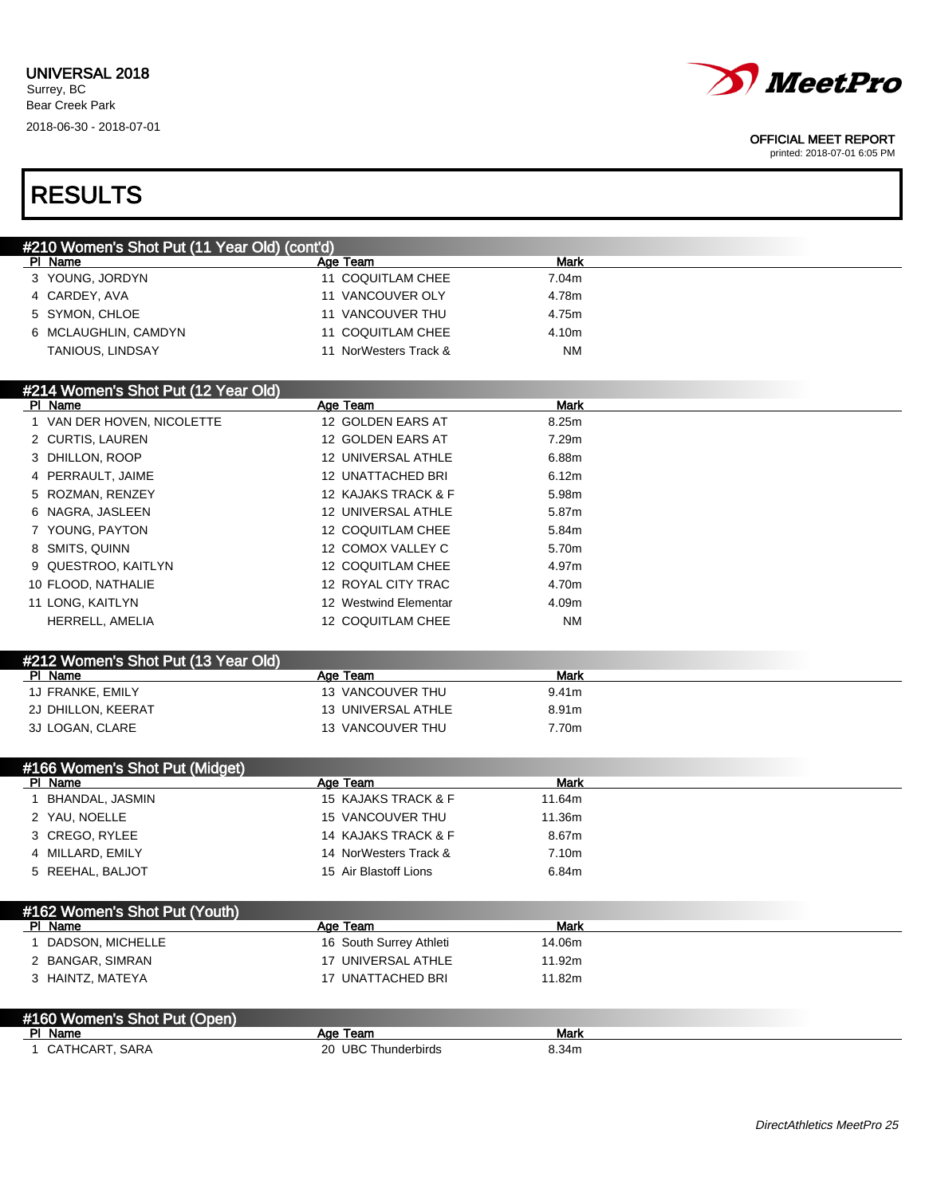UNIVERSAL 2018
Surrey, BC
Bear Creek Park
2018-06-30 - 2018-07-01

OFFICIAL MEET REPORT
printed: 2018-07-01 6:05 PM

# RESULTS

## #210 Women's Shot Put (11 Year Old) (cont'd)

| Pl | Name | Age | Team | Mark |
|---|---|---|---|---|
| 3 | YOUNG, JORDYN | 11 | COQUITLAM CHEE | 7.04m |
| 4 | CARDEY, AVA | 11 | VANCOUVER OLY | 4.78m |
| 5 | SYMON, CHLOE | 11 | VANCOUVER THU | 4.75m |
| 6 | MCLAUGHLIN, CAMDYN | 11 | COQUITLAM CHEE | 4.10m |
| | TANIOUS, LINDSAY | 11 | NorWesters Track & | NM |

## #214 Women's Shot Put (12 Year Old)

| Pl | Name | Age | Team | Mark |
|---|---|---|---|---|
| 1 | VAN DER HOVEN, NICOLETTE | 12 | GOLDEN EARS AT | 8.25m |
| 2 | CURTIS, LAUREN | 12 | GOLDEN EARS AT | 7.29m |
| 3 | DHILLON, ROOP | 12 | UNIVERSAL ATHLE | 6.88m |
| 4 | PERRAULT, JAIME | 12 | UNATTACHED BRI | 6.12m |
| 5 | ROZMAN, RENZEY | 12 | KAJAKS TRACK & F | 5.98m |
| 6 | NAGRA, JASLEEN | 12 | UNIVERSAL ATHLE | 5.87m |
| 7 | YOUNG, PAYTON | 12 | COQUITLAM CHEE | 5.84m |
| 8 | SMITS, QUINN | 12 | COMOX VALLEY C | 5.70m |
| 9 | QUESTROO, KAITLYN | 12 | COQUITLAM CHEE | 4.97m |
| 10 | FLOOD, NATHALIE | 12 | ROYAL CITY TRAC | 4.70m |
| 11 | LONG, KAITLYN | 12 | Westwind Elementar | 4.09m |
| | HERRELL, AMELIA | 12 | COQUITLAM CHEE | NM |

## #212 Women's Shot Put (13 Year Old)

| Pl | Name | Age | Team | Mark |
|---|---|---|---|---|
| 1J | FRANKE, EMILY | 13 | VANCOUVER THU | 9.41m |
| 2J | DHILLON, KEERAT | 13 | UNIVERSAL ATHLE | 8.91m |
| 3J | LOGAN, CLARE | 13 | VANCOUVER THU | 7.70m |

## #166 Women's Shot Put (Midget)

| Pl | Name | Age | Team | Mark |
|---|---|---|---|---|
| 1 | BHANDAL, JASMIN | 15 | KAJAKS TRACK & F | 11.64m |
| 2 | YAU, NOELLE | 15 | VANCOUVER THU | 11.36m |
| 3 | CREGO, RYLEE | 14 | KAJAKS TRACK & F | 8.67m |
| 4 | MILLARD, EMILY | 14 | NorWesters Track & | 7.10m |
| 5 | REEHAL, BALJOT | 15 | Air Blastoff Lions | 6.84m |

## #162 Women's Shot Put (Youth)

| Pl | Name | Age | Team | Mark |
|---|---|---|---|---|
| 1 | DADSON, MICHELLE | 16 | South Surrey Athleti | 14.06m |
| 2 | BANGAR, SIMRAN | 17 | UNIVERSAL ATHLE | 11.92m |
| 3 | HAINTZ, MATEYA | 17 | UNATTACHED BRI | 11.82m |

## #160 Women's Shot Put (Open)

| Pl | Name | Age | Team | Mark |
|---|---|---|---|---|
| 1 | CATHCART, SARA | 20 | UBC Thunderbirds | 8.34m |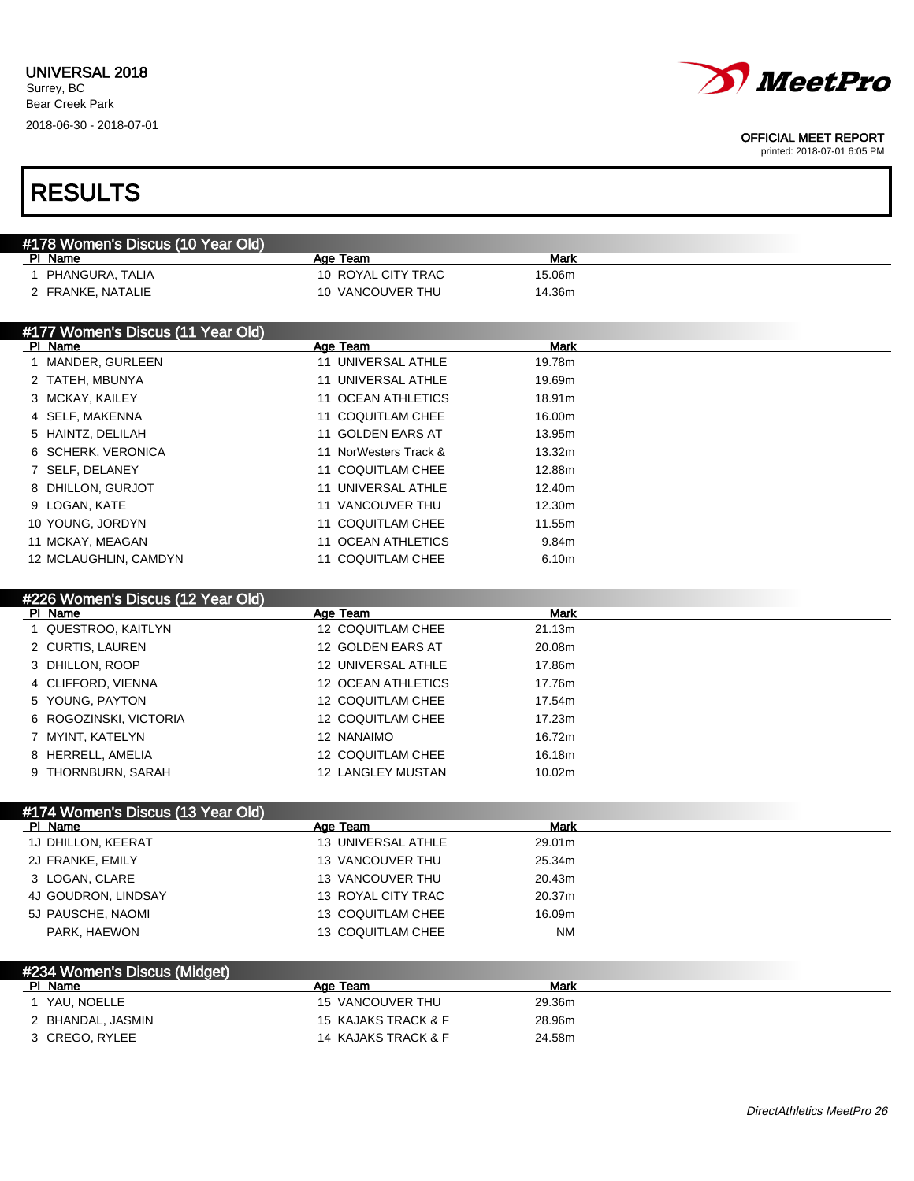UNIVERSAL 2018
Surrey, BC
Bear Creek Park
2018-06-30 - 2018-07-01

OFFICIAL MEET REPORT
printed: 2018-07-01 6:05 PM

# RESULTS

## #178 Women's Discus (10 Year Old)

| Pl | Name | Age | Team | Mark |
|---|---|---|---|---|
| 1 | PHANGURA, TALIA | 10 | ROYAL CITY TRAC | 15.06m |
| 2 | FRANKE, NATALIE | 10 | VANCOUVER THU | 14.36m |

## #177 Women's Discus (11 Year Old)

| Pl | Name | Age | Team | Mark |
|---|---|---|---|---|
| 1 | MANDER, GURLEEN | 11 | UNIVERSAL ATHLE | 19.78m |
| 2 | TATEH, MBUNYA | 11 | UNIVERSAL ATHLE | 19.69m |
| 3 | MCKAY, KAILEY | 11 | OCEAN ATHLETICS | 18.91m |
| 4 | SELF, MAKENNA | 11 | COQUITLAM CHEE | 16.00m |
| 5 | HAINTZ, DELILAH | 11 | GOLDEN EARS AT | 13.95m |
| 6 | SCHERK, VERONICA | 11 | NorWesters Track & | 13.32m |
| 7 | SELF, DELANEY | 11 | COQUITLAM CHEE | 12.88m |
| 8 | DHILLON, GURJOT | 11 | UNIVERSAL ATHLE | 12.40m |
| 9 | LOGAN, KATE | 11 | VANCOUVER THU | 12.30m |
| 10 | YOUNG, JORDYN | 11 | COQUITLAM CHEE | 11.55m |
| 11 | MCKAY, MEAGAN | 11 | OCEAN ATHLETICS | 9.84m |
| 12 | MCLAUGHLIN, CAMDYN | 11 | COQUITLAM CHEE | 6.10m |

## #226 Women's Discus (12 Year Old)

| Pl | Name | Age | Team | Mark |
|---|---|---|---|---|
| 1 | QUESTROO, KAITLYN | 12 | COQUITLAM CHEE | 21.13m |
| 2 | CURTIS, LAUREN | 12 | GOLDEN EARS AT | 20.08m |
| 3 | DHILLON, ROOP | 12 | UNIVERSAL ATHLE | 17.86m |
| 4 | CLIFFORD, VIENNA | 12 | OCEAN ATHLETICS | 17.76m |
| 5 | YOUNG, PAYTON | 12 | COQUITLAM CHEE | 17.54m |
| 6 | ROGOZINSKI, VICTORIA | 12 | COQUITLAM CHEE | 17.23m |
| 7 | MYINT, KATELYN | 12 | NANAIMO | 16.72m |
| 8 | HERRELL, AMELIA | 12 | COQUITLAM CHEE | 16.18m |
| 9 | THORNBURN, SARAH | 12 | LANGLEY MUSTAN | 10.02m |

## #174 Women's Discus (13 Year Old)

| Pl | Name | Age | Team | Mark |
|---|---|---|---|---|
| 1J | DHILLON, KEERAT | 13 | UNIVERSAL ATHLE | 29.01m |
| 2J | FRANKE, EMILY | 13 | VANCOUVER THU | 25.34m |
| 3 | LOGAN, CLARE | 13 | VANCOUVER THU | 20.43m |
| 4J | GOUDRON, LINDSAY | 13 | ROYAL CITY TRAC | 20.37m |
| 5J | PAUSCHE, NAOMI | 13 | COQUITLAM CHEE | 16.09m |
| | PARK, HAEWON | 13 | COQUITLAM CHEE | NM |

## #234 Women's Discus (Midget)

| Pl | Name | Age | Team | Mark |
|---|---|---|---|---|
| 1 | YAU, NOELLE | 15 | VANCOUVER THU | 29.36m |
| 2 | BHANDAL, JASMIN | 15 | KAJAKS TRACK & F | 28.96m |
| 3 | CREGO, RYLEE | 14 | KAJAKS TRACK & F | 24.58m |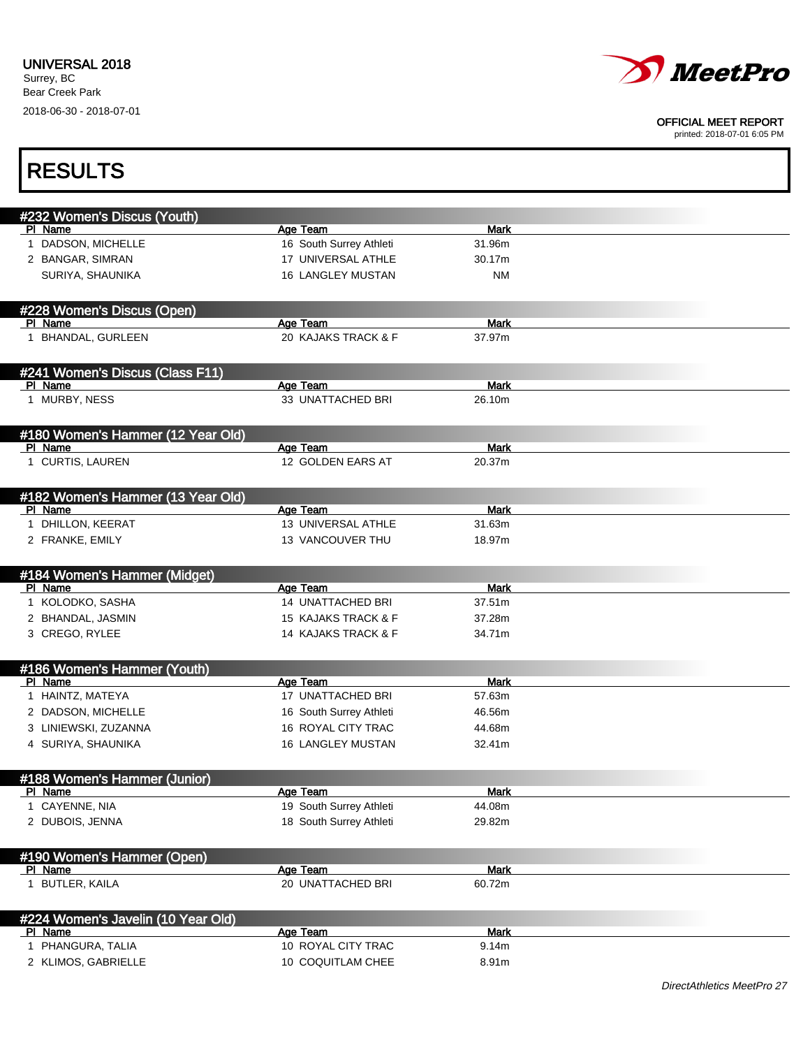UNIVERSAL 2018
Surrey, BC
Bear Creek Park
2018-06-30 - 2018-07-01

MeetPro

OFFICIAL MEET REPORT
printed: 2018-07-01 6:05 PM

# RESULTS

## #232 Women's Discus (Youth)

| Pl | Name | Age | Team | Mark |
|---|---|---|---|---|
| 1 | DADSON, MICHELLE | 16 | South Surrey Athleti | 31.96m |
| 2 | BANGAR, SIMRAN | 17 | UNIVERSAL ATHLE | 30.17m |
| | SURIYA, SHAUNIKA | 16 | LANGLEY MUSTAN | NM |

## #228 Women's Discus (Open)

| Pl | Name | Age | Team | Mark |
|---|---|---|---|---|
| 1 | BHANDAL, GURLEEN | 20 | KAJAKS TRACK & F | 37.97m |

## #241 Women's Discus (Class F11)

| Pl | Name | Age | Team | Mark |
|---|---|---|---|---|
| 1 | MURBY, NESS | 33 | UNATTACHED BRI | 26.10m |

## #180 Women's Hammer (12 Year Old)

| Pl | Name | Age | Team | Mark |
|---|---|---|---|---|
| 1 | CURTIS, LAUREN | 12 | GOLDEN EARS AT | 20.37m |

## #182 Women's Hammer (13 Year Old)

| Pl | Name | Age | Team | Mark |
|---|---|---|---|---|
| 1 | DHILLON, KEERAT | 13 | UNIVERSAL ATHLE | 31.63m |
| 2 | FRANKE, EMILY | 13 | VANCOUVER THU | 18.97m |

## #184 Women's Hammer (Midget)

| Pl | Name | Age | Team | Mark |
|---|---|---|---|---|
| 1 | KOLODKO, SASHA | 14 | UNATTACHED BRI | 37.51m |
| 2 | BHANDAL, JASMIN | 15 | KAJAKS TRACK & F | 37.28m |
| 3 | CREGO, RYLEE | 14 | KAJAKS TRACK & F | 34.71m |

## #186 Women's Hammer (Youth)

| Pl | Name | Age | Team | Mark |
|---|---|---|---|---|
| 1 | HAINTZ, MATEYA | 17 | UNATTACHED BRI | 57.63m |
| 2 | DADSON, MICHELLE | 16 | South Surrey Athleti | 46.56m |
| 3 | LINIEWSKI, ZUZANNA | 16 | ROYAL CITY TRAC | 44.68m |
| 4 | SURIYA, SHAUNIKA | 16 | LANGLEY MUSTAN | 32.41m |

## #188 Women's Hammer (Junior)

| Pl | Name | Age | Team | Mark |
|---|---|---|---|---|
| 1 | CAYENNE, NIA | 19 | South Surrey Athleti | 44.08m |
| 2 | DUBOIS, JENNA | 18 | South Surrey Athleti | 29.82m |

## #190 Women's Hammer (Open)

| Pl | Name | Age | Team | Mark |
|---|---|---|---|---|
| 1 | BUTLER, KAILA | 20 | UNATTACHED BRI | 60.72m |

## #224 Women's Javelin (10 Year Old)

| Pl | Name | Age | Team | Mark |
|---|---|---|---|---|
| 1 | PHANGURA, TALIA | 10 | ROYAL CITY TRAC | 9.14m |
| 2 | KLIMOS, GABRIELLE | 10 | COQUITLAM CHEE | 8.91m |

*DirectAthletics MeetPro 27*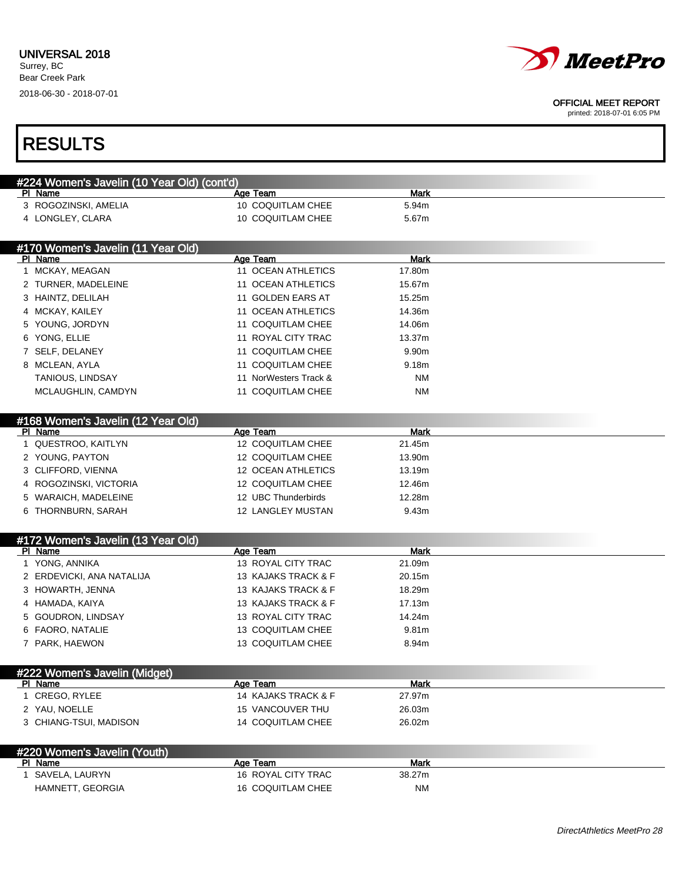UNIVERSAL 2018
Surrey, BC
Bear Creek Park
2018-06-30 - 2018-07-01

OFFICIAL MEET REPORT
printed: 2018-07-01 6:05 PM

# RESULTS

## #224 Women's Javelin (10 Year Old) (cont'd)

| Pl | Name | Age | Team | Mark |
|---|---|---|---|---|
| 3 | ROGOZINSKI, AMELIA | 10 | COQUITLAM CHEE | 5.94m |
| 4 | LONGLEY, CLARA | 10 | COQUITLAM CHEE | 5.67m |

## #170 Women's Javelin (11 Year Old)

| Pl | Name | Age | Team | Mark |
|---|---|---|---|---|
| 1 | MCKAY, MEAGAN | 11 | OCEAN ATHLETICS | 17.80m |
| 2 | TURNER, MADELEINE | 11 | OCEAN ATHLETICS | 15.67m |
| 3 | HAINTZ, DELILAH | 11 | GOLDEN EARS AT | 15.25m |
| 4 | MCKAY, KAILEY | 11 | OCEAN ATHLETICS | 14.36m |
| 5 | YOUNG, JORDYN | 11 | COQUITLAM CHEE | 14.06m |
| 6 | YONG, ELLIE | 11 | ROYAL CITY TRAC | 13.37m |
| 7 | SELF, DELANEY | 11 | COQUITLAM CHEE | 9.90m |
| 8 | MCLEAN, AYLA | 11 | COQUITLAM CHEE | 9.18m |
| | TANIOUS, LINDSAY | 11 | NorWesters Track & | NM |
| | MCLAUGHLIN, CAMDYN | 11 | COQUITLAM CHEE | NM |

## #168 Women's Javelin (12 Year Old)

| Pl | Name | Age | Team | Mark |
|---|---|---|---|---|
| 1 | QUESTROO, KAITLYN | 12 | COQUITLAM CHEE | 21.45m |
| 2 | YOUNG, PAYTON | 12 | COQUITLAM CHEE | 13.90m |
| 3 | CLIFFORD, VIENNA | 12 | OCEAN ATHLETICS | 13.19m |
| 4 | ROGOZINSKI, VICTORIA | 12 | COQUITLAM CHEE | 12.46m |
| 5 | WARAICH, MADELEINE | 12 | UBC Thunderbirds | 12.28m |
| 6 | THORNBURN, SARAH | 12 | LANGLEY MUSTAN | 9.43m |

## #172 Women's Javelin (13 Year Old)

| Pl | Name | Age | Team | Mark |
|---|---|---|---|---|
| 1 | YONG, ANNIKA | 13 | ROYAL CITY TRAC | 21.09m |
| 2 | ERDEVICKI, ANA NATALIJA | 13 | KAJAKS TRACK & F | 20.15m |
| 3 | HOWARTH, JENNA | 13 | KAJAKS TRACK & F | 18.29m |
| 4 | HAMADA, KAIYA | 13 | KAJAKS TRACK & F | 17.13m |
| 5 | GOUDRON, LINDSAY | 13 | ROYAL CITY TRAC | 14.24m |
| 6 | FAORO, NATALIE | 13 | COQUITLAM CHEE | 9.81m |
| 7 | PARK, HAEWON | 13 | COQUITLAM CHEE | 8.94m |

## #222 Women's Javelin (Midget)

| Pl | Name | Age | Team | Mark |
|---|---|---|---|---|
| 1 | CREGO, RYLEE | 14 | KAJAKS TRACK & F | 27.97m |
| 2 | YAU, NOELLE | 15 | VANCOUVER THU | 26.03m |
| 3 | CHIANG-TSUI, MADISON | 14 | COQUITLAM CHEE | 26.02m |

## #220 Women's Javelin (Youth)

| Pl | Name | Age | Team | Mark |
|---|---|---|---|---|
| 1 | SAVELA, LAURYN | 16 | ROYAL CITY TRAC | 38.27m |
| | HAMNETT, GEORGIA | 16 | COQUITLAM CHEE | NM |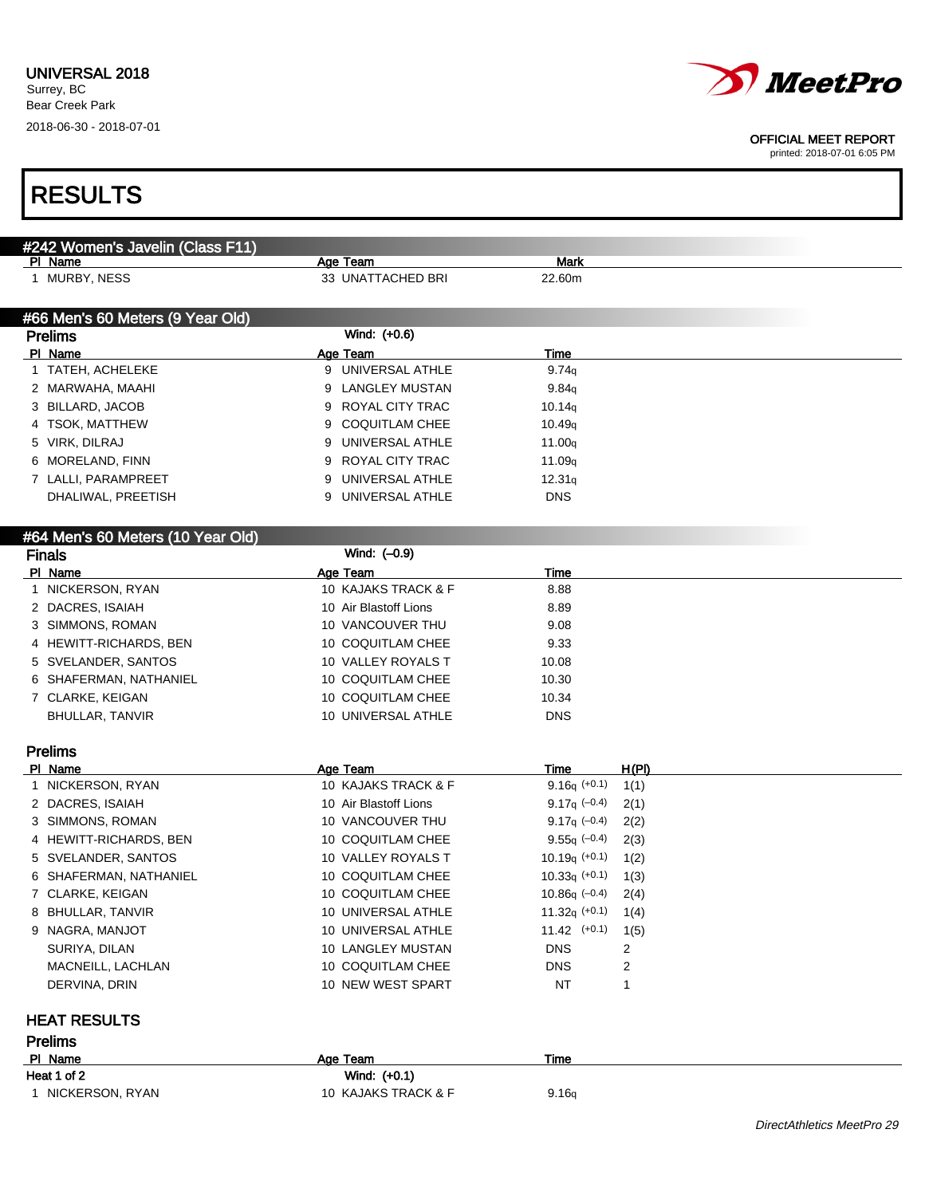UNIVERSAL 2018
Surrey, BC
Bear Creek Park
2018-06-30 - 2018-07-01

OFFICIAL MEET REPORT
printed: 2018-07-01 6:05 PM

# RESULTS

## #242 Women's Javelin (Class F11)

| Pl | Name | Age | Team | Mark |
|---|---|---|---|---|
| 1 | MURBY, NESS | 33 | UNATTACHED BRI | 22.60m |

## #66 Men's 60 Meters (9 Year Old)

### Prelims

Wind: (+0.6)

| Pl | Name | Age | Team | Time |
|---|---|---|---|---|
| 1 | TATEH, ACHELEKE | 9 | UNIVERSAL ATHLE | 9.74q |
| 2 | MARWAHA, MAAHI | 9 | LANGLEY MUSTAN | 9.84q |
| 3 | BILLARD, JACOB | 9 | ROYAL CITY TRAC | 10.14q |
| 4 | TSOK, MATTHEW | 9 | COQUITLAM CHEE | 10.49q |
| 5 | VIRK, DILRAJ | 9 | UNIVERSAL ATHLE | 11.00q |
| 6 | MORELAND, FINN | 9 | ROYAL CITY TRAC | 11.09q |
| 7 | LALLI, PARAMPREET | 9 | UNIVERSAL ATHLE | 12.31q |
| | DHALIWAL, PREETISH | 9 | UNIVERSAL ATHLE | DNS |

## #64 Men's 60 Meters (10 Year Old)

### Finals

Wind: (–0.9)

| Pl | Name | Age | Team | Time |
|---|---|---|---|---|
| 1 | NICKERSON, RYAN | 10 | KAJAKS TRACK & F | 8.88 |
| 2 | DACRES, ISAIAH | 10 | Air Blastoff Lions | 8.89 |
| 3 | SIMMONS, ROMAN | 10 | VANCOUVER THU | 9.08 |
| 4 | HEWITT-RICHARDS, BEN | 10 | COQUITLAM CHEE | 9.33 |
| 5 | SVELANDER, SANTOS | 10 | VALLEY ROYALS T | 10.08 |
| 6 | SHAFERMAN, NATHANIEL | 10 | COQUITLAM CHEE | 10.30 |
| 7 | CLARKE, KEIGAN | 10 | COQUITLAM CHEE | 10.34 |
| | BHULLAR, TANVIR | 10 | UNIVERSAL ATHLE | DNS |

### Prelims

| Pl | Name | Age | Team | Time | H(Pl) |
|---|---|---|---|---|---|
| 1 | NICKERSON, RYAN | 10 | KAJAKS TRACK & F | 9.16q (+0.1) | 1(1) |
| 2 | DACRES, ISAIAH | 10 | Air Blastoff Lions | 9.17q (–0.4) | 2(1) |
| 3 | SIMMONS, ROMAN | 10 | VANCOUVER THU | 9.17q (–0.4) | 2(2) |
| 4 | HEWITT-RICHARDS, BEN | 10 | COQUITLAM CHEE | 9.55q (–0.4) | 2(3) |
| 5 | SVELANDER, SANTOS | 10 | VALLEY ROYALS T | 10.19q (+0.1) | 1(2) |
| 6 | SHAFERMAN, NATHANIEL | 10 | COQUITLAM CHEE | 10.33q (+0.1) | 1(3) |
| 7 | CLARKE, KEIGAN | 10 | COQUITLAM CHEE | 10.86q (–0.4) | 2(4) |
| 8 | BHULLAR, TANVIR | 10 | UNIVERSAL ATHLE | 11.32q (+0.1) | 1(4) |
| 9 | NAGRA, MANJOT | 10 | UNIVERSAL ATHLE | 11.42 (+0.1) | 1(5) |
| | SURIYA, DILAN | 10 | LANGLEY MUSTAN | DNS | 2 |
| | MACNEILL, LACHLAN | 10 | COQUITLAM CHEE | DNS | 2 |
| | DERVINA, DRIN | 10 | NEW WEST SPART | NT | 1 |

### HEAT RESULTS

### Prelims

| Pl | Name | Age | Team | Time |
|---|---|---|---|---|
| **Heat 1 of 2** | | | Wind: (+0.1) | |
| 1 | NICKERSON, RYAN | 10 | KAJAKS TRACK & F | 9.16q |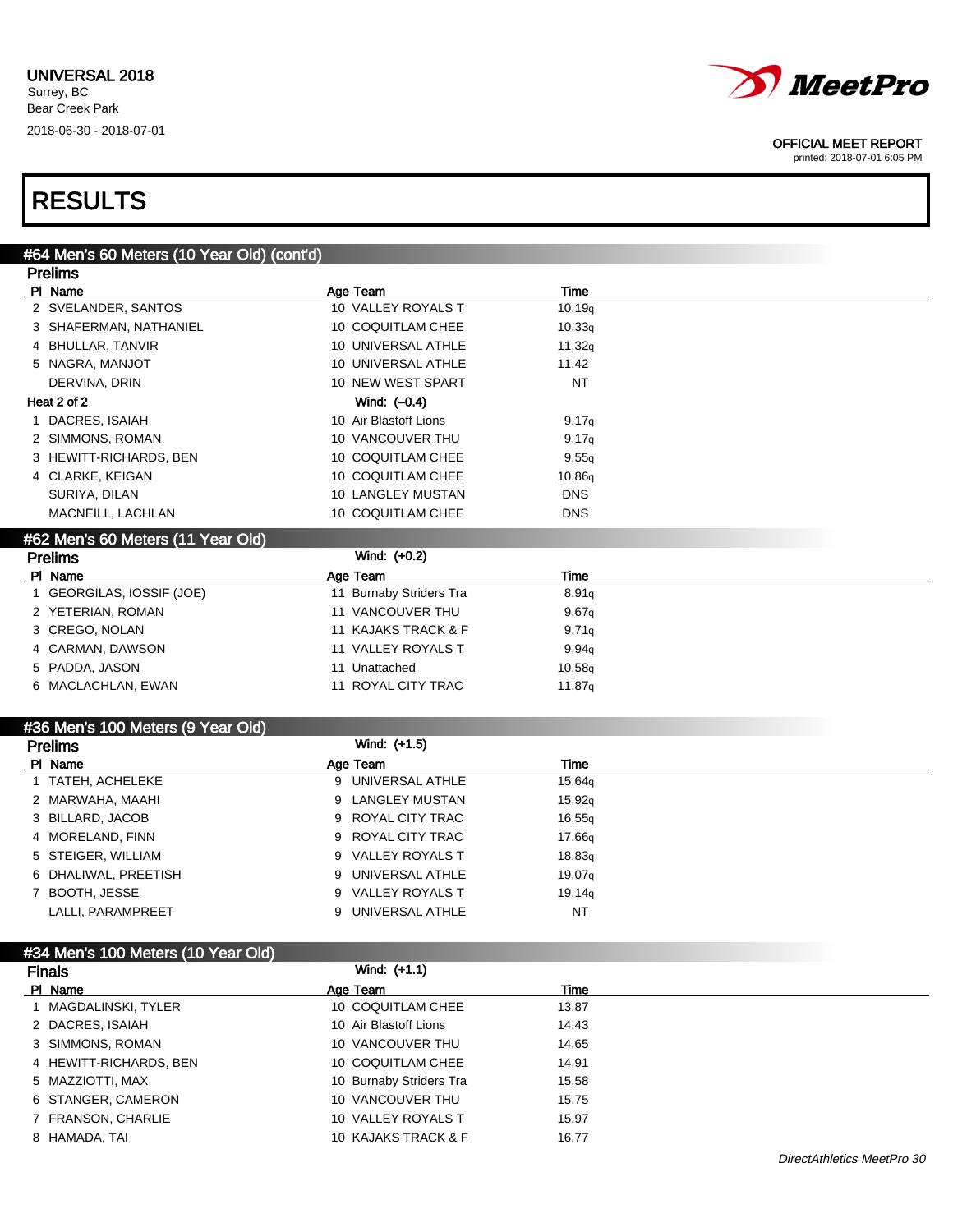UNIVERSAL 2018
Surrey, BC
Bear Creek Park
2018-06-30 - 2018-07-01

OFFICIAL MEET REPORT
printed: 2018-07-01 6:05 PM

# RESULTS

## #64 Men's 60 Meters (10 Year Old) (cont'd)

### Prelims

| Pl | Name | Age | Team | Time |
|---|---|---|---|---|
| 2 | SVELANDER, SANTOS | 10 | VALLEY ROYALS T | 10.19q |
| 3 | SHAFERMAN, NATHANIEL | 10 | COQUITLAM CHEE | 10.33q |
| 4 | BHULLAR, TANVIR | 10 | UNIVERSAL ATHLE | 11.32q |
| 5 | NAGRA, MANJOT | 10 | UNIVERSAL ATHLE | 11.42 |
| | DERVINA, DRIN | 10 | NEW WEST SPART | NT |

Heat 2 of 2 — Wind: (–0.4)

| Pl | Name | Age | Team | Time |
|---|---|---|---|---|
| 1 | DACRES, ISAIAH | 10 | Air Blastoff Lions | 9.17q |
| 2 | SIMMONS, ROMAN | 10 | VANCOUVER THU | 9.17q |
| 3 | HEWITT-RICHARDS, BEN | 10 | COQUITLAM CHEE | 9.55q |
| 4 | CLARKE, KEIGAN | 10 | COQUITLAM CHEE | 10.86q |
| | SURIYA, DILAN | 10 | LANGLEY MUSTAN | DNS |
| | MACNEILL, LACHLAN | 10 | COQUITLAM CHEE | DNS |

## #62 Men's 60 Meters (11 Year Old)

### Prelims

Wind: (+0.2)

| Pl | Name | Age | Team | Time |
|---|---|---|---|---|
| 1 | GEORGILAS, IOSSIF (JOE) | 11 | Burnaby Striders Tra | 8.91q |
| 2 | YETERIAN, ROMAN | 11 | VANCOUVER THU | 9.67q |
| 3 | CREGO, NOLAN | 11 | KAJAKS TRACK & F | 9.71q |
| 4 | CARMAN, DAWSON | 11 | VALLEY ROYALS T | 9.94q |
| 5 | PADDA, JASON | 11 | Unattached | 10.58q |
| 6 | MACLACHLAN, EWAN | 11 | ROYAL CITY TRAC | 11.87q |

## #36 Men's 100 Meters (9 Year Old)

### Prelims

Wind: (+1.5)

| Pl | Name | Age | Team | Time |
|---|---|---|---|---|
| 1 | TATEH, ACHELEKE | 9 | UNIVERSAL ATHLE | 15.64q |
| 2 | MARWAHA, MAAHI | 9 | LANGLEY MUSTAN | 15.92q |
| 3 | BILLARD, JACOB | 9 | ROYAL CITY TRAC | 16.55q |
| 4 | MORELAND, FINN | 9 | ROYAL CITY TRAC | 17.66q |
| 5 | STEIGER, WILLIAM | 9 | VALLEY ROYALS T | 18.83q |
| 6 | DHALIWAL, PREETISH | 9 | UNIVERSAL ATHLE | 19.07q |
| 7 | BOOTH, JESSE | 9 | VALLEY ROYALS T | 19.14q |
| | LALLI, PARAMPREET | 9 | UNIVERSAL ATHLE | NT |

## #34 Men's 100 Meters (10 Year Old)

### Finals

Wind: (+1.1)

| Pl | Name | Age | Team | Time |
|---|---|---|---|---|
| 1 | MAGDALINSKI, TYLER | 10 | COQUITLAM CHEE | 13.87 |
| 2 | DACRES, ISAIAH | 10 | Air Blastoff Lions | 14.43 |
| 3 | SIMMONS, ROMAN | 10 | VANCOUVER THU | 14.65 |
| 4 | HEWITT-RICHARDS, BEN | 10 | COQUITLAM CHEE | 14.91 |
| 5 | MAZZIOTTI, MAX | 10 | Burnaby Striders Tra | 15.58 |
| 6 | STANGER, CAMERON | 10 | VANCOUVER THU | 15.75 |
| 7 | FRANSON, CHARLIE | 10 | VALLEY ROYALS T | 15.97 |
| 8 | HAMADA, TAI | 10 | KAJAKS TRACK & F | 16.77 |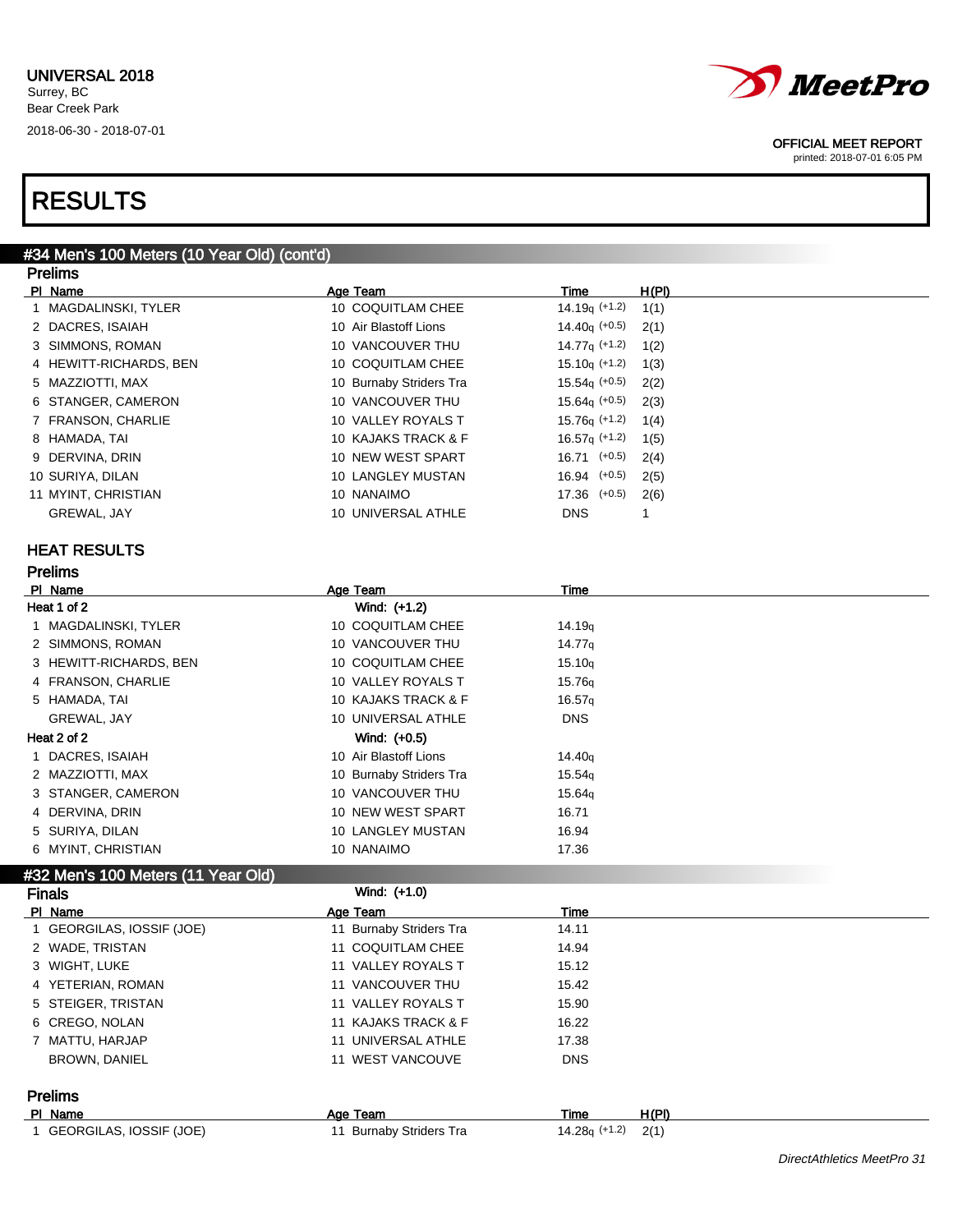UNIVERSAL 2018
Surrey, BC
Bear Creek Park
2018-06-30 - 2018-07-01

OFFICIAL MEET REPORT
printed: 2018-07-01 6:05 PM

# RESULTS

## #34 Men's 100 Meters (10 Year Old) (cont'd)

### Prelims

| Pl | Name | Age | Team | Time | Wind | H(Pl) |
|---|---|---|---|---|---|---|
| 1 | MAGDALINSKI, TYLER | 10 | COQUITLAM CHEE | 14.19q | (+1.2) | 1(1) |
| 2 | DACRES, ISAIAH | 10 | Air Blastoff Lions | 14.40q | (+0.5) | 2(1) |
| 3 | SIMMONS, ROMAN | 10 | VANCOUVER THU | 14.77q | (+1.2) | 1(2) |
| 4 | HEWITT-RICHARDS, BEN | 10 | COQUITLAM CHEE | 15.10q | (+1.2) | 1(3) |
| 5 | MAZZIOTTI, MAX | 10 | Burnaby Striders Tra | 15.54q | (+0.5) | 2(2) |
| 6 | STANGER, CAMERON | 10 | VANCOUVER THU | 15.64q | (+0.5) | 2(3) |
| 7 | FRANSON, CHARLIE | 10 | VALLEY ROYALS T | 15.76q | (+1.2) | 1(4) |
| 8 | HAMADA, TAI | 10 | KAJAKS TRACK & F | 16.57q | (+1.2) | 1(5) |
| 9 | DERVINA, DRIN | 10 | NEW WEST SPART | 16.71 | (+0.5) | 2(4) |
| 10 | SURIYA, DILAN | 10 | LANGLEY MUSTAN | 16.94 | (+0.5) | 2(5) |
| 11 | MYINT, CHRISTIAN | 10 | NANAIMO | 17.36 | (+0.5) | 2(6) |
| | GREWAL, JAY | 10 | UNIVERSAL ATHLE | DNS | | 1 |

### HEAT RESULTS

### Prelims

| Pl | Name | Age | Team | Time |
|---|---|---|---|---|
| **Heat 1 of 2** | | | Wind: (+1.2) | |
| 1 | MAGDALINSKI, TYLER | 10 | COQUITLAM CHEE | 14.19q |
| 2 | SIMMONS, ROMAN | 10 | VANCOUVER THU | 14.77q |
| 3 | HEWITT-RICHARDS, BEN | 10 | COQUITLAM CHEE | 15.10q |
| 4 | FRANSON, CHARLIE | 10 | VALLEY ROYALS T | 15.76q |
| 5 | HAMADA, TAI | 10 | KAJAKS TRACK & F | 16.57q |
| | GREWAL, JAY | 10 | UNIVERSAL ATHLE | DNS |
| **Heat 2 of 2** | | | Wind: (+0.5) | |
| 1 | DACRES, ISAIAH | 10 | Air Blastoff Lions | 14.40q |
| 2 | MAZZIOTTI, MAX | 10 | Burnaby Striders Tra | 15.54q |
| 3 | STANGER, CAMERON | 10 | VANCOUVER THU | 15.64q |
| 4 | DERVINA, DRIN | 10 | NEW WEST SPART | 16.71 |
| 5 | SURIYA, DILAN | 10 | LANGLEY MUSTAN | 16.94 |
| 6 | MYINT, CHRISTIAN | 10 | NANAIMO | 17.36 |

## #32 Men's 100 Meters (11 Year Old)

### Finals

Wind: (+1.0)

| Pl | Name | Age | Team | Time |
|---|---|---|---|---|
| 1 | GEORGILAS, IOSSIF (JOE) | 11 | Burnaby Striders Tra | 14.11 |
| 2 | WADE, TRISTAN | 11 | COQUITLAM CHEE | 14.94 |
| 3 | WIGHT, LUKE | 11 | VALLEY ROYALS T | 15.12 |
| 4 | YETERIAN, ROMAN | 11 | VANCOUVER THU | 15.42 |
| 5 | STEIGER, TRISTAN | 11 | VALLEY ROYALS T | 15.90 |
| 6 | CREGO, NOLAN | 11 | KAJAKS TRACK & F | 16.22 |
| 7 | MATTU, HARJAP | 11 | UNIVERSAL ATHLE | 17.38 |
| | BROWN, DANIEL | 11 | WEST VANCOUVE | DNS |

### Prelims

| Pl | Name | Age | Team | Time | Wind | H(Pl) |
|---|---|---|---|---|---|---|
| 1 | GEORGILAS, IOSSIF (JOE) | 11 | Burnaby Striders Tra | 14.28q | (+1.2) | 2(1) |

DirectAthletics MeetPro 31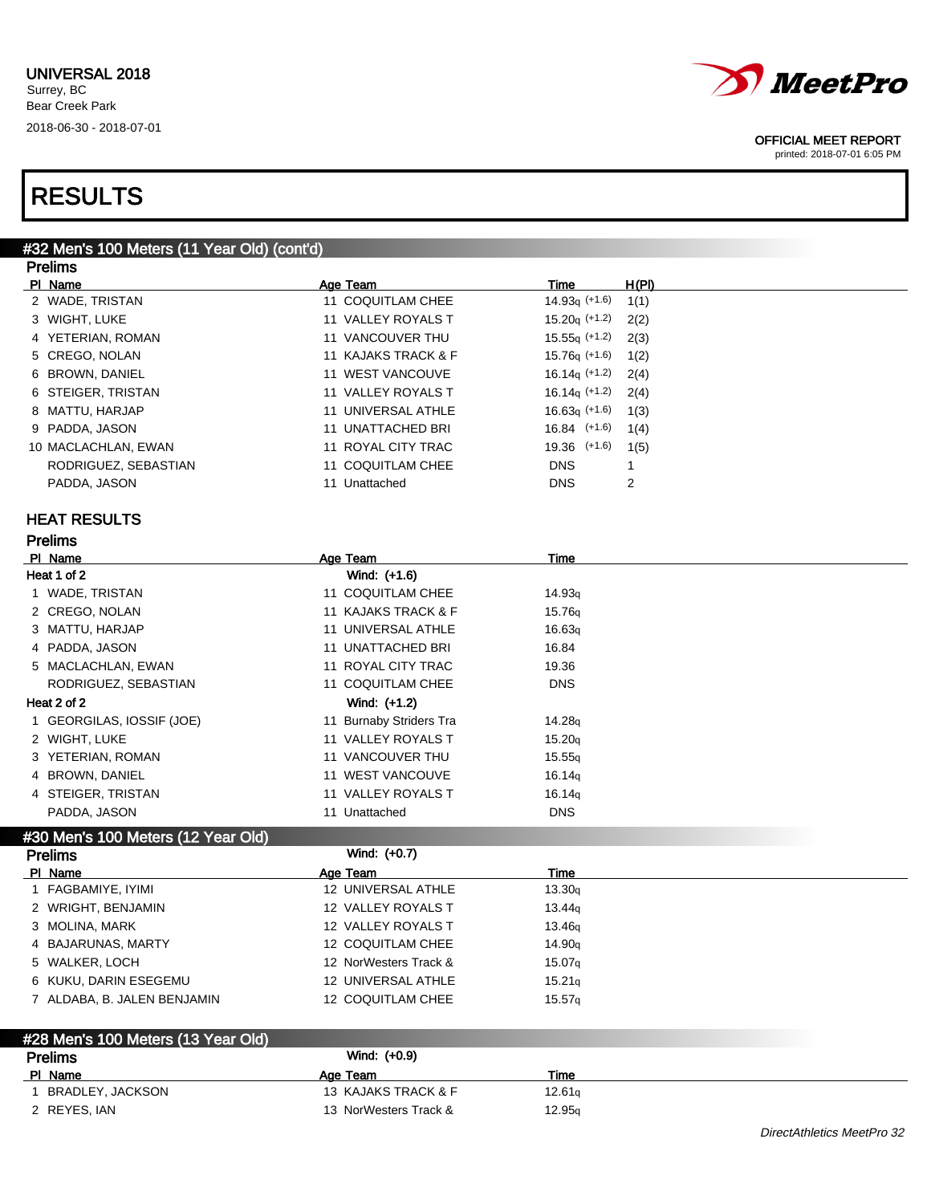UNIVERSAL 2018
Surrey, BC
Bear Creek Park
2018-06-30 - 2018-07-01

OFFICIAL MEET REPORT
printed: 2018-07-01 6:05 PM

# RESULTS

## #32 Men's 100 Meters (11 Year Old) (cont'd)

### Prelims

| Pl | Name | Age | Team | Time | H(Pl) |
|---|---|---|---|---|---|
| 2 | WADE, TRISTAN | 11 | COQUITLAM CHEE | 14.93q (+1.6) | 1(1) |
| 3 | WIGHT, LUKE | 11 | VALLEY ROYALS T | 15.20q (+1.2) | 2(2) |
| 4 | YETERIAN, ROMAN | 11 | VANCOUVER THU | 15.55q (+1.2) | 2(3) |
| 5 | CREGO, NOLAN | 11 | KAJAKS TRACK & F | 15.76q (+1.6) | 1(2) |
| 6 | BROWN, DANIEL | 11 | WEST VANCOUVE | 16.14q (+1.2) | 2(4) |
| 6 | STEIGER, TRISTAN | 11 | VALLEY ROYALS T | 16.14q (+1.2) | 2(4) |
| 8 | MATTU, HARJAP | 11 | UNIVERSAL ATHLE | 16.63q (+1.6) | 1(3) |
| 9 | PADDA, JASON | 11 | UNATTACHED BRI | 16.84 (+1.6) | 1(4) |
| 10 | MACLACHLAN, EWAN | 11 | ROYAL CITY TRAC | 19.36 (+1.6) | 1(5) |
| | RODRIGUEZ, SEBASTIAN | 11 | COQUITLAM CHEE | DNS | 1 |
| | PADDA, JASON | 11 | Unattached | DNS | 2 |

### HEAT RESULTS

### Prelims

| Pl | Name | Age | Team | Time |
|---|---|---|---|---|
| **Heat 1 of 2** | | | **Wind: (+1.6)** | |
| 1 | WADE, TRISTAN | 11 | COQUITLAM CHEE | 14.93q |
| 2 | CREGO, NOLAN | 11 | KAJAKS TRACK & F | 15.76q |
| 3 | MATTU, HARJAP | 11 | UNIVERSAL ATHLE | 16.63q |
| 4 | PADDA, JASON | 11 | UNATTACHED BRI | 16.84 |
| 5 | MACLACHLAN, EWAN | 11 | ROYAL CITY TRAC | 19.36 |
| | RODRIGUEZ, SEBASTIAN | 11 | COQUITLAM CHEE | DNS |
| **Heat 2 of 2** | | | **Wind: (+1.2)** | |
| 1 | GEORGILAS, IOSSIF (JOE) | 11 | Burnaby Striders Tra | 14.28q |
| 2 | WIGHT, LUKE | 11 | VALLEY ROYALS T | 15.20q |
| 3 | YETERIAN, ROMAN | 11 | VANCOUVER THU | 15.55q |
| 4 | BROWN, DANIEL | 11 | WEST VANCOUVE | 16.14q |
| 4 | STEIGER, TRISTAN | 11 | VALLEY ROYALS T | 16.14q |
| | PADDA, JASON | 11 | Unattached | DNS |

## #30 Men's 100 Meters (12 Year Old)

### Prelims

Wind: (+0.7)

| Pl | Name | Age | Team | Time |
|---|---|---|---|---|
| 1 | FAGBAMIYE, IYIMI | 12 | UNIVERSAL ATHLE | 13.30q |
| 2 | WRIGHT, BENJAMIN | 12 | VALLEY ROYALS T | 13.44q |
| 3 | MOLINA, MARK | 12 | VALLEY ROYALS T | 13.46q |
| 4 | BAJARUNAS, MARTY | 12 | COQUITLAM CHEE | 14.90q |
| 5 | WALKER, LOCH | 12 | NorWesters Track & | 15.07q |
| 6 | KUKU, DARIN ESEGEMU | 12 | UNIVERSAL ATHLE | 15.21q |
| 7 | ALDABA, B. JALEN BENJAMIN | 12 | COQUITLAM CHEE | 15.57q |

## #28 Men's 100 Meters (13 Year Old)

### Prelims

Wind: (+0.9)

| Pl | Name | Age | Team | Time |
|---|---|---|---|---|
| 1 | BRADLEY, JACKSON | 13 | KAJAKS TRACK & F | 12.61q |
| 2 | REYES, IAN | 13 | NorWesters Track & | 12.95q |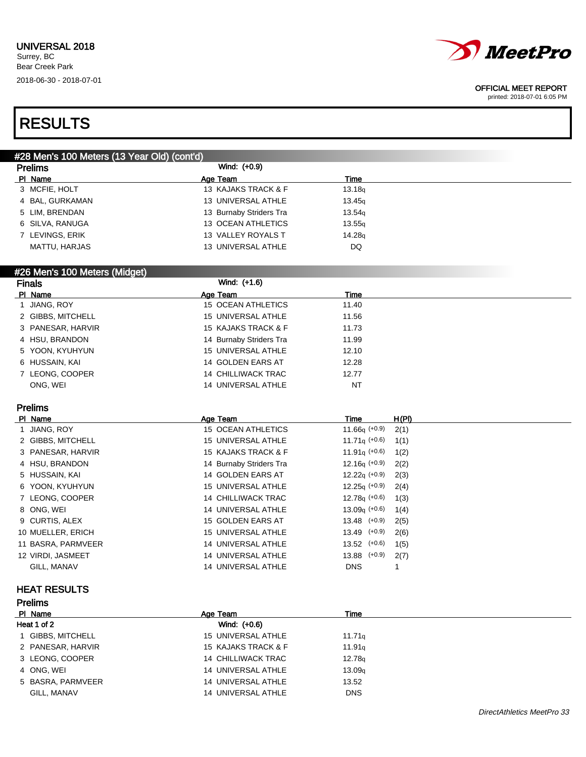UNIVERSAL 2018
Surrey, BC
Bear Creek Park
2018-06-30 - 2018-07-01

OFFICIAL MEET REPORT
printed: 2018-07-01 6:05 PM

# RESULTS

## #28 Men's 100 Meters (13 Year Old) (cont'd)

### Prelims

Wind: (+0.9)

| Pl | Name | Age | Team | Time |
|---|---|---|---|---|
| 3 | MCFIE, HOLT | 13 | KAJAKS TRACK & F | 13.18q |
| 4 | BAL, GURKAMAN | 13 | UNIVERSAL ATHLE | 13.45q |
| 5 | LIM, BRENDAN | 13 | Burnaby Striders Tra | 13.54q |
| 6 | SILVA, RANUGA | 13 | OCEAN ATHLETICS | 13.55q |
| 7 | LEVINGS, ERIK | 13 | VALLEY ROYALS T | 14.28q |
| | MATTU, HARJAS | 13 | UNIVERSAL ATHLE | DQ |

## #26 Men's 100 Meters (Midget)

### Finals

Wind: (+1.6)

| Pl | Name | Age | Team | Time |
|---|---|---|---|---|
| 1 | JIANG, ROY | 15 | OCEAN ATHLETICS | 11.40 |
| 2 | GIBBS, MITCHELL | 15 | UNIVERSAL ATHLE | 11.56 |
| 3 | PANESAR, HARVIR | 15 | KAJAKS TRACK & F | 11.73 |
| 4 | HSU, BRANDON | 14 | Burnaby Striders Tra | 11.99 |
| 5 | YOON, KYUHYUN | 15 | UNIVERSAL ATHLE | 12.10 |
| 6 | HUSSAIN, KAI | 14 | GOLDEN EARS AT | 12.28 |
| 7 | LEONG, COOPER | 14 | CHILLIWACK TRAC | 12.77 |
| | ONG, WEI | 14 | UNIVERSAL ATHLE | NT |

### Prelims

| Pl | Name | Age | Team | Time | H(Pl) |
|---|---|---|---|---|---|
| 1 | JIANG, ROY | 15 | OCEAN ATHLETICS | 11.66q (+0.9) | 2(1) |
| 2 | GIBBS, MITCHELL | 15 | UNIVERSAL ATHLE | 11.71q (+0.6) | 1(1) |
| 3 | PANESAR, HARVIR | 15 | KAJAKS TRACK & F | 11.91q (+0.6) | 1(2) |
| 4 | HSU, BRANDON | 14 | Burnaby Striders Tra | 12.16q (+0.9) | 2(2) |
| 5 | HUSSAIN, KAI | 14 | GOLDEN EARS AT | 12.22q (+0.9) | 2(3) |
| 6 | YOON, KYUHYUN | 15 | UNIVERSAL ATHLE | 12.25q (+0.9) | 2(4) |
| 7 | LEONG, COOPER | 14 | CHILLIWACK TRAC | 12.78q (+0.6) | 1(3) |
| 8 | ONG, WEI | 14 | UNIVERSAL ATHLE | 13.09q (+0.6) | 1(4) |
| 9 | CURTIS, ALEX | 15 | GOLDEN EARS AT | 13.48 (+0.9) | 2(5) |
| 10 | MUELLER, ERICH | 15 | UNIVERSAL ATHLE | 13.49 (+0.9) | 2(6) |
| 11 | BASRA, PARMVEER | 14 | UNIVERSAL ATHLE | 13.52 (+0.6) | 1(5) |
| 12 | VIRDI, JASMEET | 14 | UNIVERSAL ATHLE | 13.88 (+0.9) | 2(7) |
| | GILL, MANAV | 14 | UNIVERSAL ATHLE | DNS | 1 |

## HEAT RESULTS

### Prelims

| Pl | Name | Age | Team | Time |
|---|---|---|---|---|
| **Heat 1 of 2** | | | Wind: (+0.6) | |
| 1 | GIBBS, MITCHELL | 15 | UNIVERSAL ATHLE | 11.71q |
| 2 | PANESAR, HARVIR | 15 | KAJAKS TRACK & F | 11.91q |
| 3 | LEONG, COOPER | 14 | CHILLIWACK TRAC | 12.78q |
| 4 | ONG, WEI | 14 | UNIVERSAL ATHLE | 13.09q |
| 5 | BASRA, PARMVEER | 14 | UNIVERSAL ATHLE | 13.52 |
| | GILL, MANAV | 14 | UNIVERSAL ATHLE | DNS |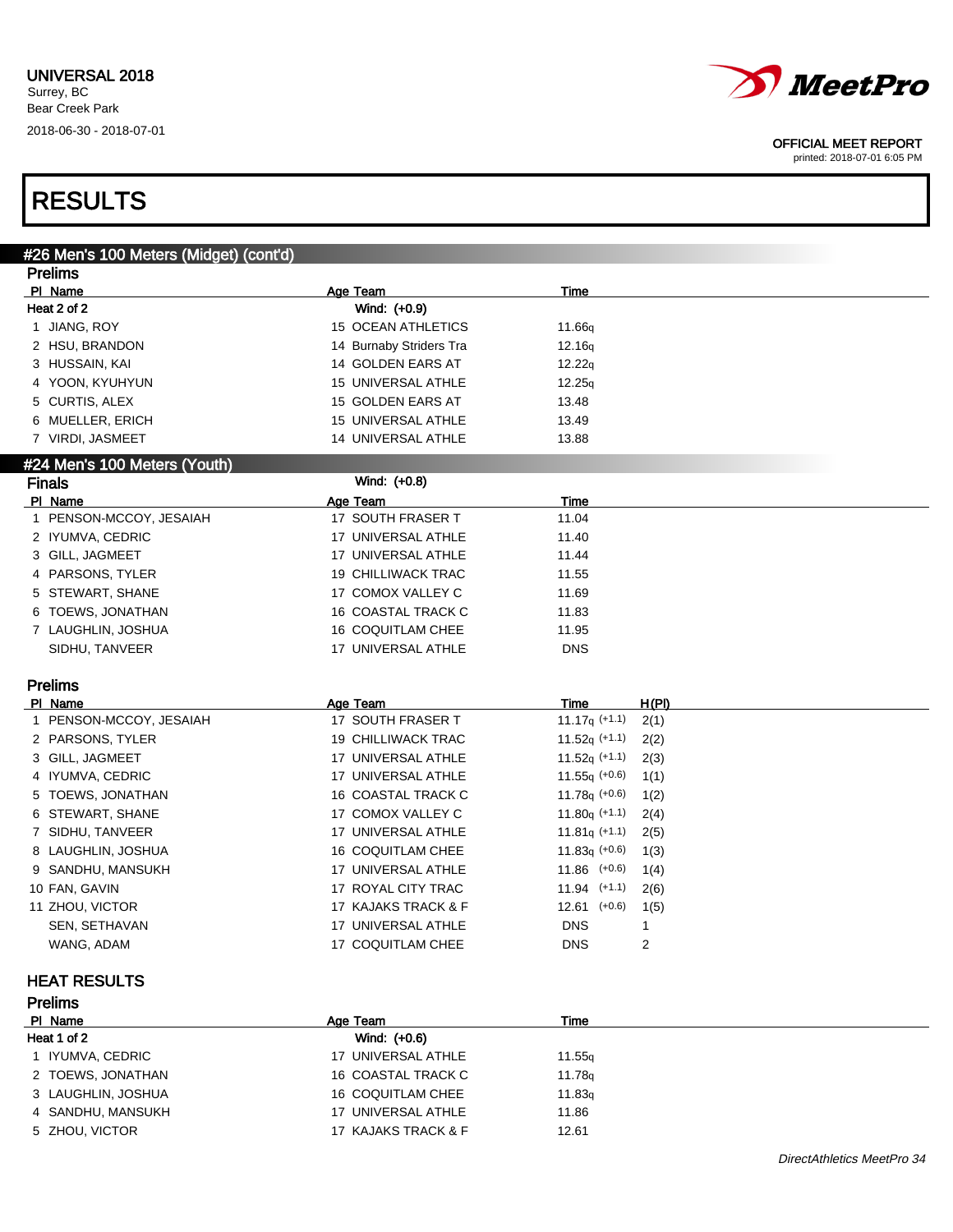UNIVERSAL 2018
Surrey, BC
Bear Creek Park
2018-06-30 - 2018-07-01

OFFICIAL MEET REPORT
printed: 2018-07-01 6:05 PM

# RESULTS

## #26 Men's 100 Meters (Midget) (cont'd)

### Prelims

| Pl | Name | Age | Team | Time |
|---|---|---|---|---|
| **Heat 2 of 2** | | | Wind: (+0.9) | |
| 1 | JIANG, ROY | 15 | OCEAN ATHLETICS | 11.66q |
| 2 | HSU, BRANDON | 14 | Burnaby Striders Tra | 12.16q |
| 3 | HUSSAIN, KAI | 14 | GOLDEN EARS AT | 12.22q |
| 4 | YOON, KYUHYUN | 15 | UNIVERSAL ATHLE | 12.25q |
| 5 | CURTIS, ALEX | 15 | GOLDEN EARS AT | 13.48 |
| 6 | MUELLER, ERICH | 15 | UNIVERSAL ATHLE | 13.49 |
| 7 | VIRDI, JASMEET | 14 | UNIVERSAL ATHLE | 13.88 |

## #24 Men's 100 Meters (Youth)

### Finals

Wind: (+0.8)

| Pl | Name | Age | Team | Time |
|---|---|---|---|---|
| 1 | PENSON-MCCOY, JESAIAH | 17 | SOUTH FRASER T | 11.04 |
| 2 | IYUMVA, CEDRIC | 17 | UNIVERSAL ATHLE | 11.40 |
| 3 | GILL, JAGMEET | 17 | UNIVERSAL ATHLE | 11.44 |
| 4 | PARSONS, TYLER | 19 | CHILLIWACK TRAC | 11.55 |
| 5 | STEWART, SHANE | 17 | COMOX VALLEY C | 11.69 |
| 6 | TOEWS, JONATHAN | 16 | COASTAL TRACK C | 11.83 |
| 7 | LAUGHLIN, JOSHUA | 16 | COQUITLAM CHEE | 11.95 |
| | SIDHU, TANVEER | 17 | UNIVERSAL ATHLE | DNS |

### Prelims

| Pl | Name | Age | Team | Time | H(Pl) |
|---|---|---|---|---|---|
| 1 | PENSON-MCCOY, JESAIAH | 17 | SOUTH FRASER T | 11.17q (+1.1) | 2(1) |
| 2 | PARSONS, TYLER | 19 | CHILLIWACK TRAC | 11.52q (+1.1) | 2(2) |
| 3 | GILL, JAGMEET | 17 | UNIVERSAL ATHLE | 11.52q (+1.1) | 2(3) |
| 4 | IYUMVA, CEDRIC | 17 | UNIVERSAL ATHLE | 11.55q (+0.6) | 1(1) |
| 5 | TOEWS, JONATHAN | 16 | COASTAL TRACK C | 11.78q (+0.6) | 1(2) |
| 6 | STEWART, SHANE | 17 | COMOX VALLEY C | 11.80q (+1.1) | 2(4) |
| 7 | SIDHU, TANVEER | 17 | UNIVERSAL ATHLE | 11.81q (+1.1) | 2(5) |
| 8 | LAUGHLIN, JOSHUA | 16 | COQUITLAM CHEE | 11.83q (+0.6) | 1(3) |
| 9 | SANDHU, MANSUKH | 17 | UNIVERSAL ATHLE | 11.86 (+0.6) | 1(4) |
| 10 | FAN, GAVIN | 17 | ROYAL CITY TRAC | 11.94 (+1.1) | 2(6) |
| 11 | ZHOU, VICTOR | 17 | KAJAKS TRACK & F | 12.61 (+0.6) | 1(5) |
| | SEN, SETHAVAN | 17 | UNIVERSAL ATHLE | DNS | 1 |
| | WANG, ADAM | 17 | COQUITLAM CHEE | DNS | 2 |

## HEAT RESULTS

### Prelims

| Pl | Name | Age | Team | Time |
|---|---|---|---|---|
| **Heat 1 of 2** | | | Wind: (+0.6) | |
| 1 | IYUMVA, CEDRIC | 17 | UNIVERSAL ATHLE | 11.55q |
| 2 | TOEWS, JONATHAN | 16 | COASTAL TRACK C | 11.78q |
| 3 | LAUGHLIN, JOSHUA | 16 | COQUITLAM CHEE | 11.83q |
| 4 | SANDHU, MANSUKH | 17 | UNIVERSAL ATHLE | 11.86 |
| 5 | ZHOU, VICTOR | 17 | KAJAKS TRACK & F | 12.61 |

*DirectAthletics MeetPro 34*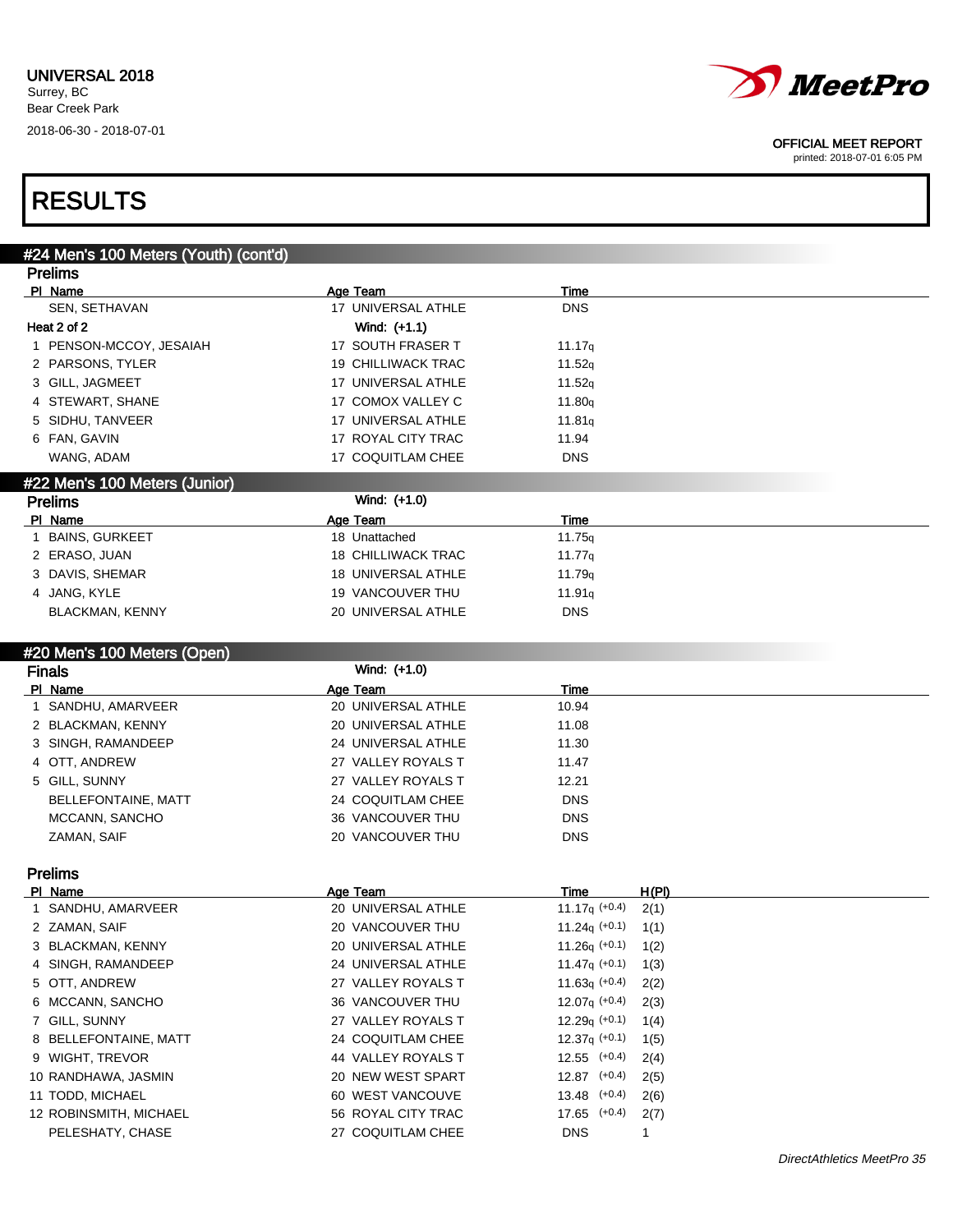UNIVERSAL 2018
Surrey, BC
Bear Creek Park
2018-06-30 - 2018-07-01

OFFICIAL MEET REPORT
printed: 2018-07-01 6:05 PM

# RESULTS

## #24 Men's 100 Meters (Youth) (cont'd)

### Prelims

| Pl | Name | Age | Team | Time |
|---|---|---|---|---|
| | SEN, SETHAVAN | 17 | UNIVERSAL ATHLE | DNS |

**Heat 2 of 2** Wind: (+1.1)

| Pl | Name | Age | Team | Time |
|---|---|---|---|---|
| 1 | PENSON-MCCOY, JESAIAH | 17 | SOUTH FRASER T | 11.17q |
| 2 | PARSONS, TYLER | 19 | CHILLIWACK TRAC | 11.52q |
| 3 | GILL, JAGMEET | 17 | UNIVERSAL ATHLE | 11.52q |
| 4 | STEWART, SHANE | 17 | COMOX VALLEY C | 11.80q |
| 5 | SIDHU, TANVEER | 17 | UNIVERSAL ATHLE | 11.81q |
| 6 | FAN, GAVIN | 17 | ROYAL CITY TRAC | 11.94 |
| | WANG, ADAM | 17 | COQUITLAM CHEE | DNS |

## #22 Men's 100 Meters (Junior)

### Prelims

Wind: (+1.0)

| Pl | Name | Age | Team | Time |
|---|---|---|---|---|
| 1 | BAINS, GURKEET | 18 | Unattached | 11.75q |
| 2 | ERASO, JUAN | 18 | CHILLIWACK TRAC | 11.77q |
| 3 | DAVIS, SHEMAR | 18 | UNIVERSAL ATHLE | 11.79q |
| 4 | JANG, KYLE | 19 | VANCOUVER THU | 11.91q |
| | BLACKMAN, KENNY | 20 | UNIVERSAL ATHLE | DNS |

## #20 Men's 100 Meters (Open)

### Finals

Wind: (+1.0)

| Pl | Name | Age | Team | Time |
|---|---|---|---|---|
| 1 | SANDHU, AMARVEER | 20 | UNIVERSAL ATHLE | 10.94 |
| 2 | BLACKMAN, KENNY | 20 | UNIVERSAL ATHLE | 11.08 |
| 3 | SINGH, RAMANDEEP | 24 | UNIVERSAL ATHLE | 11.30 |
| 4 | OTT, ANDREW | 27 | VALLEY ROYALS T | 11.47 |
| 5 | GILL, SUNNY | 27 | VALLEY ROYALS T | 12.21 |
| | BELLEFONTAINE, MATT | 24 | COQUITLAM CHEE | DNS |
| | MCCANN, SANCHO | 36 | VANCOUVER THU | DNS |
| | ZAMAN, SAIF | 20 | VANCOUVER THU | DNS |

### Prelims

| Pl | Name | Age | Team | Time | Wind | H(Pl) |
|---|---|---|---|---|---|---|
| 1 | SANDHU, AMARVEER | 20 | UNIVERSAL ATHLE | 11.17q | (+0.4) | 2(1) |
| 2 | ZAMAN, SAIF | 20 | VANCOUVER THU | 11.24q | (+0.1) | 1(1) |
| 3 | BLACKMAN, KENNY | 20 | UNIVERSAL ATHLE | 11.26q | (+0.1) | 1(2) |
| 4 | SINGH, RAMANDEEP | 24 | UNIVERSAL ATHLE | 11.47q | (+0.1) | 1(3) |
| 5 | OTT, ANDREW | 27 | VALLEY ROYALS T | 11.63q | (+0.4) | 2(2) |
| 6 | MCCANN, SANCHO | 36 | VANCOUVER THU | 12.07q | (+0.4) | 2(3) |
| 7 | GILL, SUNNY | 27 | VALLEY ROYALS T | 12.29q | (+0.1) | 1(4) |
| 8 | BELLEFONTAINE, MATT | 24 | COQUITLAM CHEE | 12.37q | (+0.1) | 1(5) |
| 9 | WIGHT, TREVOR | 44 | VALLEY ROYALS T | 12.55 | (+0.4) | 2(4) |
| 10 | RANDHAWA, JASMIN | 20 | NEW WEST SPART | 12.87 | (+0.4) | 2(5) |
| 11 | TODD, MICHAEL | 60 | WEST VANCOUVE | 13.48 | (+0.4) | 2(6) |
| 12 | ROBINSMITH, MICHAEL | 56 | ROYAL CITY TRAC | 17.65 | (+0.4) | 2(7) |
| | PELESHATY, CHASE | 27 | COQUITLAM CHEE | DNS | | 1 |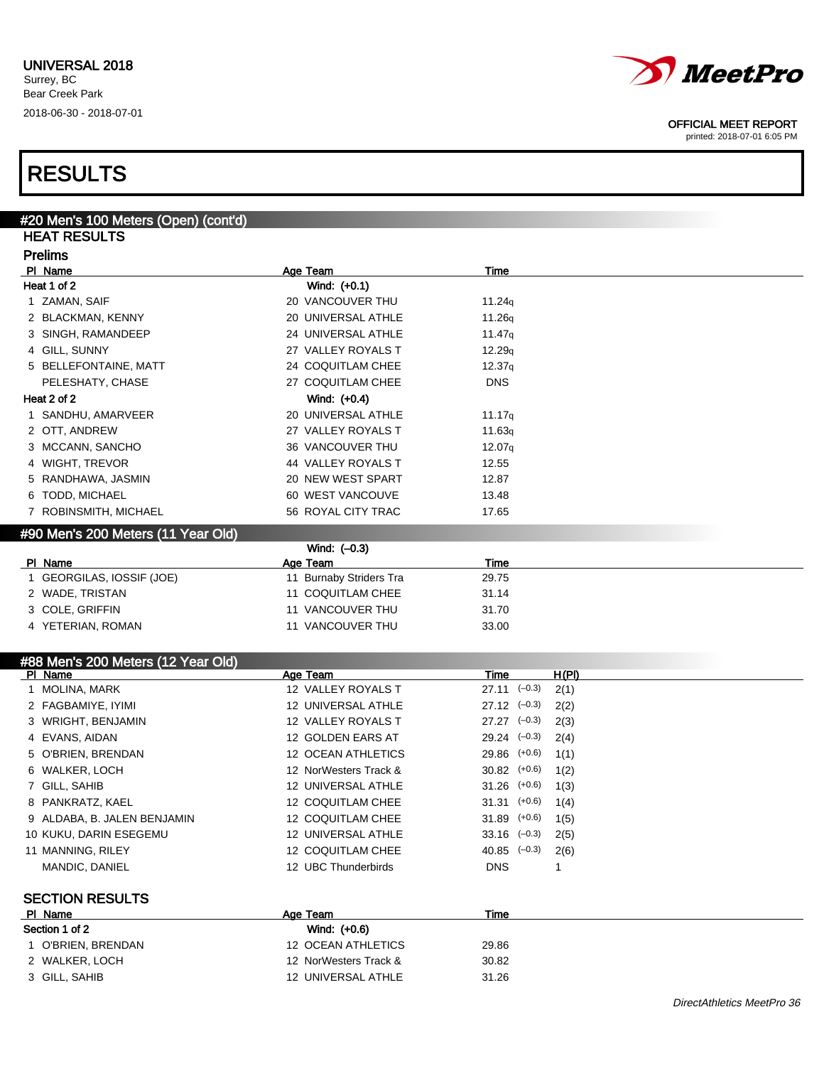UNIVERSAL 2018
Surrey, BC
Bear Creek Park
2018-06-30 - 2018-07-01

OFFICIAL MEET REPORT
printed: 2018-07-01 6:05 PM

# RESULTS

## #20 Men's 100 Meters (Open) (cont'd)

### HEAT RESULTS

#### Prelims

| Pl | Name | Age | Team | Time |
|---|---|---|---|---|
| **Heat 1 of 2** | | | Wind: (+0.1) | |
| 1 | ZAMAN, SAIF | 20 | VANCOUVER THU | 11.24q |
| 2 | BLACKMAN, KENNY | 20 | UNIVERSAL ATHLE | 11.26q |
| 3 | SINGH, RAMANDEEP | 24 | UNIVERSAL ATHLE | 11.47q |
| 4 | GILL, SUNNY | 27 | VALLEY ROYALS T | 12.29q |
| 5 | BELLEFONTAINE, MATT | 24 | COQUITLAM CHEE | 12.37q |
| | PELESHATY, CHASE | 27 | COQUITLAM CHEE | DNS |
| **Heat 2 of 2** | | | Wind: (+0.4) | |
| 1 | SANDHU, AMARVEER | 20 | UNIVERSAL ATHLE | 11.17q |
| 2 | OTT, ANDREW | 27 | VALLEY ROYALS T | 11.63q |
| 3 | MCCANN, SANCHO | 36 | VANCOUVER THU | 12.07q |
| 4 | WIGHT, TREVOR | 44 | VALLEY ROYALS T | 12.55 |
| 5 | RANDHAWA, JASMIN | 20 | NEW WEST SPART | 12.87 |
| 6 | TODD, MICHAEL | 60 | WEST VANCOUVE | 13.48 |
| 7 | ROBINSMITH, MICHAEL | 56 | ROYAL CITY TRAC | 17.65 |

## #90 Men's 200 Meters (11 Year Old)

Wind: (–0.3)

| Pl | Name | Age | Team | Time |
|---|---|---|---|---|
| 1 | GEORGILAS, IOSSIF (JOE) | 11 | Burnaby Striders Tra | 29.75 |
| 2 | WADE, TRISTAN | 11 | COQUITLAM CHEE | 31.14 |
| 3 | COLE, GRIFFIN | 11 | VANCOUVER THU | 31.70 |
| 4 | YETERIAN, ROMAN | 11 | VANCOUVER THU | 33.00 |

## #88 Men's 200 Meters (12 Year Old)

| Pl | Name | Age | Team | Time | Wind | H(Pl) |
|---|---|---|---|---|---|---|
| 1 | MOLINA, MARK | 12 | VALLEY ROYALS T | 27.11 | (–0.3) | 2(1) |
| 2 | FAGBAMIYE, IYIMI | 12 | UNIVERSAL ATHLE | 27.12 | (–0.3) | 2(2) |
| 3 | WRIGHT, BENJAMIN | 12 | VALLEY ROYALS T | 27.27 | (–0.3) | 2(3) |
| 4 | EVANS, AIDAN | 12 | GOLDEN EARS AT | 29.24 | (–0.3) | 2(4) |
| 5 | O'BRIEN, BRENDAN | 12 | OCEAN ATHLETICS | 29.86 | (+0.6) | 1(1) |
| 6 | WALKER, LOCH | 12 | NorWesters Track & | 30.82 | (+0.6) | 1(2) |
| 7 | GILL, SAHIB | 12 | UNIVERSAL ATHLE | 31.26 | (+0.6) | 1(3) |
| 8 | PANKRATZ, KAEL | 12 | COQUITLAM CHEE | 31.31 | (+0.6) | 1(4) |
| 9 | ALDABA, B. JALEN BENJAMIN | 12 | COQUITLAM CHEE | 31.89 | (+0.6) | 1(5) |
| 10 | KUKU, DARIN ESEGEMU | 12 | UNIVERSAL ATHLE | 33.16 | (–0.3) | 2(5) |
| 11 | MANNING, RILEY | 12 | COQUITLAM CHEE | 40.85 | (–0.3) | 2(6) |
| | MANDIC, DANIEL | 12 | UBC Thunderbirds | DNS | | 1 |

### SECTION RESULTS

| Pl | Name | Age | Team | Time |
|---|---|---|---|---|
| **Section 1 of 2** | | | Wind: (+0.6) | |
| 1 | O'BRIEN, BRENDAN | 12 | OCEAN ATHLETICS | 29.86 |
| 2 | WALKER, LOCH | 12 | NorWesters Track & | 30.82 |
| 3 | GILL, SAHIB | 12 | UNIVERSAL ATHLE | 31.26 |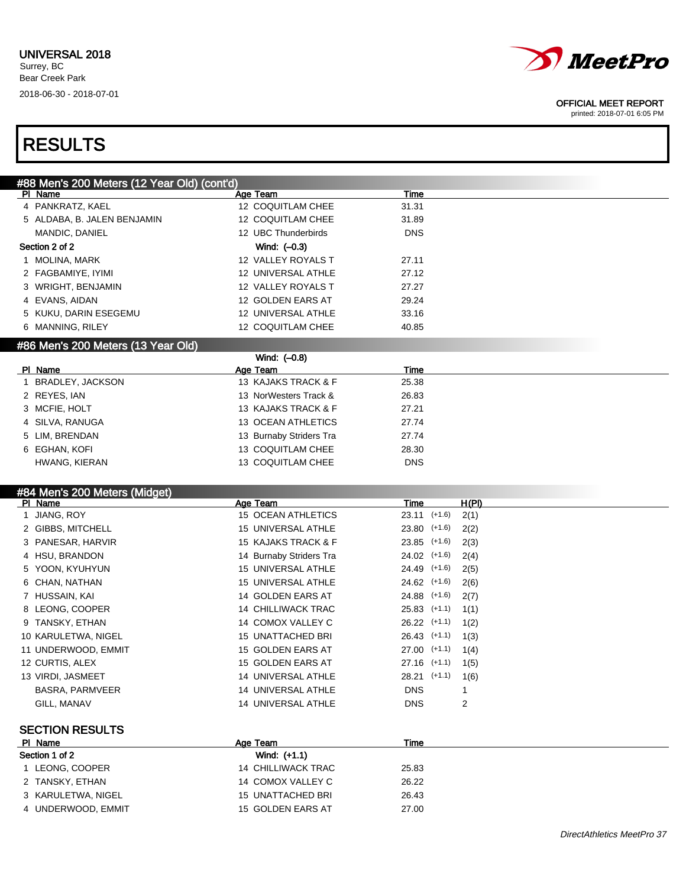UNIVERSAL 2018
Surrey, BC
Bear Creek Park
2018-06-30 - 2018-07-01

OFFICIAL MEET REPORT
printed: 2018-07-01 6:05 PM

# RESULTS

## #88 Men's 200 Meters (12 Year Old) (cont'd)

| Pl | Name | Age | Team | Time |
|---|---|---|---|---|
| 4 | PANKRATZ, KAEL | 12 | COQUITLAM CHEE | 31.31 |
| 5 | ALDABA, B. JALEN BENJAMIN | 12 | COQUITLAM CHEE | 31.89 |
| | MANDIC, DANIEL | 12 | UBC Thunderbirds | DNS |
| Section 2 of 2 | | | Wind: (–0.3) | |
| 1 | MOLINA, MARK | 12 | VALLEY ROYALS T | 27.11 |
| 2 | FAGBAMIYE, IYIMI | 12 | UNIVERSAL ATHLE | 27.12 |
| 3 | WRIGHT, BENJAMIN | 12 | VALLEY ROYALS T | 27.27 |
| 4 | EVANS, AIDAN | 12 | GOLDEN EARS AT | 29.24 |
| 5 | KUKU, DARIN ESEGEMU | 12 | UNIVERSAL ATHLE | 33.16 |
| 6 | MANNING, RILEY | 12 | COQUITLAM CHEE | 40.85 |

## #86 Men's 200 Meters (13 Year Old)

Wind: (–0.8)

| Pl | Name | Age | Team | Time |
|---|---|---|---|---|
| 1 | BRADLEY, JACKSON | 13 | KAJAKS TRACK & F | 25.38 |
| 2 | REYES, IAN | 13 | NorWesters Track & | 26.83 |
| 3 | MCFIE, HOLT | 13 | KAJAKS TRACK & F | 27.21 |
| 4 | SILVA, RANUGA | 13 | OCEAN ATHLETICS | 27.74 |
| 5 | LIM, BRENDAN | 13 | Burnaby Striders Tra | 27.74 |
| 6 | EGHAN, KOFI | 13 | COQUITLAM CHEE | 28.30 |
| | HWANG, KIERAN | 13 | COQUITLAM CHEE | DNS |

## #84 Men's 200 Meters (Midget)

| Pl | Name | Age | Team | Time | Wind | H(Pl) |
|---|---|---|---|---|---|---|
| 1 | JIANG, ROY | 15 | OCEAN ATHLETICS | 23.11 | (+1.6) | 2(1) |
| 2 | GIBBS, MITCHELL | 15 | UNIVERSAL ATHLE | 23.80 | (+1.6) | 2(2) |
| 3 | PANESAR, HARVIR | 15 | KAJAKS TRACK & F | 23.85 | (+1.6) | 2(3) |
| 4 | HSU, BRANDON | 14 | Burnaby Striders Tra | 24.02 | (+1.6) | 2(4) |
| 5 | YOON, KYUHYUN | 15 | UNIVERSAL ATHLE | 24.49 | (+1.6) | 2(5) |
| 6 | CHAN, NATHAN | 15 | UNIVERSAL ATHLE | 24.62 | (+1.6) | 2(6) |
| 7 | HUSSAIN, KAI | 14 | GOLDEN EARS AT | 24.88 | (+1.6) | 2(7) |
| 8 | LEONG, COOPER | 14 | CHILLIWACK TRAC | 25.83 | (+1.1) | 1(1) |
| 9 | TANSKY, ETHAN | 14 | COMOX VALLEY C | 26.22 | (+1.1) | 1(2) |
| 10 | KARULETWA, NIGEL | 15 | UNATTACHED BRI | 26.43 | (+1.1) | 1(3) |
| 11 | UNDERWOOD, EMMIT | 15 | GOLDEN EARS AT | 27.00 | (+1.1) | 1(4) |
| 12 | CURTIS, ALEX | 15 | GOLDEN EARS AT | 27.16 | (+1.1) | 1(5) |
| 13 | VIRDI, JASMEET | 14 | UNIVERSAL ATHLE | 28.21 | (+1.1) | 1(6) |
| | BASRA, PARMVEER | 14 | UNIVERSAL ATHLE | DNS | | 1 |
| | GILL, MANAV | 14 | UNIVERSAL ATHLE | DNS | | 2 |

### SECTION RESULTS

| Pl | Name | Age | Team | Time |
|---|---|---|---|---|
| Section 1 of 2 | | | Wind: (+1.1) | |
| 1 | LEONG, COOPER | 14 | CHILLIWACK TRAC | 25.83 |
| 2 | TANSKY, ETHAN | 14 | COMOX VALLEY C | 26.22 |
| 3 | KARULETWA, NIGEL | 15 | UNATTACHED BRI | 26.43 |
| 4 | UNDERWOOD, EMMIT | 15 | GOLDEN EARS AT | 27.00 |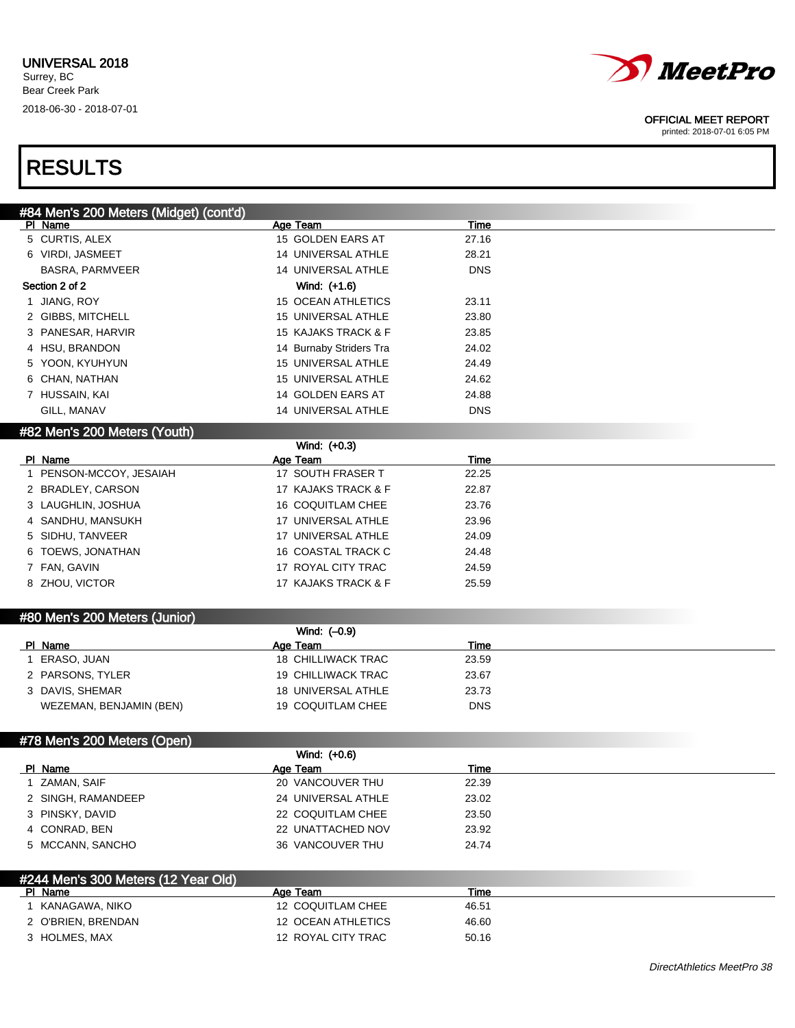UNIVERSAL 2018
Surrey, BC
Bear Creek Park
2018-06-30 - 2018-07-01

OFFICIAL MEET REPORT
printed: 2018-07-01 6:05 PM

# RESULTS

## #84 Men's 200 Meters (Midget) (cont'd)

| Pl | Name | Age | Team | Time |
|---|---|---|---|---|
| 5 | CURTIS, ALEX | 15 | GOLDEN EARS AT | 27.16 |
| 6 | VIRDI, JASMEET | 14 | UNIVERSAL ATHLE | 28.21 |
| | BASRA, PARMVEER | 14 | UNIVERSAL ATHLE | DNS |

**Section 2 of 2** Wind: (+1.6)

| Pl | Name | Age | Team | Time |
|---|---|---|---|---|
| 1 | JIANG, ROY | 15 | OCEAN ATHLETICS | 23.11 |
| 2 | GIBBS, MITCHELL | 15 | UNIVERSAL ATHLE | 23.80 |
| 3 | PANESAR, HARVIR | 15 | KAJAKS TRACK & F | 23.85 |
| 4 | HSU, BRANDON | 14 | Burnaby Striders Tra | 24.02 |
| 5 | YOON, KYUHYUN | 15 | UNIVERSAL ATHLE | 24.49 |
| 6 | CHAN, NATHAN | 15 | UNIVERSAL ATHLE | 24.62 |
| 7 | HUSSAIN, KAI | 14 | GOLDEN EARS AT | 24.88 |
| | GILL, MANAV | 14 | UNIVERSAL ATHLE | DNS |

## #82 Men's 200 Meters (Youth)

Wind: (+0.3)

| Pl | Name | Age | Team | Time |
|---|---|---|---|---|
| 1 | PENSON-MCCOY, JESAIAH | 17 | SOUTH FRASER T | 22.25 |
| 2 | BRADLEY, CARSON | 17 | KAJAKS TRACK & F | 22.87 |
| 3 | LAUGHLIN, JOSHUA | 16 | COQUITLAM CHEE | 23.76 |
| 4 | SANDHU, MANSUKH | 17 | UNIVERSAL ATHLE | 23.96 |
| 5 | SIDHU, TANVEER | 17 | UNIVERSAL ATHLE | 24.09 |
| 6 | TOEWS, JONATHAN | 16 | COASTAL TRACK C | 24.48 |
| 7 | FAN, GAVIN | 17 | ROYAL CITY TRAC | 24.59 |
| 8 | ZHOU, VICTOR | 17 | KAJAKS TRACK & F | 25.59 |

## #80 Men's 200 Meters (Junior)

Wind: (–0.9)

| Pl | Name | Age | Team | Time |
|---|---|---|---|---|
| 1 | ERASO, JUAN | 18 | CHILLIWACK TRAC | 23.59 |
| 2 | PARSONS, TYLER | 19 | CHILLIWACK TRAC | 23.67 |
| 3 | DAVIS, SHEMAR | 18 | UNIVERSAL ATHLE | 23.73 |
| | WEZEMAN, BENJAMIN (BEN) | 19 | COQUITLAM CHEE | DNS |

## #78 Men's 200 Meters (Open)

Wind: (+0.6)

| Pl | Name | Age | Team | Time |
|---|---|---|---|---|
| 1 | ZAMAN, SAIF | 20 | VANCOUVER THU | 22.39 |
| 2 | SINGH, RAMANDEEP | 24 | UNIVERSAL ATHLE | 23.02 |
| 3 | PINSKY, DAVID | 22 | COQUITLAM CHEE | 23.50 |
| 4 | CONRAD, BEN | 22 | UNATTACHED NOV | 23.92 |
| 5 | MCCANN, SANCHO | 36 | VANCOUVER THU | 24.74 |

## #244 Men's 300 Meters (12 Year Old)

| Pl | Name | Age | Team | Time |
|---|---|---|---|---|
| 1 | KANAGAWA, NIKO | 12 | COQUITLAM CHEE | 46.51 |
| 2 | O'BRIEN, BRENDAN | 12 | OCEAN ATHLETICS | 46.60 |
| 3 | HOLMES, MAX | 12 | ROYAL CITY TRAC | 50.16 |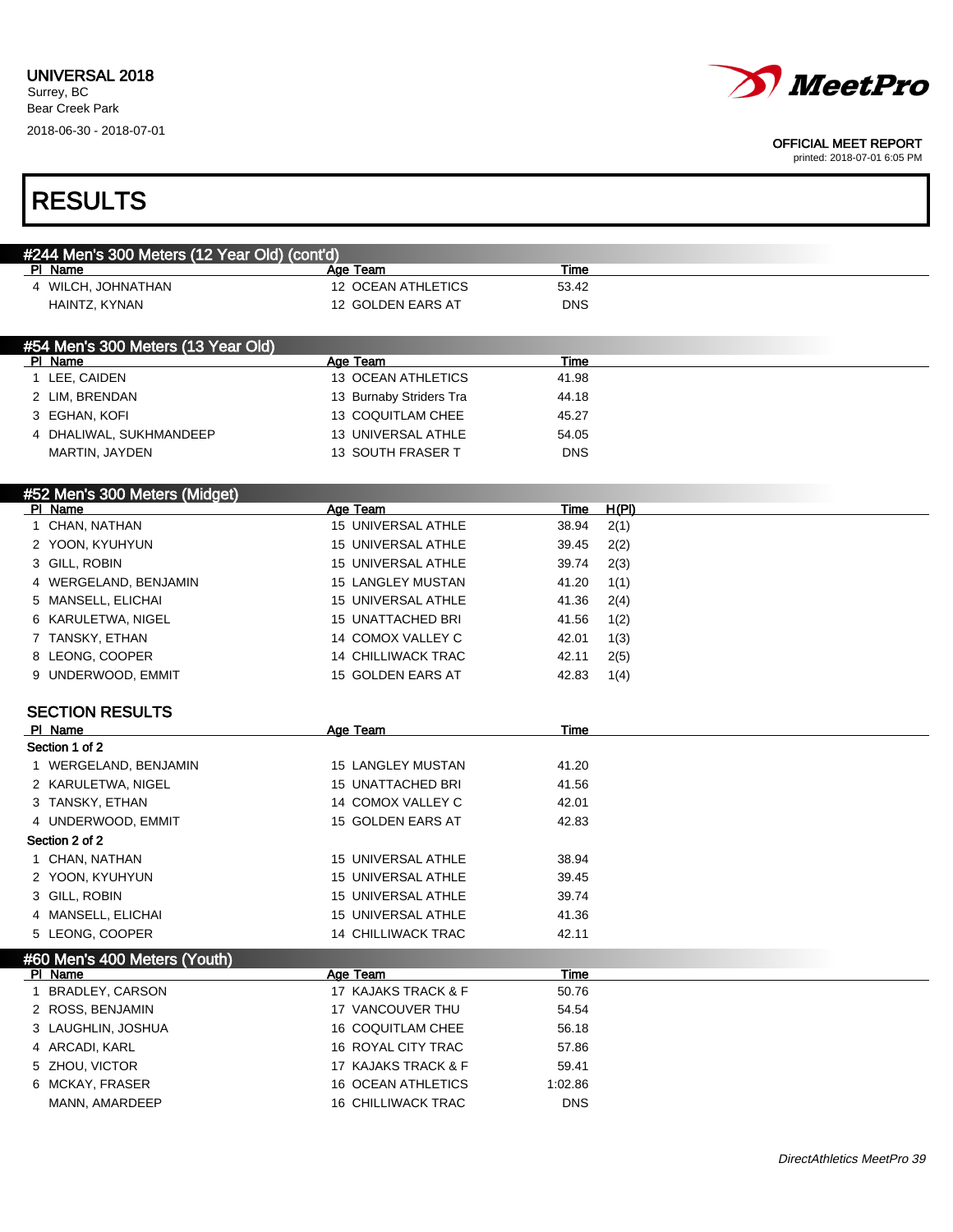UNIVERSAL 2018
Surrey, BC
Bear Creek Park
2018-06-30 - 2018-07-01

OFFICIAL MEET REPORT
printed: 2018-07-01 6:05 PM

# RESULTS

## #244 Men's 300 Meters (12 Year Old) (cont'd)

| Pl | Name | Age | Team | Time |
|---|---|---|---|---|
| 4 | WILCH, JOHNATHAN | 12 | OCEAN ATHLETICS | 53.42 |
| | HAINTZ, KYNAN | 12 | GOLDEN EARS AT | DNS |

## #54 Men's 300 Meters (13 Year Old)

| Pl | Name | Age | Team | Time |
|---|---|---|---|---|
| 1 | LEE, CAIDEN | 13 | OCEAN ATHLETICS | 41.98 |
| 2 | LIM, BRENDAN | 13 | Burnaby Striders Tra | 44.18 |
| 3 | EGHAN, KOFI | 13 | COQUITLAM CHEE | 45.27 |
| 4 | DHALIWAL, SUKHMANDEEP | 13 | UNIVERSAL ATHLE | 54.05 |
| | MARTIN, JAYDEN | 13 | SOUTH FRASER T | DNS |

## #52 Men's 300 Meters (Midget)

| Pl | Name | Age | Team | Time | H(Pl) |
|---|---|---|---|---|---|
| 1 | CHAN, NATHAN | 15 | UNIVERSAL ATHLE | 38.94 | 2(1) |
| 2 | YOON, KYUHYUN | 15 | UNIVERSAL ATHLE | 39.45 | 2(2) |
| 3 | GILL, ROBIN | 15 | UNIVERSAL ATHLE | 39.74 | 2(3) |
| 4 | WERGELAND, BENJAMIN | 15 | LANGLEY MUSTAN | 41.20 | 1(1) |
| 5 | MANSELL, ELICHAI | 15 | UNIVERSAL ATHLE | 41.36 | 2(4) |
| 6 | KARULETWA, NIGEL | 15 | UNATTACHED BRI | 41.56 | 1(2) |
| 7 | TANSKY, ETHAN | 14 | COMOX VALLEY C | 42.01 | 1(3) |
| 8 | LEONG, COOPER | 14 | CHILLIWACK TRAC | 42.11 | 2(5) |
| 9 | UNDERWOOD, EMMIT | 15 | GOLDEN EARS AT | 42.83 | 1(4) |

### SECTION RESULTS

| Pl | Name | Age | Team | Time |
|---|---|---|---|---|
| **Section 1 of 2** | | | | |
| 1 | WERGELAND, BENJAMIN | 15 | LANGLEY MUSTAN | 41.20 |
| 2 | KARULETWA, NIGEL | 15 | UNATTACHED BRI | 41.56 |
| 3 | TANSKY, ETHAN | 14 | COMOX VALLEY C | 42.01 |
| 4 | UNDERWOOD, EMMIT | 15 | GOLDEN EARS AT | 42.83 |
| **Section 2 of 2** | | | | |
| 1 | CHAN, NATHAN | 15 | UNIVERSAL ATHLE | 38.94 |
| 2 | YOON, KYUHYUN | 15 | UNIVERSAL ATHLE | 39.45 |
| 3 | GILL, ROBIN | 15 | UNIVERSAL ATHLE | 39.74 |
| 4 | MANSELL, ELICHAI | 15 | UNIVERSAL ATHLE | 41.36 |
| 5 | LEONG, COOPER | 14 | CHILLIWACK TRAC | 42.11 |

## #60 Men's 400 Meters (Youth)

| Pl | Name | Age | Team | Time |
|---|---|---|---|---|
| 1 | BRADLEY, CARSON | 17 | KAJAKS TRACK & F | 50.76 |
| 2 | ROSS, BENJAMIN | 17 | VANCOUVER THU | 54.54 |
| 3 | LAUGHLIN, JOSHUA | 16 | COQUITLAM CHEE | 56.18 |
| 4 | ARCADI, KARL | 16 | ROYAL CITY TRAC | 57.86 |
| 5 | ZHOU, VICTOR | 17 | KAJAKS TRACK & F | 59.41 |
| 6 | MCKAY, FRASER | 16 | OCEAN ATHLETICS | 1:02.86 |
| | MANN, AMARDEEP | 16 | CHILLIWACK TRAC | DNS |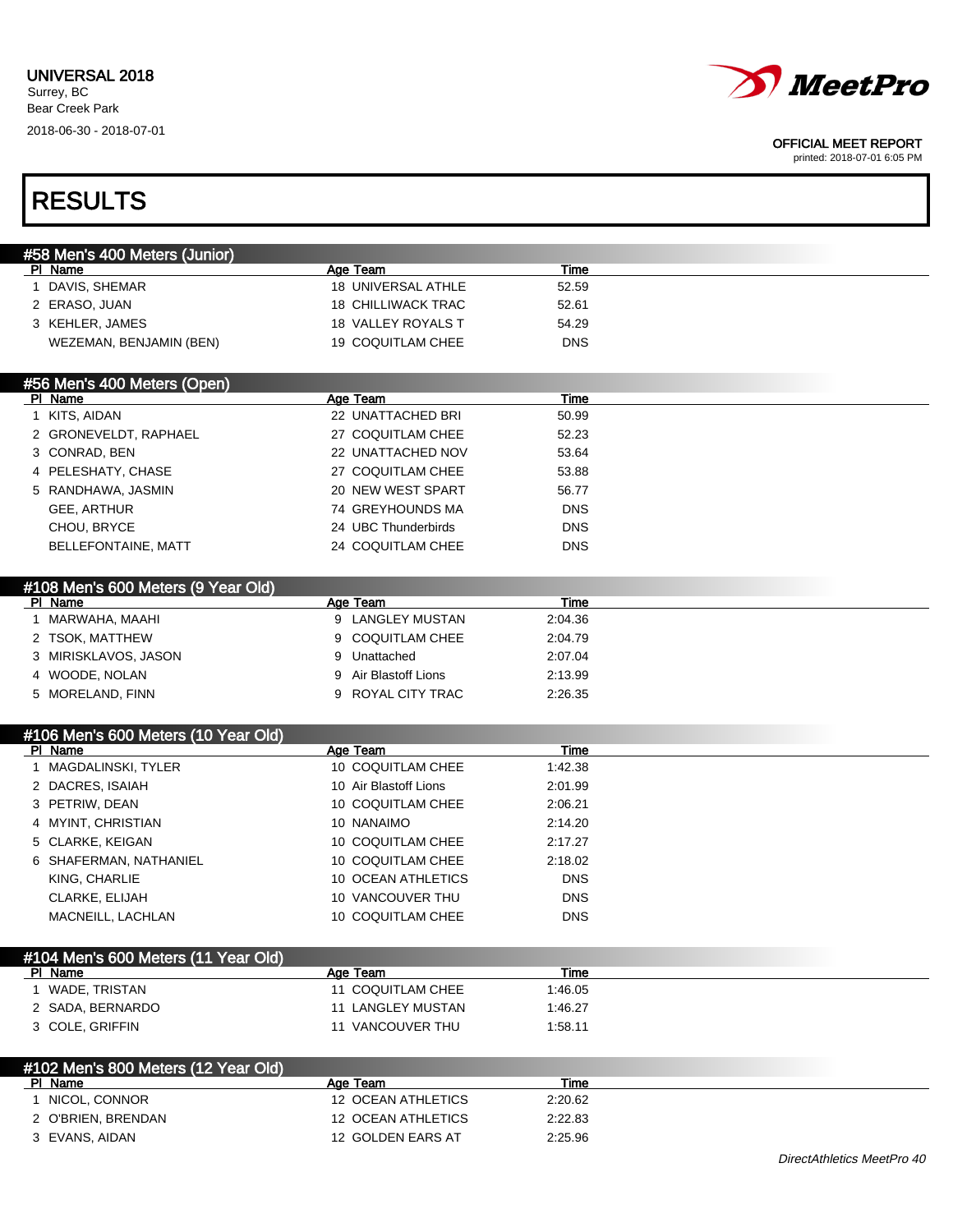UNIVERSAL 2018
Surrey, BC
Bear Creek Park
2018-06-30 - 2018-07-01

OFFICIAL MEET REPORT
printed: 2018-07-01 6:05 PM

# RESULTS

## #58 Men's 400 Meters (Junior)

| Pl | Name | Age | Team | Time |
|---|---|---|---|---|
| 1 | DAVIS, SHEMAR | 18 | UNIVERSAL ATHLE | 52.59 |
| 2 | ERASO, JUAN | 18 | CHILLIWACK TRAC | 52.61 |
| 3 | KEHLER, JAMES | 18 | VALLEY ROYALS T | 54.29 |
| | WEZEMAN, BENJAMIN (BEN) | 19 | COQUITLAM CHEE | DNS |

## #56 Men's 400 Meters (Open)

| Pl | Name | Age | Team | Time |
|---|---|---|---|---|
| 1 | KITS, AIDAN | 22 | UNATTACHED BRI | 50.99 |
| 2 | GRONEVELDT, RAPHAEL | 27 | COQUITLAM CHEE | 52.23 |
| 3 | CONRAD, BEN | 22 | UNATTACHED NOV | 53.64 |
| 4 | PELESHATY, CHASE | 27 | COQUITLAM CHEE | 53.88 |
| 5 | RANDHAWA, JASMIN | 20 | NEW WEST SPART | 56.77 |
| | GEE, ARTHUR | 74 | GREYHOUNDS MA | DNS |
| | CHOU, BRYCE | 24 | UBC Thunderbirds | DNS |
| | BELLEFONTAINE, MATT | 24 | COQUITLAM CHEE | DNS |

## #108 Men's 600 Meters (9 Year Old)

| Pl | Name | Age | Team | Time |
|---|---|---|---|---|
| 1 | MARWAHA, MAAHI | 9 | LANGLEY MUSTAN | 2:04.36 |
| 2 | TSOK, MATTHEW | 9 | COQUITLAM CHEE | 2:04.79 |
| 3 | MIRISKLAVOS, JASON | 9 | Unattached | 2:07.04 |
| 4 | WOODE, NOLAN | 9 | Air Blastoff Lions | 2:13.99 |
| 5 | MORELAND, FINN | 9 | ROYAL CITY TRAC | 2:26.35 |

## #106 Men's 600 Meters (10 Year Old)

| Pl | Name | Age | Team | Time |
|---|---|---|---|---|
| 1 | MAGDALINSKI, TYLER | 10 | COQUITLAM CHEE | 1:42.38 |
| 2 | DACRES, ISAIAH | 10 | Air Blastoff Lions | 2:01.99 |
| 3 | PETRIW, DEAN | 10 | COQUITLAM CHEE | 2:06.21 |
| 4 | MYINT, CHRISTIAN | 10 | NANAIMO | 2:14.20 |
| 5 | CLARKE, KEIGAN | 10 | COQUITLAM CHEE | 2:17.27 |
| 6 | SHAFERMAN, NATHANIEL | 10 | COQUITLAM CHEE | 2:18.02 |
| | KING, CHARLIE | 10 | OCEAN ATHLETICS | DNS |
| | CLARKE, ELIJAH | 10 | VANCOUVER THU | DNS |
| | MACNEILL, LACHLAN | 10 | COQUITLAM CHEE | DNS |

## #104 Men's 600 Meters (11 Year Old)

| Pl | Name | Age | Team | Time |
|---|---|---|---|---|
| 1 | WADE, TRISTAN | 11 | COQUITLAM CHEE | 1:46.05 |
| 2 | SADA, BERNARDO | 11 | LANGLEY MUSTAN | 1:46.27 |
| 3 | COLE, GRIFFIN | 11 | VANCOUVER THU | 1:58.11 |

## #102 Men's 800 Meters (12 Year Old)

| Pl | Name | Age | Team | Time |
|---|---|---|---|---|
| 1 | NICOL, CONNOR | 12 | OCEAN ATHLETICS | 2:20.62 |
| 2 | O'BRIEN, BRENDAN | 12 | OCEAN ATHLETICS | 2:22.83 |
| 3 | EVANS, AIDAN | 12 | GOLDEN EARS AT | 2:25.96 |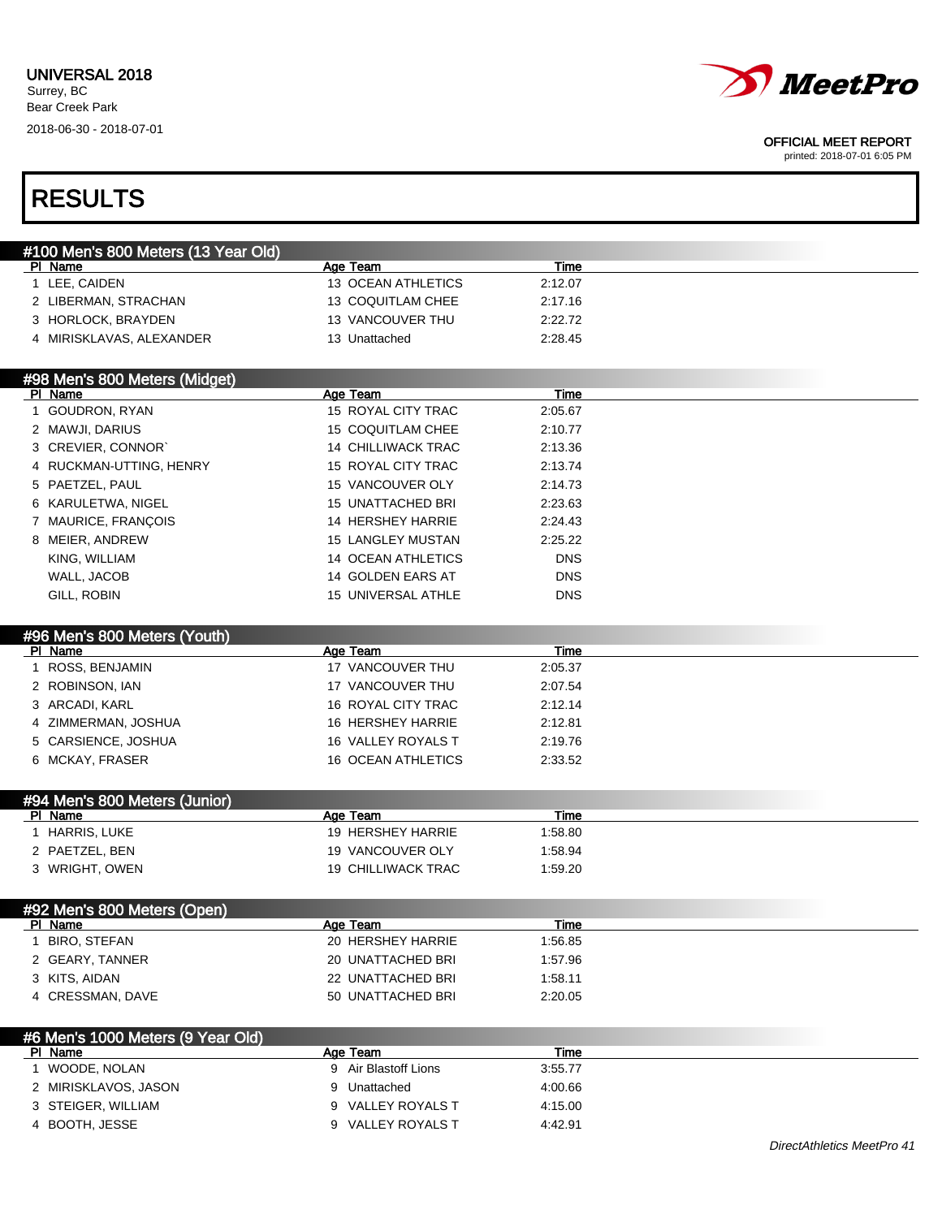UNIVERSAL 2018
Surrey, BC
Bear Creek Park
2018-06-30 - 2018-07-01

OFFICIAL MEET REPORT
printed: 2018-07-01 6:05 PM

# RESULTS

## #100 Men's 800 Meters (13 Year Old)

| Pl | Name | Age | Team | Time |
|---|---|---|---|---|
| 1 | LEE, CAIDEN | 13 | OCEAN ATHLETICS | 2:12.07 |
| 2 | LIBERMAN, STRACHAN | 13 | COQUITLAM CHEE | 2:17.16 |
| 3 | HORLOCK, BRAYDEN | 13 | VANCOUVER THU | 2:22.72 |
| 4 | MIRISKLAVAS, ALEXANDER | 13 | Unattached | 2:28.45 |

## #98 Men's 800 Meters (Midget)

| Pl | Name | Age | Team | Time |
|---|---|---|---|---|
| 1 | GOUDRON, RYAN | 15 | ROYAL CITY TRAC | 2:05.67 |
| 2 | MAWJI, DARIUS | 15 | COQUITLAM CHEE | 2:10.77 |
| 3 | CREVIER, CONNOR` | 14 | CHILLIWACK TRAC | 2:13.36 |
| 4 | RUCKMAN-UTTING, HENRY | 15 | ROYAL CITY TRAC | 2:13.74 |
| 5 | PAETZEL, PAUL | 15 | VANCOUVER OLY | 2:14.73 |
| 6 | KARULETWA, NIGEL | 15 | UNATTACHED BRI | 2:23.63 |
| 7 | MAURICE, FRANÇOIS | 14 | HERSHEY HARRIE | 2:24.43 |
| 8 | MEIER, ANDREW | 15 | LANGLEY MUSTAN | 2:25.22 |
| | KING, WILLIAM | 14 | OCEAN ATHLETICS | DNS |
| | WALL, JACOB | 14 | GOLDEN EARS AT | DNS |
| | GILL, ROBIN | 15 | UNIVERSAL ATHLE | DNS |

## #96 Men's 800 Meters (Youth)

| Pl | Name | Age | Team | Time |
|---|---|---|---|---|
| 1 | ROSS, BENJAMIN | 17 | VANCOUVER THU | 2:05.37 |
| 2 | ROBINSON, IAN | 17 | VANCOUVER THU | 2:07.54 |
| 3 | ARCADI, KARL | 16 | ROYAL CITY TRAC | 2:12.14 |
| 4 | ZIMMERMAN, JOSHUA | 16 | HERSHEY HARRIE | 2:12.81 |
| 5 | CARSIENCE, JOSHUA | 16 | VALLEY ROYALS T | 2:19.76 |
| 6 | MCKAY, FRASER | 16 | OCEAN ATHLETICS | 2:33.52 |

## #94 Men's 800 Meters (Junior)

| Pl | Name | Age | Team | Time |
|---|---|---|---|---|
| 1 | HARRIS, LUKE | 19 | HERSHEY HARRIE | 1:58.80 |
| 2 | PAETZEL, BEN | 19 | VANCOUVER OLY | 1:58.94 |
| 3 | WRIGHT, OWEN | 19 | CHILLIWACK TRAC | 1:59.20 |

## #92 Men's 800 Meters (Open)

| Pl | Name | Age | Team | Time |
|---|---|---|---|---|
| 1 | BIRO, STEFAN | 20 | HERSHEY HARRIE | 1:56.85 |
| 2 | GEARY, TANNER | 20 | UNATTACHED BRI | 1:57.96 |
| 3 | KITS, AIDAN | 22 | UNATTACHED BRI | 1:58.11 |
| 4 | CRESSMAN, DAVE | 50 | UNATTACHED BRI | 2:20.05 |

## #6 Men's 1000 Meters (9 Year Old)

| Pl | Name | Age | Team | Time |
|---|---|---|---|---|
| 1 | WOODE, NOLAN | 9 | Air Blastoff Lions | 3:55.77 |
| 2 | MIRISKLAVAS, JASON | 9 | Unattached | 4:00.66 |
| 3 | STEIGER, WILLIAM | 9 | VALLEY ROYALS T | 4:15.00 |
| 4 | BOOTH, JESSE | 9 | VALLEY ROYALS T | 4:42.91 |

*DirectAthletics MeetPro 41*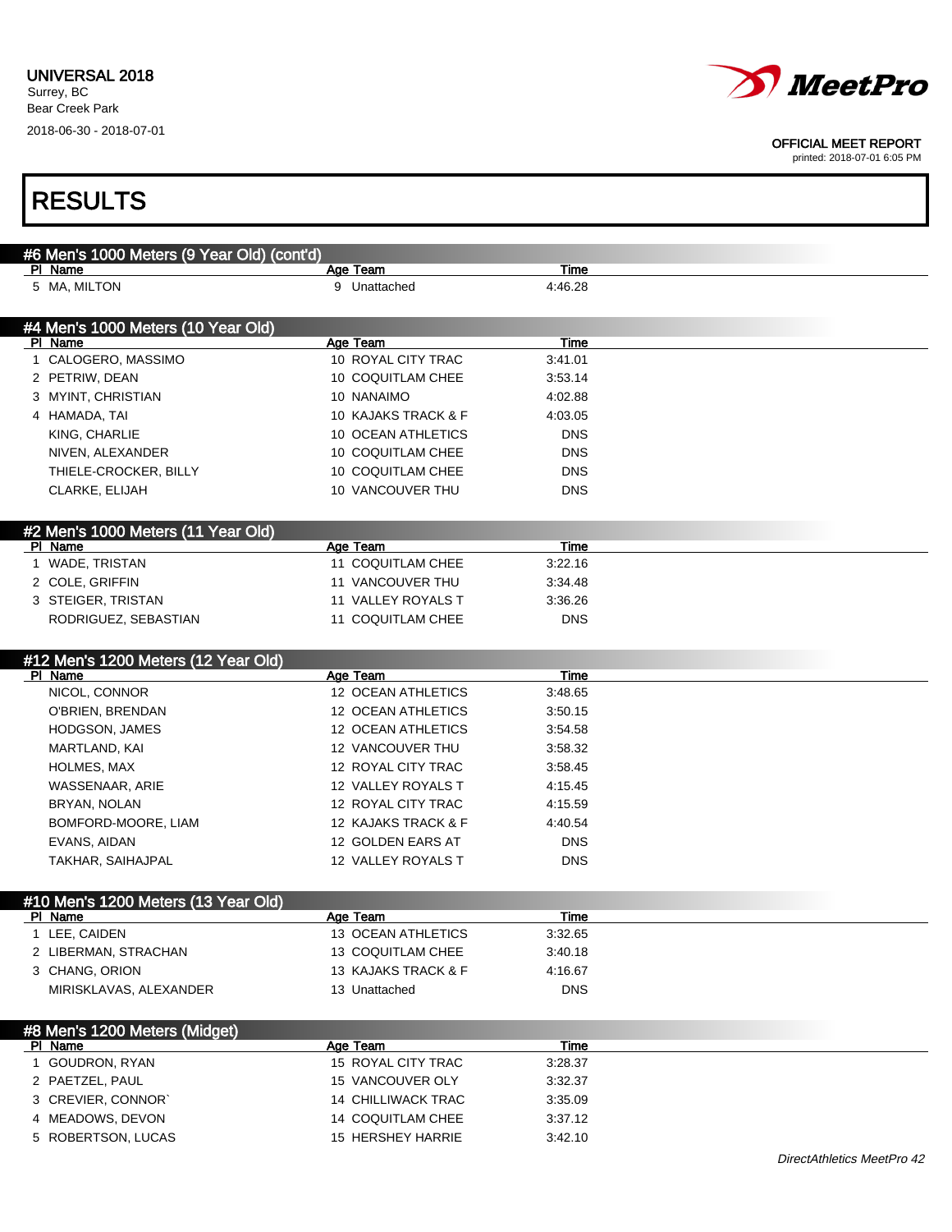UNIVERSAL 2018
Surrey, BC
Bear Creek Park
2018-06-30 - 2018-07-01

OFFICIAL MEET REPORT
printed: 2018-07-01 6:05 PM

# RESULTS

## #6 Men's 1000 Meters (9 Year Old) (cont'd)

| Pl | Name | Age | Team | Time |
|---|---|---|---|---|
| 5 | MA, MILTON | 9 | Unattached | 4:46.28 |

## #4 Men's 1000 Meters (10 Year Old)

| Pl | Name | Age | Team | Time |
|---|---|---|---|---|
| 1 | CALOGERO, MASSIMO | 10 | ROYAL CITY TRAC | 3:41.01 |
| 2 | PETRIW, DEAN | 10 | COQUITLAM CHEE | 3:53.14 |
| 3 | MYINT, CHRISTIAN | 10 | NANAIMO | 4:02.88 |
| 4 | HAMADA, TAI | 10 | KAJAKS TRACK & F | 4:03.05 |
| | KING, CHARLIE | 10 | OCEAN ATHLETICS | DNS |
| | NIVEN, ALEXANDER | 10 | COQUITLAM CHEE | DNS |
| | THIELE-CROCKER, BILLY | 10 | COQUITLAM CHEE | DNS |
| | CLARKE, ELIJAH | 10 | VANCOUVER THU | DNS |

## #2 Men's 1000 Meters (11 Year Old)

| Pl | Name | Age | Team | Time |
|---|---|---|---|---|
| 1 | WADE, TRISTAN | 11 | COQUITLAM CHEE | 3:22.16 |
| 2 | COLE, GRIFFIN | 11 | VANCOUVER THU | 3:34.48 |
| 3 | STEIGER, TRISTAN | 11 | VALLEY ROYALS T | 3:36.26 |
| | RODRIGUEZ, SEBASTIAN | 11 | COQUITLAM CHEE | DNS |

## #12 Men's 1200 Meters (12 Year Old)

| Pl | Name | Age | Team | Time |
|---|---|---|---|---|
| | NICOL, CONNOR | 12 | OCEAN ATHLETICS | 3:48.65 |
| | O'BRIEN, BRENDAN | 12 | OCEAN ATHLETICS | 3:50.15 |
| | HODGSON, JAMES | 12 | OCEAN ATHLETICS | 3:54.58 |
| | MARTLAND, KAI | 12 | VANCOUVER THU | 3:58.32 |
| | HOLMES, MAX | 12 | ROYAL CITY TRAC | 3:58.45 |
| | WASSENAAR, ARIE | 12 | VALLEY ROYALS T | 4:15.45 |
| | BRYAN, NOLAN | 12 | ROYAL CITY TRAC | 4:15.59 |
| | BOMFORD-MOORE, LIAM | 12 | KAJAKS TRACK & F | 4:40.54 |
| | EVANS, AIDAN | 12 | GOLDEN EARS AT | DNS |
| | TAKHAR, SAIHAJPAL | 12 | VALLEY ROYALS T | DNS |

## #10 Men's 1200 Meters (13 Year Old)

| Pl | Name | Age | Team | Time |
|---|---|---|---|---|
| 1 | LEE, CAIDEN | 13 | OCEAN ATHLETICS | 3:32.65 |
| 2 | LIBERMAN, STRACHAN | 13 | COQUITLAM CHEE | 3:40.18 |
| 3 | CHANG, ORION | 13 | KAJAKS TRACK & F | 4:16.67 |
| | MIRISKLAVAS, ALEXANDER | 13 | Unattached | DNS |

## #8 Men's 1200 Meters (Midget)

| Pl | Name | Age | Team | Time |
|---|---|---|---|---|
| 1 | GOUDRON, RYAN | 15 | ROYAL CITY TRAC | 3:28.37 |
| 2 | PAETZEL, PAUL | 15 | VANCOUVER OLY | 3:32.37 |
| 3 | CREVIER, CONNOR` | 14 | CHILLIWACK TRAC | 3:35.09 |
| 4 | MEADOWS, DEVON | 14 | COQUITLAM CHEE | 3:37.12 |
| 5 | ROBERTSON, LUCAS | 15 | HERSHEY HARRIE | 3:42.10 |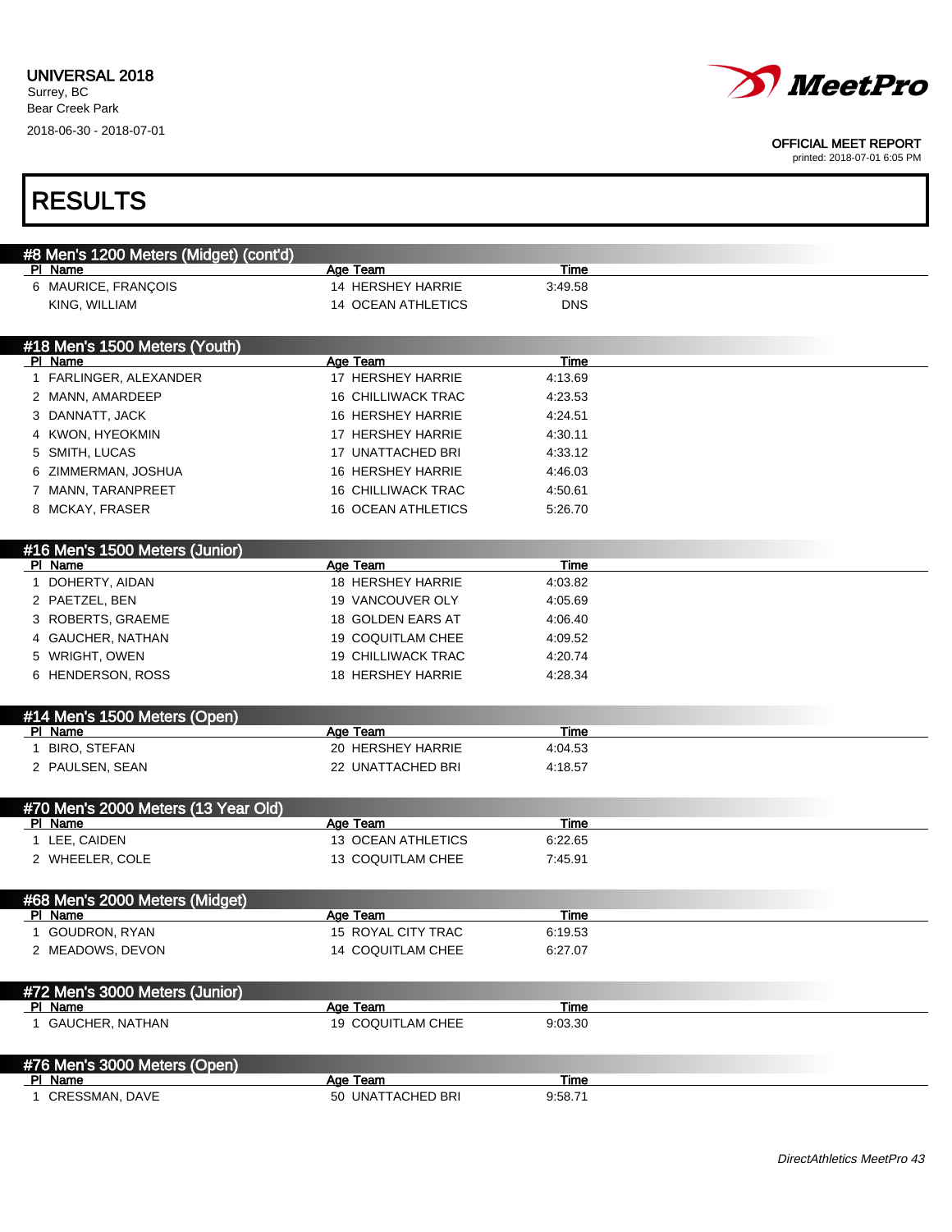UNIVERSAL 2018
Surrey, BC
Bear Creek Park
2018-06-30 - 2018-07-01

OFFICIAL MEET REPORT
printed: 2018-07-01 6:05 PM

# RESULTS

## #8 Men's 1200 Meters (Midget) (cont'd)

| Pl | Name | Age | Team | Time |
|---|---|---|---|---|
| 6 | MAURICE, FRANÇOIS | 14 | HERSHEY HARRIE | 3:49.58 |
| | KING, WILLIAM | 14 | OCEAN ATHLETICS | DNS |

## #18 Men's 1500 Meters (Youth)

| Pl | Name | Age | Team | Time |
|---|---|---|---|---|
| 1 | FARLINGER, ALEXANDER | 17 | HERSHEY HARRIE | 4:13.69 |
| 2 | MANN, AMARDEEP | 16 | CHILLIWACK TRAC | 4:23.53 |
| 3 | DANNATT, JACK | 16 | HERSHEY HARRIE | 4:24.51 |
| 4 | KWON, HYEOKMIN | 17 | HERSHEY HARRIE | 4:30.11 |
| 5 | SMITH, LUCAS | 17 | UNATTACHED BRI | 4:33.12 |
| 6 | ZIMMERMAN, JOSHUA | 16 | HERSHEY HARRIE | 4:46.03 |
| 7 | MANN, TARANPREET | 16 | CHILLIWACK TRAC | 4:50.61 |
| 8 | MCKAY, FRASER | 16 | OCEAN ATHLETICS | 5:26.70 |

## #16 Men's 1500 Meters (Junior)

| Pl | Name | Age | Team | Time |
|---|---|---|---|---|
| 1 | DOHERTY, AIDAN | 18 | HERSHEY HARRIE | 4:03.82 |
| 2 | PAETZEL, BEN | 19 | VANCOUVER OLY | 4:05.69 |
| 3 | ROBERTS, GRAEME | 18 | GOLDEN EARS AT | 4:06.40 |
| 4 | GAUCHER, NATHAN | 19 | COQUITLAM CHEE | 4:09.52 |
| 5 | WRIGHT, OWEN | 19 | CHILLIWACK TRAC | 4:20.74 |
| 6 | HENDERSON, ROSS | 18 | HERSHEY HARRIE | 4:28.34 |

## #14 Men's 1500 Meters (Open)

| Pl | Name | Age | Team | Time |
|---|---|---|---|---|
| 1 | BIRO, STEFAN | 20 | HERSHEY HARRIE | 4:04.53 |
| 2 | PAULSEN, SEAN | 22 | UNATTACHED BRI | 4:18.57 |

## #70 Men's 2000 Meters (13 Year Old)

| Pl | Name | Age | Team | Time |
|---|---|---|---|---|
| 1 | LEE, CAIDEN | 13 | OCEAN ATHLETICS | 6:22.65 |
| 2 | WHEELER, COLE | 13 | COQUITLAM CHEE | 7:45.91 |

## #68 Men's 2000 Meters (Midget)

| Pl | Name | Age | Team | Time |
|---|---|---|---|---|
| 1 | GOUDRON, RYAN | 15 | ROYAL CITY TRAC | 6:19.53 |
| 2 | MEADOWS, DEVON | 14 | COQUITLAM CHEE | 6:27.07 |

## #72 Men's 3000 Meters (Junior)

| Pl | Name | Age | Team | Time |
|---|---|---|---|---|
| 1 | GAUCHER, NATHAN | 19 | COQUITLAM CHEE | 9:03.30 |

## #76 Men's 3000 Meters (Open)

| Pl | Name | Age | Team | Time |
|---|---|---|---|---|
| 1 | CRESSMAN, DAVE | 50 | UNATTACHED BRI | 9:58.71 |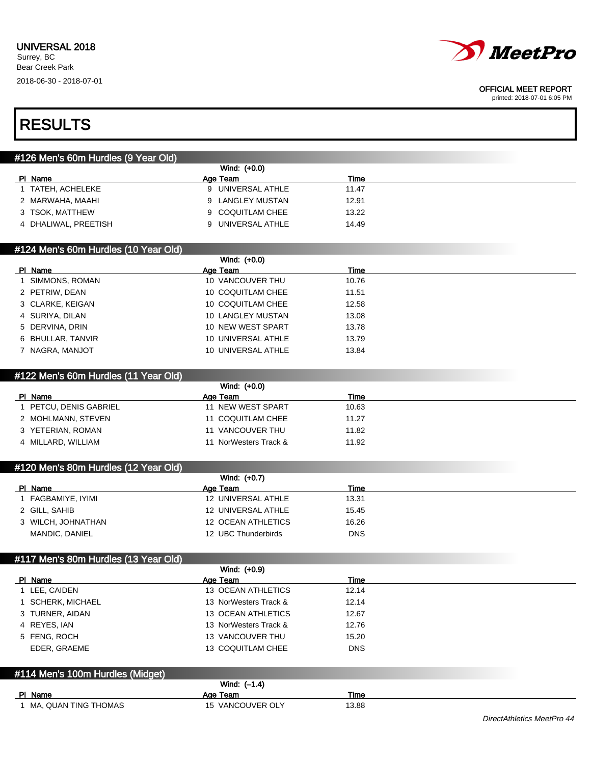UNIVERSAL 2018
Surrey, BC
Bear Creek Park
2018-06-30 - 2018-07-01

OFFICIAL MEET REPORT
printed: 2018-07-01 6:05 PM

# RESULTS

## #126 Men's 60m Hurdles (9 Year Old)

Wind: (+0.0)

| Pl | Name | Age | Team | Time |
|---|---|---|---|---|
| 1 | TATEH, ACHELEKE | 9 | UNIVERSAL ATHLE | 11.47 |
| 2 | MARWAHA, MAAHI | 9 | LANGLEY MUSTAN | 12.91 |
| 3 | TSOK, MATTHEW | 9 | COQUITLAM CHEE | 13.22 |
| 4 | DHALIWAL, PREETISH | 9 | UNIVERSAL ATHLE | 14.49 |

## #124 Men's 60m Hurdles (10 Year Old)

Wind: (+0.0)

| Pl | Name | Age | Team | Time |
|---|---|---|---|---|
| 1 | SIMMONS, ROMAN | 10 | VANCOUVER THU | 10.76 |
| 2 | PETRIW, DEAN | 10 | COQUITLAM CHEE | 11.51 |
| 3 | CLARKE, KEIGAN | 10 | COQUITLAM CHEE | 12.58 |
| 4 | SURIYA, DILAN | 10 | LANGLEY MUSTAN | 13.08 |
| 5 | DERVINA, DRIN | 10 | NEW WEST SPART | 13.78 |
| 6 | BHULLAR, TANVIR | 10 | UNIVERSAL ATHLE | 13.79 |
| 7 | NAGRA, MANJOT | 10 | UNIVERSAL ATHLE | 13.84 |

## #122 Men's 60m Hurdles (11 Year Old)

Wind: (+0.0)

| Pl | Name | Age | Team | Time |
|---|---|---|---|---|
| 1 | PETCU, DENIS GABRIEL | 11 | NEW WEST SPART | 10.63 |
| 2 | MOHLMANN, STEVEN | 11 | COQUITLAM CHEE | 11.27 |
| 3 | YETERIAN, ROMAN | 11 | VANCOUVER THU | 11.82 |
| 4 | MILLARD, WILLIAM | 11 | NorWesters Track & | 11.92 |

## #120 Men's 80m Hurdles (12 Year Old)

Wind: (+0.7)

| Pl | Name | Age | Team | Time |
|---|---|---|---|---|
| 1 | FAGBAMIYE, IYIMI | 12 | UNIVERSAL ATHLE | 13.31 |
| 2 | GILL, SAHIB | 12 | UNIVERSAL ATHLE | 15.45 |
| 3 | WILCH, JOHNATHAN | 12 | OCEAN ATHLETICS | 16.26 |
| | MANDIC, DANIEL | 12 | UBC Thunderbirds | DNS |

## #117 Men's 80m Hurdles (13 Year Old)

Wind: (+0.9)

| Pl | Name | Age | Team | Time |
|---|---|---|---|---|
| 1 | LEE, CAIDEN | 13 | OCEAN ATHLETICS | 12.14 |
| 1 | SCHERK, MICHAEL | 13 | NorWesters Track & | 12.14 |
| 3 | TURNER, AIDAN | 13 | OCEAN ATHLETICS | 12.67 |
| 4 | REYES, IAN | 13 | NorWesters Track & | 12.76 |
| 5 | FENG, ROCH | 13 | VANCOUVER THU | 15.20 |
| | EDER, GRAEME | 13 | COQUITLAM CHEE | DNS |

## #114 Men's 100m Hurdles (Midget)

Wind: (–1.4)

| Pl | Name | Age | Team | Time |
|---|---|---|---|---|
| 1 | MA, QUAN TING THOMAS | 15 | VANCOUVER OLY | 13.88 |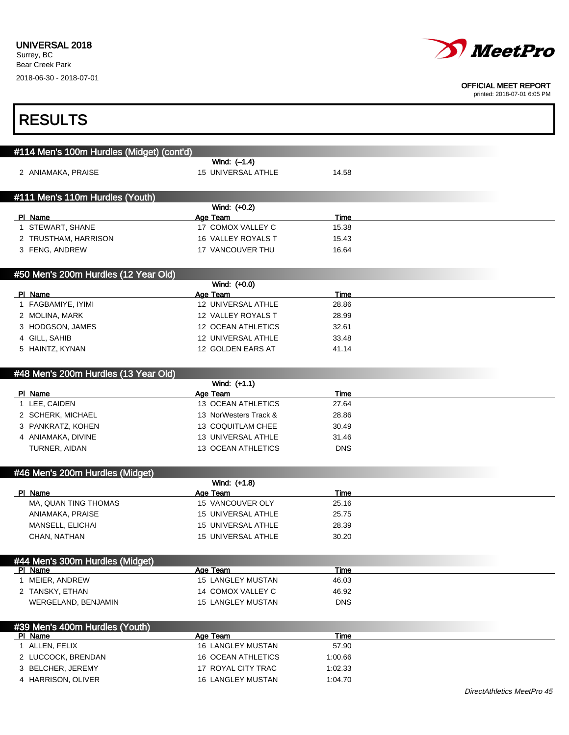UNIVERSAL 2018
Surrey, BC
Bear Creek Park
2018-06-30 - 2018-07-01

OFFICIAL MEET REPORT
printed: 2018-07-01 6:05 PM

# RESULTS

## #114 Men's 100m Hurdles (Midget) (cont'd)

Wind: (–1.4)

| Pl | Name | Age | Team | Time |
|---|---|---|---|---|
| 2 | ANIAMAKA, PRAISE | 15 | UNIVERSAL ATHLE | 14.58 |

## #111 Men's 110m Hurdles (Youth)

Wind: (+0.2)

| Pl | Name | Age | Team | Time |
|---|---|---|---|---|
| 1 | STEWART, SHANE | 17 | COMOX VALLEY C | 15.38 |
| 2 | TRUSTHAM, HARRISON | 16 | VALLEY ROYALS T | 15.43 |
| 3 | FENG, ANDREW | 17 | VANCOUVER THU | 16.64 |

## #50 Men's 200m Hurdles (12 Year Old)

Wind: (+0.0)

| Pl | Name | Age | Team | Time |
|---|---|---|---|---|
| 1 | FAGBAMIYE, IYIMI | 12 | UNIVERSAL ATHLE | 28.86 |
| 2 | MOLINA, MARK | 12 | VALLEY ROYALS T | 28.99 |
| 3 | HODGSON, JAMES | 12 | OCEAN ATHLETICS | 32.61 |
| 4 | GILL, SAHIB | 12 | UNIVERSAL ATHLE | 33.48 |
| 5 | HAINTZ, KYNAN | 12 | GOLDEN EARS AT | 41.14 |

## #48 Men's 200m Hurdles (13 Year Old)

Wind: (+1.1)

| Pl | Name | Age | Team | Time |
|---|---|---|---|---|
| 1 | LEE, CAIDEN | 13 | OCEAN ATHLETICS | 27.64 |
| 2 | SCHERK, MICHAEL | 13 | NorWesters Track & | 28.86 |
| 3 | PANKRATZ, KOHEN | 13 | COQUITLAM CHEE | 30.49 |
| 4 | ANIAMAKA, DIVINE | 13 | UNIVERSAL ATHLE | 31.46 |
| | TURNER, AIDAN | 13 | OCEAN ATHLETICS | DNS |

## #46 Men's 200m Hurdles (Midget)

Wind: (+1.8)

| Pl | Name | Age | Team | Time |
|---|---|---|---|---|
| | MA, QUAN TING THOMAS | 15 | VANCOUVER OLY | 25.16 |
| | ANIAMAKA, PRAISE | 15 | UNIVERSAL ATHLE | 25.75 |
| | MANSELL, ELICHAI | 15 | UNIVERSAL ATHLE | 28.39 |
| | CHAN, NATHAN | 15 | UNIVERSAL ATHLE | 30.20 |

## #44 Men's 300m Hurdles (Midget)

| Pl | Name | Age | Team | Time |
|---|---|---|---|---|
| 1 | MEIER, ANDREW | 15 | LANGLEY MUSTAN | 46.03 |
| 2 | TANSKY, ETHAN | 14 | COMOX VALLEY C | 46.92 |
| | WERGELAND, BENJAMIN | 15 | LANGLEY MUSTAN | DNS |

## #39 Men's 400m Hurdles (Youth)

| Pl | Name | Age | Team | Time |
|---|---|---|---|---|
| 1 | ALLEN, FELIX | 16 | LANGLEY MUSTAN | 57.90 |
| 2 | LUCCOCK, BRENDAN | 16 | OCEAN ATHLETICS | 1:00.66 |
| 3 | BELCHER, JEREMY | 17 | ROYAL CITY TRAC | 1:02.33 |
| 4 | HARRISON, OLIVER | 16 | LANGLEY MUSTAN | 1:04.70 |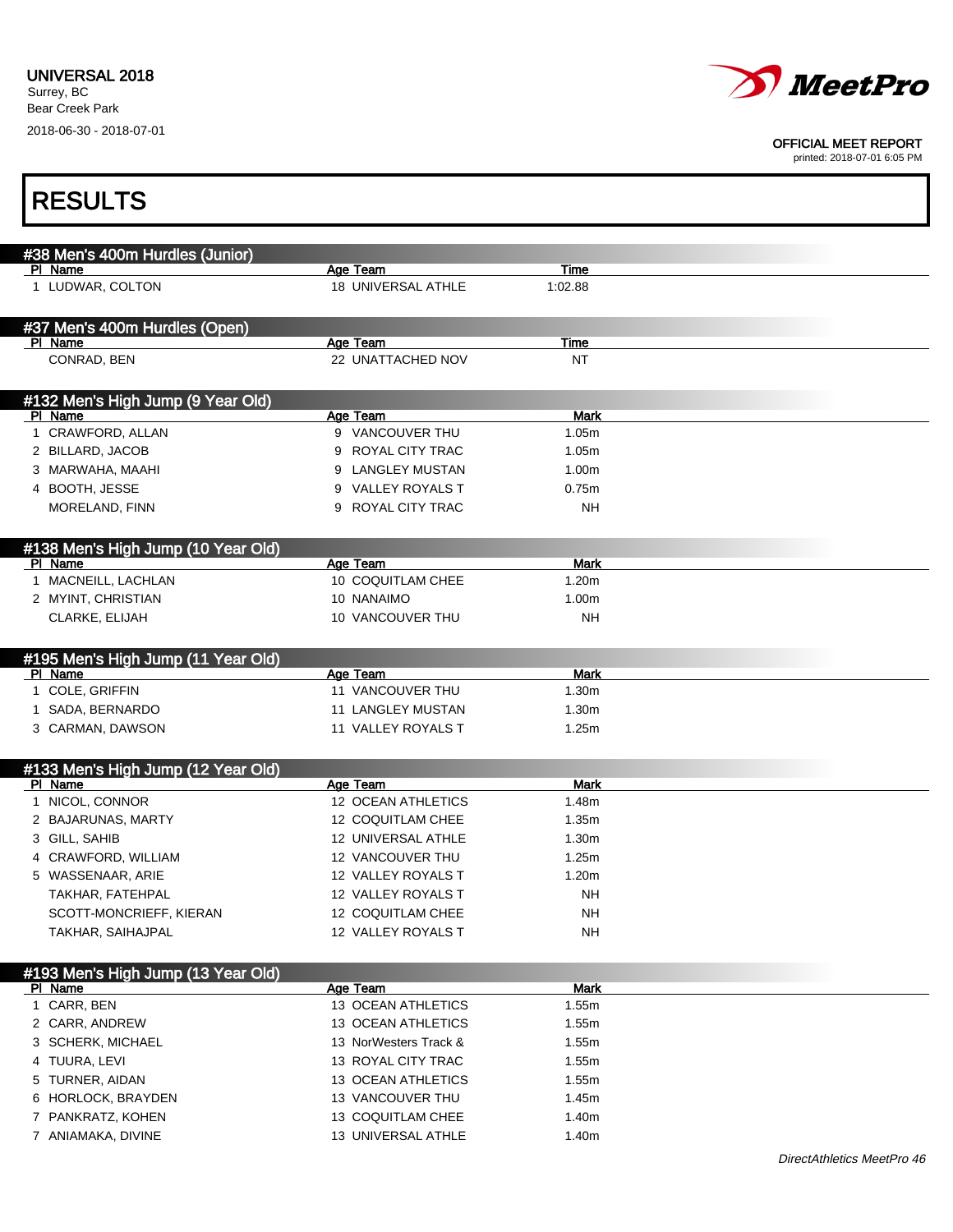UNIVERSAL 2018
Surrey, BC
Bear Creek Park
2018-06-30 - 2018-07-01

OFFICIAL MEET REPORT
printed: 2018-07-01 6:05 PM

# RESULTS

## #38 Men's 400m Hurdles (Junior)

| Pl | Name | Age | Team | Time |
|---|---|---|---|---|
| 1 | LUDWAR, COLTON | 18 | UNIVERSAL ATHLE | 1:02.88 |

## #37 Men's 400m Hurdles (Open)

| Pl | Name | Age | Team | Time |
|---|---|---|---|---|
| | CONRAD, BEN | 22 | UNATTACHED NOV | NT |

## #132 Men's High Jump (9 Year Old)

| Pl | Name | Age | Team | Mark |
|---|---|---|---|---|
| 1 | CRAWFORD, ALLAN | 9 | VANCOUVER THU | 1.05m |
| 2 | BILLARD, JACOB | 9 | ROYAL CITY TRAC | 1.05m |
| 3 | MARWAHA, MAAHI | 9 | LANGLEY MUSTAN | 1.00m |
| 4 | BOOTH, JESSE | 9 | VALLEY ROYALS T | 0.75m |
| | MORELAND, FINN | 9 | ROYAL CITY TRAC | NH |

## #138 Men's High Jump (10 Year Old)

| Pl | Name | Age | Team | Mark |
|---|---|---|---|---|
| 1 | MACNEILL, LACHLAN | 10 | COQUITLAM CHEE | 1.20m |
| 2 | MYINT, CHRISTIAN | 10 | NANAIMO | 1.00m |
| | CLARKE, ELIJAH | 10 | VANCOUVER THU | NH |

## #195 Men's High Jump (11 Year Old)

| Pl | Name | Age | Team | Mark |
|---|---|---|---|---|
| 1 | COLE, GRIFFIN | 11 | VANCOUVER THU | 1.30m |
| 1 | SADA, BERNARDO | 11 | LANGLEY MUSTAN | 1.30m |
| 3 | CARMAN, DAWSON | 11 | VALLEY ROYALS T | 1.25m |

## #133 Men's High Jump (12 Year Old)

| Pl | Name | Age | Team | Mark |
|---|---|---|---|---|
| 1 | NICOL, CONNOR | 12 | OCEAN ATHLETICS | 1.48m |
| 2 | BAJARUNAS, MARTY | 12 | COQUITLAM CHEE | 1.35m |
| 3 | GILL, SAHIB | 12 | UNIVERSAL ATHLE | 1.30m |
| 4 | CRAWFORD, WILLIAM | 12 | VANCOUVER THU | 1.25m |
| 5 | WASSENAAR, ARIE | 12 | VALLEY ROYALS T | 1.20m |
| | TAKHAR, FATEHPAL | 12 | VALLEY ROYALS T | NH |
| | SCOTT-MONCRIEFF, KIERAN | 12 | COQUITLAM CHEE | NH |
| | TAKHAR, SAIHAJPAL | 12 | VALLEY ROYALS T | NH |

## #193 Men's High Jump (13 Year Old)

| Pl | Name | Age | Team | Mark |
|---|---|---|---|---|
| 1 | CARR, BEN | 13 | OCEAN ATHLETICS | 1.55m |
| 2 | CARR, ANDREW | 13 | OCEAN ATHLETICS | 1.55m |
| 3 | SCHERK, MICHAEL | 13 | NorWesters Track & | 1.55m |
| 4 | TUURA, LEVI | 13 | ROYAL CITY TRAC | 1.55m |
| 5 | TURNER, AIDAN | 13 | OCEAN ATHLETICS | 1.55m |
| 6 | HORLOCK, BRAYDEN | 13 | VANCOUVER THU | 1.45m |
| 7 | PANKRATZ, KOHEN | 13 | COQUITLAM CHEE | 1.40m |
| 7 | ANIAMAKA, DIVINE | 13 | UNIVERSAL ATHLE | 1.40m |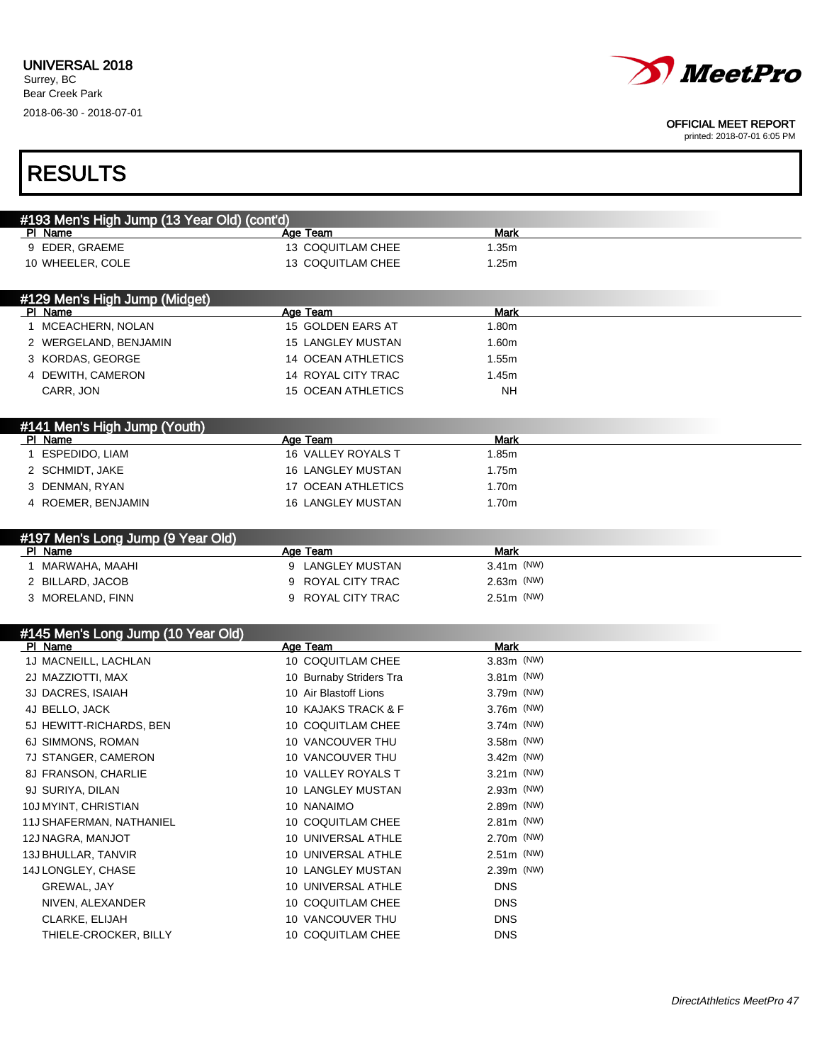UNIVERSAL 2018
Surrey, BC
Bear Creek Park
2018-06-30 - 2018-07-01

OFFICIAL MEET REPORT
printed: 2018-07-01 6:05 PM

# RESULTS

## #193 Men's High Jump (13 Year Old) (cont'd)

| Pl | Name | Age | Team | Mark |
|---|---|---|---|---|
| 9 | EDER, GRAEME | 13 | COQUITLAM CHEE | 1.35m |
| 10 | WHEELER, COLE | 13 | COQUITLAM CHEE | 1.25m |

## #129 Men's High Jump (Midget)

| Pl | Name | Age | Team | Mark |
|---|---|---|---|---|
| 1 | MCEACHERN, NOLAN | 15 | GOLDEN EARS AT | 1.80m |
| 2 | WERGELAND, BENJAMIN | 15 | LANGLEY MUSTAN | 1.60m |
| 3 | KORDAS, GEORGE | 14 | OCEAN ATHLETICS | 1.55m |
| 4 | DEWITH, CAMERON | 14 | ROYAL CITY TRAC | 1.45m |
| | CARR, JON | 15 | OCEAN ATHLETICS | NH |

## #141 Men's High Jump (Youth)

| Pl | Name | Age | Team | Mark |
|---|---|---|---|---|
| 1 | ESPEDIDO, LIAM | 16 | VALLEY ROYALS T | 1.85m |
| 2 | SCHMIDT, JAKE | 16 | LANGLEY MUSTAN | 1.75m |
| 3 | DENMAN, RYAN | 17 | OCEAN ATHLETICS | 1.70m |
| 4 | ROEMER, BENJAMIN | 16 | LANGLEY MUSTAN | 1.70m |

## #197 Men's Long Jump (9 Year Old)

| Pl | Name | Age | Team | Mark |
|---|---|---|---|---|
| 1 | MARWAHA, MAAHI | 9 | LANGLEY MUSTAN | 3.41m (NW) |
| 2 | BILLARD, JACOB | 9 | ROYAL CITY TRAC | 2.63m (NW) |
| 3 | MORELAND, FINN | 9 | ROYAL CITY TRAC | 2.51m (NW) |

## #145 Men's Long Jump (10 Year Old)

| Pl | Name | Age | Team | Mark |
|---|---|---|---|---|
| 1J | MACNEILL, LACHLAN | 10 | COQUITLAM CHEE | 3.83m (NW) |
| 2J | MAZZIOTTI, MAX | 10 | Burnaby Striders Tra | 3.81m (NW) |
| 3J | DACRES, ISAIAH | 10 | Air Blastoff Lions | 3.79m (NW) |
| 4J | BELLO, JACK | 10 | KAJAKS TRACK & F | 3.76m (NW) |
| 5J | HEWITT-RICHARDS, BEN | 10 | COQUITLAM CHEE | 3.74m (NW) |
| 6J | SIMMONS, ROMAN | 10 | VANCOUVER THU | 3.58m (NW) |
| 7J | STANGER, CAMERON | 10 | VANCOUVER THU | 3.42m (NW) |
| 8J | FRANSON, CHARLIE | 10 | VALLEY ROYALS T | 3.21m (NW) |
| 9J | SURIYA, DILAN | 10 | LANGLEY MUSTAN | 2.93m (NW) |
| 10J | MYINT, CHRISTIAN | 10 | NANAIMO | 2.89m (NW) |
| 11J | SHAFERMAN, NATHANIEL | 10 | COQUITLAM CHEE | 2.81m (NW) |
| 12J | NAGRA, MANJOT | 10 | UNIVERSAL ATHLE | 2.70m (NW) |
| 13J | BHULLAR, TANVIR | 10 | UNIVERSAL ATHLE | 2.51m (NW) |
| 14J | LONGLEY, CHASE | 10 | LANGLEY MUSTAN | 2.39m (NW) |
| | GREWAL, JAY | 10 | UNIVERSAL ATHLE | DNS |
| | NIVEN, ALEXANDER | 10 | COQUITLAM CHEE | DNS |
| | CLARKE, ELIJAH | 10 | VANCOUVER THU | DNS |
| | THIELE-CROCKER, BILLY | 10 | COQUITLAM CHEE | DNS |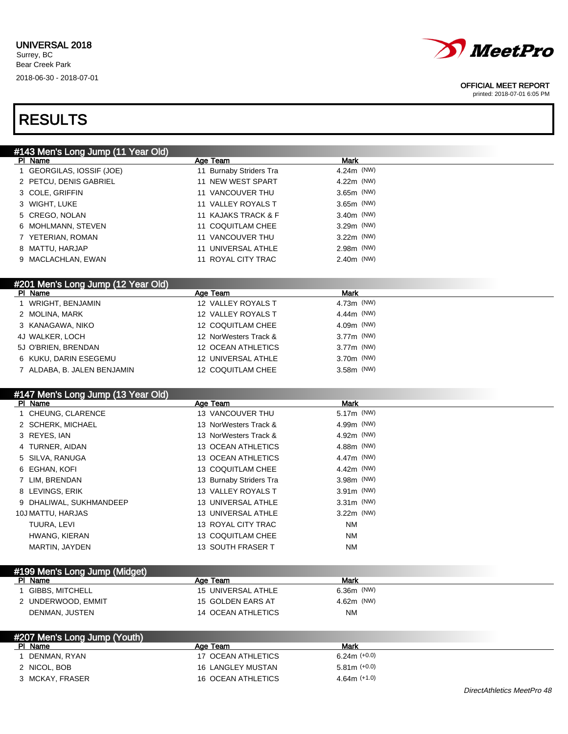UNIVERSAL 2018
Surrey, BC
Bear Creek Park
2018-06-30 - 2018-07-01

OFFICIAL MEET REPORT
printed: 2018-07-01 6:05 PM

# RESULTS

## #143 Men's Long Jump (11 Year Old)

| Pl | Name | Age | Team | Mark |
|---|---|---|---|---|
| 1 | GEORGILAS, IOSSIF (JOE) | 11 | Burnaby Striders Tra | 4.24m (NW) |
| 2 | PETCU, DENIS GABRIEL | 11 | NEW WEST SPART | 4.22m (NW) |
| 3 | COLE, GRIFFIN | 11 | VANCOUVER THU | 3.65m (NW) |
| 3 | WIGHT, LUKE | 11 | VALLEY ROYALS T | 3.65m (NW) |
| 5 | CREGO, NOLAN | 11 | KAJAKS TRACK & F | 3.40m (NW) |
| 6 | MOHLMANN, STEVEN | 11 | COQUITLAM CHEE | 3.29m (NW) |
| 7 | YETERIAN, ROMAN | 11 | VANCOUVER THU | 3.22m (NW) |
| 8 | MATTU, HARJAP | 11 | UNIVERSAL ATHLE | 2.98m (NW) |
| 9 | MACLACHLAN, EWAN | 11 | ROYAL CITY TRAC | 2.40m (NW) |

## #201 Men's Long Jump (12 Year Old)

| Pl | Name | Age | Team | Mark |
|---|---|---|---|---|
| 1 | WRIGHT, BENJAMIN | 12 | VALLEY ROYALS T | 4.73m (NW) |
| 2 | MOLINA, MARK | 12 | VALLEY ROYALS T | 4.44m (NW) |
| 3 | KANAGAWA, NIKO | 12 | COQUITLAM CHEE | 4.09m (NW) |
| 4J | WALKER, LOCH | 12 | NorWesters Track & | 3.77m (NW) |
| 5J | O'BRIEN, BRENDAN | 12 | OCEAN ATHLETICS | 3.77m (NW) |
| 6 | KUKU, DARIN ESEGEMU | 12 | UNIVERSAL ATHLE | 3.70m (NW) |
| 7 | ALDABA, B. JALEN BENJAMIN | 12 | COQUITLAM CHEE | 3.58m (NW) |

## #147 Men's Long Jump (13 Year Old)

| Pl | Name | Age | Team | Mark |
|---|---|---|---|---|
| 1 | CHEUNG, CLARENCE | 13 | VANCOUVER THU | 5.17m (NW) |
| 2 | SCHERK, MICHAEL | 13 | NorWesters Track & | 4.99m (NW) |
| 3 | REYES, IAN | 13 | NorWesters Track & | 4.92m (NW) |
| 4 | TURNER, AIDAN | 13 | OCEAN ATHLETICS | 4.88m (NW) |
| 5 | SILVA, RANUGA | 13 | OCEAN ATHLETICS | 4.47m (NW) |
| 6 | EGHAN, KOFI | 13 | COQUITLAM CHEE | 4.42m (NW) |
| 7 | LIM, BRENDAN | 13 | Burnaby Striders Tra | 3.98m (NW) |
| 8 | LEVINGS, ERIK | 13 | VALLEY ROYALS T | 3.91m (NW) |
| 9 | DHALIWAL, SUKHMANDEEP | 13 | UNIVERSAL ATHLE | 3.31m (NW) |
| 10J | MATTU, HARJAS | 13 | UNIVERSAL ATHLE | 3.22m (NW) |
| | TUURA, LEVI | 13 | ROYAL CITY TRAC | NM |
| | HWANG, KIERAN | 13 | COQUITLAM CHEE | NM |
| | MARTIN, JAYDEN | 13 | SOUTH FRASER T | NM |

## #199 Men's Long Jump (Midget)

| Pl | Name | Age | Team | Mark |
|---|---|---|---|---|
| 1 | GIBBS, MITCHELL | 15 | UNIVERSAL ATHLE | 6.36m (NW) |
| 2 | UNDERWOOD, EMMIT | 15 | GOLDEN EARS AT | 4.62m (NW) |
| | DENMAN, JUSTEN | 14 | OCEAN ATHLETICS | NM |

## #207 Men's Long Jump (Youth)

| Pl | Name | Age | Team | Mark |
|---|---|---|---|---|
| 1 | DENMAN, RYAN | 17 | OCEAN ATHLETICS | 6.24m (+0.0) |
| 2 | NICOL, BOB | 16 | LANGLEY MUSTAN | 5.81m (+0.0) |
| 3 | MCKAY, FRASER | 16 | OCEAN ATHLETICS | 4.64m (+1.0) |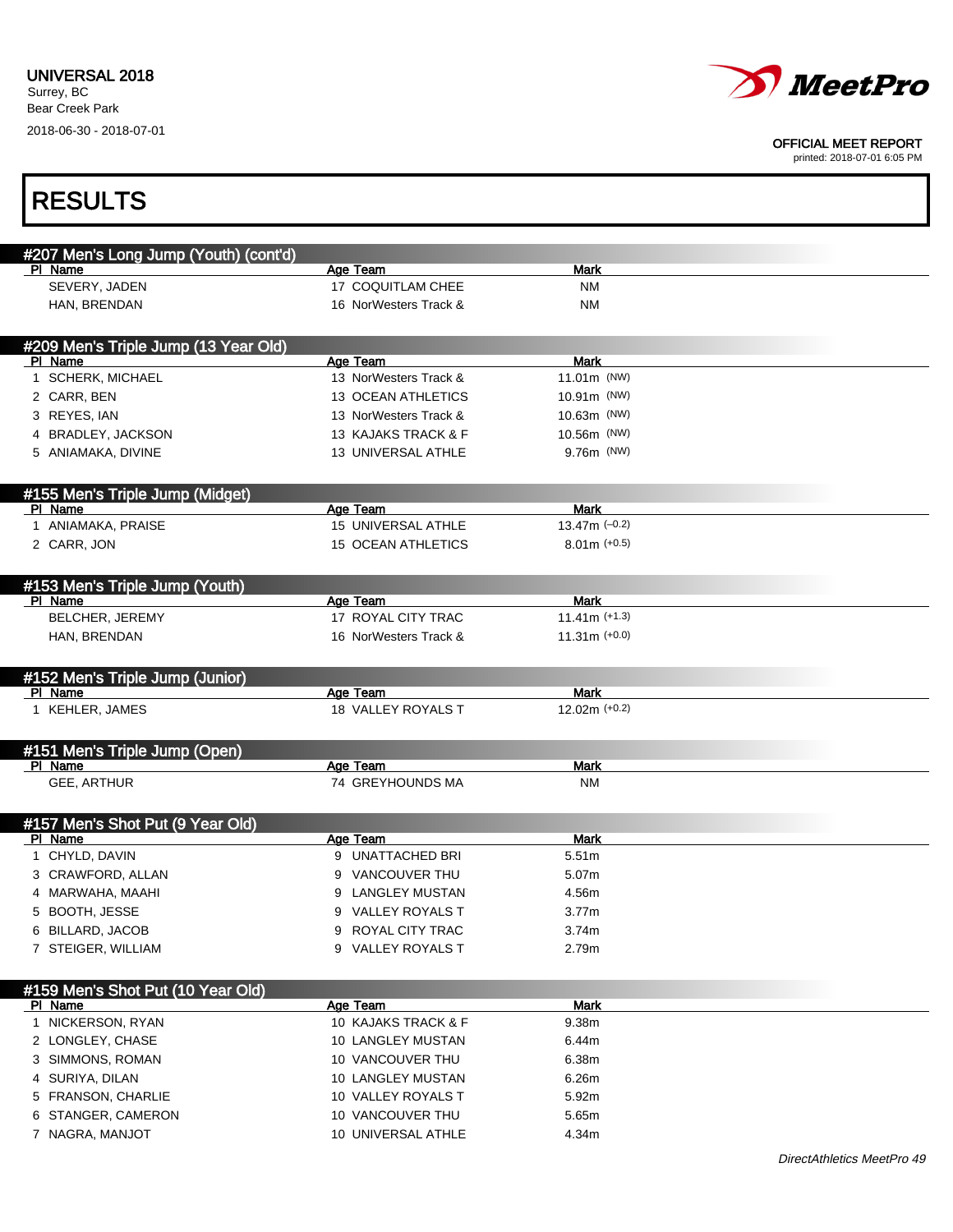UNIVERSAL 2018
Surrey, BC
Bear Creek Park
2018-06-30 - 2018-07-01

OFFICIAL MEET REPORT
printed: 2018-07-01 6:05 PM

# RESULTS

## #207 Men's Long Jump (Youth) (cont'd)

| Pl | Name | Age | Team | Mark |
|---|---|---|---|---|
| | SEVERY, JADEN | 17 | COQUITLAM CHEE | NM |
| | HAN, BRENDAN | 16 | NorWesters Track & | NM |

## #209 Men's Triple Jump (13 Year Old)

| Pl | Name | Age | Team | Mark |
|---|---|---|---|---|
| 1 | SCHERK, MICHAEL | 13 | NorWesters Track & | 11.01m (NW) |
| 2 | CARR, BEN | 13 | OCEAN ATHLETICS | 10.91m (NW) |
| 3 | REYES, IAN | 13 | NorWesters Track & | 10.63m (NW) |
| 4 | BRADLEY, JACKSON | 13 | KAJAKS TRACK & F | 10.56m (NW) |
| 5 | ANIAMAKA, DIVINE | 13 | UNIVERSAL ATHLE | 9.76m (NW) |

## #155 Men's Triple Jump (Midget)

| Pl | Name | Age | Team | Mark |
|---|---|---|---|---|
| 1 | ANIAMAKA, PRAISE | 15 | UNIVERSAL ATHLE | 13.47m (-0.2) |
| 2 | CARR, JON | 15 | OCEAN ATHLETICS | 8.01m (+0.5) |

## #153 Men's Triple Jump (Youth)

| Pl | Name | Age | Team | Mark |
|---|---|---|---|---|
| | BELCHER, JEREMY | 17 | ROYAL CITY TRAC | 11.41m (+1.3) |
| | HAN, BRENDAN | 16 | NorWesters Track & | 11.31m (+0.0) |

## #152 Men's Triple Jump (Junior)

| Pl | Name | Age | Team | Mark |
|---|---|---|---|---|
| 1 | KEHLER, JAMES | 18 | VALLEY ROYALS T | 12.02m (+0.2) |

## #151 Men's Triple Jump (Open)

| Pl | Name | Age | Team | Mark |
|---|---|---|---|---|
| | GEE, ARTHUR | 74 | GREYHOUNDS MA | NM |

## #157 Men's Shot Put (9 Year Old)

| Pl | Name | Age | Team | Mark |
|---|---|---|---|---|
| 1 | CHYLD, DAVIN | 9 | UNATTACHED BRI | 5.51m |
| 3 | CRAWFORD, ALLAN | 9 | VANCOUVER THU | 5.07m |
| 4 | MARWAHA, MAAHI | 9 | LANGLEY MUSTAN | 4.56m |
| 5 | BOOTH, JESSE | 9 | VALLEY ROYALS T | 3.77m |
| 6 | BILLARD, JACOB | 9 | ROYAL CITY TRAC | 3.74m |
| 7 | STEIGER, WILLIAM | 9 | VALLEY ROYALS T | 2.79m |

## #159 Men's Shot Put (10 Year Old)

| Pl | Name | Age | Team | Mark |
|---|---|---|---|---|
| 1 | NICKERSON, RYAN | 10 | KAJAKS TRACK & F | 9.38m |
| 2 | LONGLEY, CHASE | 10 | LANGLEY MUSTAN | 6.44m |
| 3 | SIMMONS, ROMAN | 10 | VANCOUVER THU | 6.38m |
| 4 | SURIYA, DILAN | 10 | LANGLEY MUSTAN | 6.26m |
| 5 | FRANSON, CHARLIE | 10 | VALLEY ROYALS T | 5.92m |
| 6 | STANGER, CAMERON | 10 | VANCOUVER THU | 5.65m |
| 7 | NAGRA, MANJOT | 10 | UNIVERSAL ATHLE | 4.34m |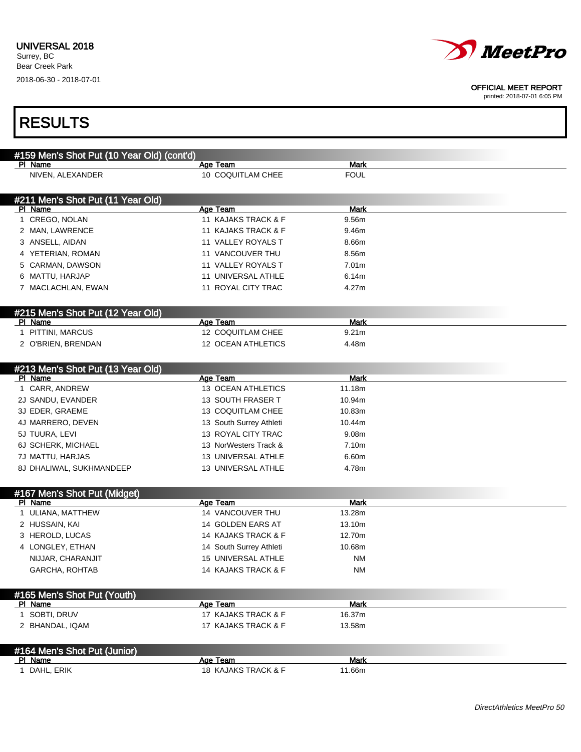UNIVERSAL 2018
Surrey, BC
Bear Creek Park
2018-06-30 - 2018-07-01

OFFICIAL MEET REPORT
printed: 2018-07-01 6:05 PM

# RESULTS

## #159 Men's Shot Put (10 Year Old) (cont'd)

| Pl | Name | Age | Team | Mark |
|---|---|---|---|---|
| | NIVEN, ALEXANDER | 10 | COQUITLAM CHEE | FOUL |

## #211 Men's Shot Put (11 Year Old)

| Pl | Name | Age | Team | Mark |
|---|---|---|---|---|
| 1 | CREGO, NOLAN | 11 | KAJAKS TRACK & F | 9.56m |
| 2 | MAN, LAWRENCE | 11 | KAJAKS TRACK & F | 9.46m |
| 3 | ANSELL, AIDAN | 11 | VALLEY ROYALS T | 8.66m |
| 4 | YETERIAN, ROMAN | 11 | VANCOUVER THU | 8.56m |
| 5 | CARMAN, DAWSON | 11 | VALLEY ROYALS T | 7.01m |
| 6 | MATTU, HARJAP | 11 | UNIVERSAL ATHLE | 6.14m |
| 7 | MACLACHLAN, EWAN | 11 | ROYAL CITY TRAC | 4.27m |

## #215 Men's Shot Put (12 Year Old)

| Pl | Name | Age | Team | Mark |
|---|---|---|---|---|
| 1 | PITTINI, MARCUS | 12 | COQUITLAM CHEE | 9.21m |
| 2 | O'BRIEN, BRENDAN | 12 | OCEAN ATHLETICS | 4.48m |

## #213 Men's Shot Put (13 Year Old)

| Pl | Name | Age | Team | Mark |
|---|---|---|---|---|
| 1 | CARR, ANDREW | 13 | OCEAN ATHLETICS | 11.18m |
| 2J | SANDU, EVANDER | 13 | SOUTH FRASER T | 10.94m |
| 3J | EDER, GRAEME | 13 | COQUITLAM CHEE | 10.83m |
| 4J | MARRERO, DEVEN | 13 | South Surrey Athleti | 10.44m |
| 5J | TUURA, LEVI | 13 | ROYAL CITY TRAC | 9.08m |
| 6J | SCHERK, MICHAEL | 13 | NorWesters Track & | 7.10m |
| 7J | MATTU, HARJAS | 13 | UNIVERSAL ATHLE | 6.60m |
| 8J | DHALIWAL, SUKHMANDEEP | 13 | UNIVERSAL ATHLE | 4.78m |

## #167 Men's Shot Put (Midget)

| Pl | Name | Age | Team | Mark |
|---|---|---|---|---|
| 1 | ULIANA, MATTHEW | 14 | VANCOUVER THU | 13.28m |
| 2 | HUSSAIN, KAI | 14 | GOLDEN EARS AT | 13.10m |
| 3 | HEROLD, LUCAS | 14 | KAJAKS TRACK & F | 12.70m |
| 4 | LONGLEY, ETHAN | 14 | South Surrey Athleti | 10.68m |
| | NIJJAR, CHARANJIT | 15 | UNIVERSAL ATHLE | NM |
| | GARCHA, ROHTAB | 14 | KAJAKS TRACK & F | NM |

## #165 Men's Shot Put (Youth)

| Pl | Name | Age | Team | Mark |
|---|---|---|---|---|
| 1 | SOBTI, DRUV | 17 | KAJAKS TRACK & F | 16.37m |
| 2 | BHANDAL, IQAM | 17 | KAJAKS TRACK & F | 13.58m |

## #164 Men's Shot Put (Junior)

| Pl | Name | Age | Team | Mark |
|---|---|---|---|---|
| 1 | DAHL, ERIK | 18 | KAJAKS TRACK & F | 11.66m |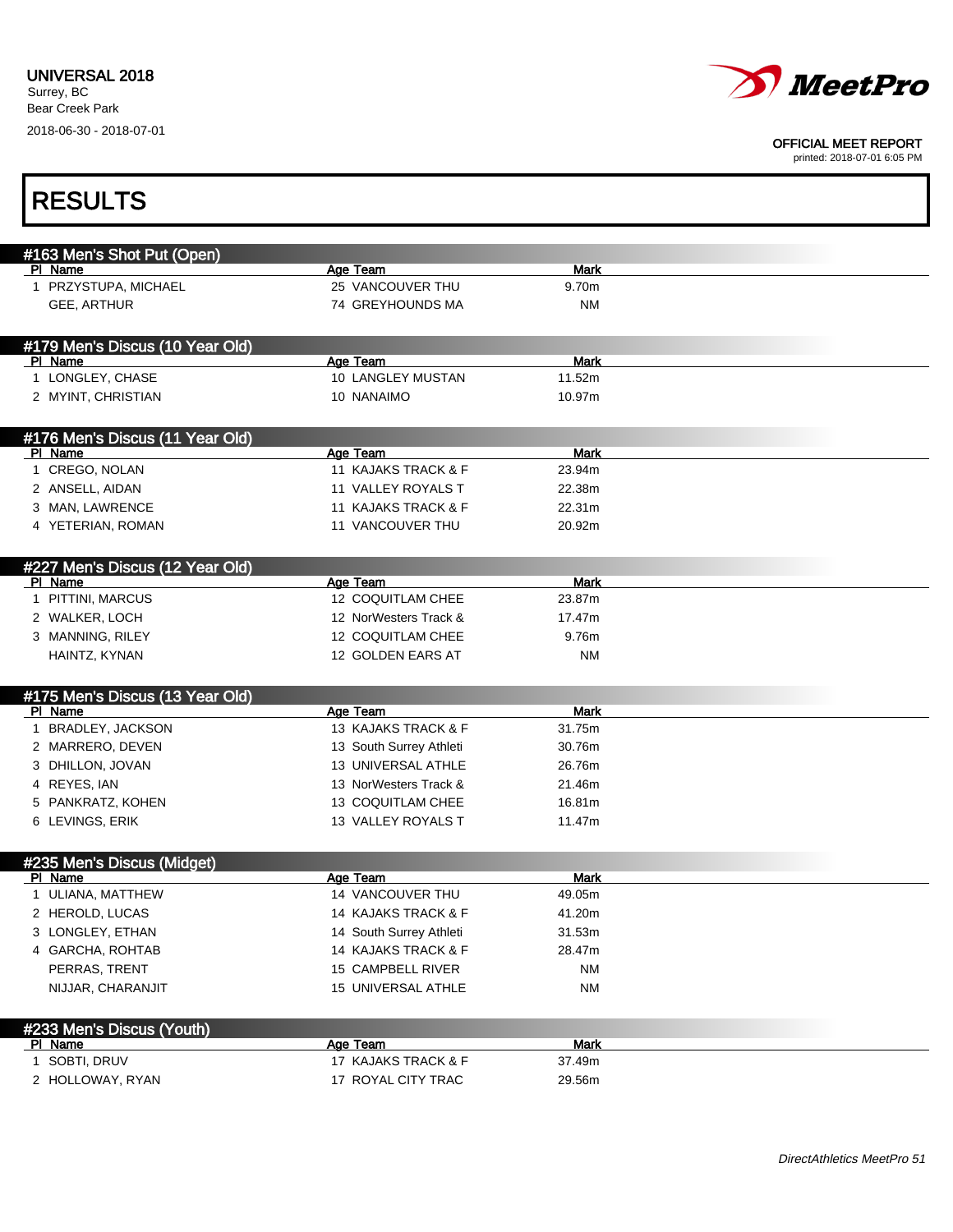UNIVERSAL 2018
Surrey, BC
Bear Creek Park
2018-06-30 - 2018-07-01

OFFICIAL MEET REPORT
printed: 2018-07-01 6:05 PM

# RESULTS

## #163 Men's Shot Put (Open)

| Pl | Name | Age | Team | Mark |
|---|---|---|---|---|
| 1 | PRZYSTUPA, MICHAEL | 25 | VANCOUVER THU | 9.70m |
| | GEE, ARTHUR | 74 | GREYHOUNDS MA | NM |

## #179 Men's Discus (10 Year Old)

| Pl | Name | Age | Team | Mark |
|---|---|---|---|---|
| 1 | LONGLEY, CHASE | 10 | LANGLEY MUSTAN | 11.52m |
| 2 | MYINT, CHRISTIAN | 10 | NANAIMO | 10.97m |

## #176 Men's Discus (11 Year Old)

| Pl | Name | Age | Team | Mark |
|---|---|---|---|---|
| 1 | CREGO, NOLAN | 11 | KAJAKS TRACK & F | 23.94m |
| 2 | ANSELL, AIDAN | 11 | VALLEY ROYALS T | 22.38m |
| 3 | MAN, LAWRENCE | 11 | KAJAKS TRACK & F | 22.31m |
| 4 | YETERIAN, ROMAN | 11 | VANCOUVER THU | 20.92m |

## #227 Men's Discus (12 Year Old)

| Pl | Name | Age | Team | Mark |
|---|---|---|---|---|
| 1 | PITTINI, MARCUS | 12 | COQUITLAM CHEE | 23.87m |
| 2 | WALKER, LOCH | 12 | NorWesters Track & | 17.47m |
| 3 | MANNING, RILEY | 12 | COQUITLAM CHEE | 9.76m |
| | HAINTZ, KYNAN | 12 | GOLDEN EARS AT | NM |

## #175 Men's Discus (13 Year Old)

| Pl | Name | Age | Team | Mark |
|---|---|---|---|---|
| 1 | BRADLEY, JACKSON | 13 | KAJAKS TRACK & F | 31.75m |
| 2 | MARRERO, DEVEN | 13 | South Surrey Athleti | 30.76m |
| 3 | DHILLON, JOVAN | 13 | UNIVERSAL ATHLE | 26.76m |
| 4 | REYES, IAN | 13 | NorWesters Track & | 21.46m |
| 5 | PANKRATZ, KOHEN | 13 | COQUITLAM CHEE | 16.81m |
| 6 | LEVINGS, ERIK | 13 | VALLEY ROYALS T | 11.47m |

## #235 Men's Discus (Midget)

| Pl | Name | Age | Team | Mark |
|---|---|---|---|---|
| 1 | ULIANA, MATTHEW | 14 | VANCOUVER THU | 49.05m |
| 2 | HEROLD, LUCAS | 14 | KAJAKS TRACK & F | 41.20m |
| 3 | LONGLEY, ETHAN | 14 | South Surrey Athleti | 31.53m |
| 4 | GARCHA, ROHTAB | 14 | KAJAKS TRACK & F | 28.47m |
| | PERRAS, TRENT | 15 | CAMPBELL RIVER | NM |
| | NIJJAR, CHARANJIT | 15 | UNIVERSAL ATHLE | NM |

## #233 Men's Discus (Youth)

| Pl | Name | Age | Team | Mark |
|---|---|---|---|---|
| 1 | SOBTI, DRUV | 17 | KAJAKS TRACK & F | 37.49m |
| 2 | HOLLOWAY, RYAN | 17 | ROYAL CITY TRAC | 29.56m |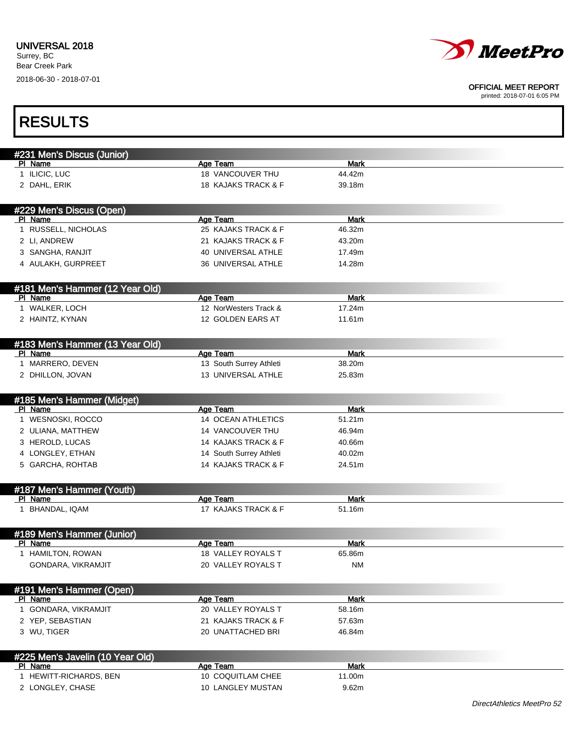UNIVERSAL 2018
Surrey, BC
Bear Creek Park
2018-06-30 - 2018-07-01

OFFICIAL MEET REPORT
printed: 2018-07-01 6:05 PM

# RESULTS

## #231 Men's Discus (Junior)

| Pl | Name | Age | Team | Mark |
|---|---|---|---|---|
| 1 | ILICIC, LUC | 18 | VANCOUVER THU | 44.42m |
| 2 | DAHL, ERIK | 18 | KAJAKS TRACK & F | 39.18m |

## #229 Men's Discus (Open)

| Pl | Name | Age | Team | Mark |
|---|---|---|---|---|
| 1 | RUSSELL, NICHOLAS | 25 | KAJAKS TRACK & F | 46.32m |
| 2 | LI, ANDREW | 21 | KAJAKS TRACK & F | 43.20m |
| 3 | SANGHA, RANJIT | 40 | UNIVERSAL ATHLE | 17.49m |
| 4 | AULAKH, GURPREET | 36 | UNIVERSAL ATHLE | 14.28m |

## #181 Men's Hammer (12 Year Old)

| Pl | Name | Age | Team | Mark |
|---|---|---|---|---|
| 1 | WALKER, LOCH | 12 | NorWesters Track & | 17.24m |
| 2 | HAINTZ, KYNAN | 12 | GOLDEN EARS AT | 11.61m |

## #183 Men's Hammer (13 Year Old)

| Pl | Name | Age | Team | Mark |
|---|---|---|---|---|
| 1 | MARRERO, DEVEN | 13 | South Surrey Athleti | 38.20m |
| 2 | DHILLON, JOVAN | 13 | UNIVERSAL ATHLE | 25.83m |

## #185 Men's Hammer (Midget)

| Pl | Name | Age | Team | Mark |
|---|---|---|---|---|
| 1 | WESNOSKI, ROCCO | 14 | OCEAN ATHLETICS | 51.21m |
| 2 | ULIANA, MATTHEW | 14 | VANCOUVER THU | 46.94m |
| 3 | HEROLD, LUCAS | 14 | KAJAKS TRACK & F | 40.66m |
| 4 | LONGLEY, ETHAN | 14 | South Surrey Athleti | 40.02m |
| 5 | GARCHA, ROHTAB | 14 | KAJAKS TRACK & F | 24.51m |

## #187 Men's Hammer (Youth)

| Pl | Name | Age | Team | Mark |
|---|---|---|---|---|
| 1 | BHANDAL, IQAM | 17 | KAJAKS TRACK & F | 51.16m |

## #189 Men's Hammer (Junior)

| Pl | Name | Age | Team | Mark |
|---|---|---|---|---|
| 1 | HAMILTON, ROWAN | 18 | VALLEY ROYALS T | 65.86m |
| | GONDARA, VIKRAMJIT | 20 | VALLEY ROYALS T | NM |

## #191 Men's Hammer (Open)

| Pl | Name | Age | Team | Mark |
|---|---|---|---|---|
| 1 | GONDARA, VIKRAMJIT | 20 | VALLEY ROYALS T | 58.16m |
| 2 | YEP, SEBASTIAN | 21 | KAJAKS TRACK & F | 57.63m |
| 3 | WU, TIGER | 20 | UNATTACHED BRI | 46.84m |

## #225 Men's Javelin (10 Year Old)

| Pl | Name | Age | Team | Mark |
|---|---|---|---|---|
| 1 | HEWITT-RICHARDS, BEN | 10 | COQUITLAM CHEE | 11.00m |
| 2 | LONGLEY, CHASE | 10 | LANGLEY MUSTAN | 9.62m |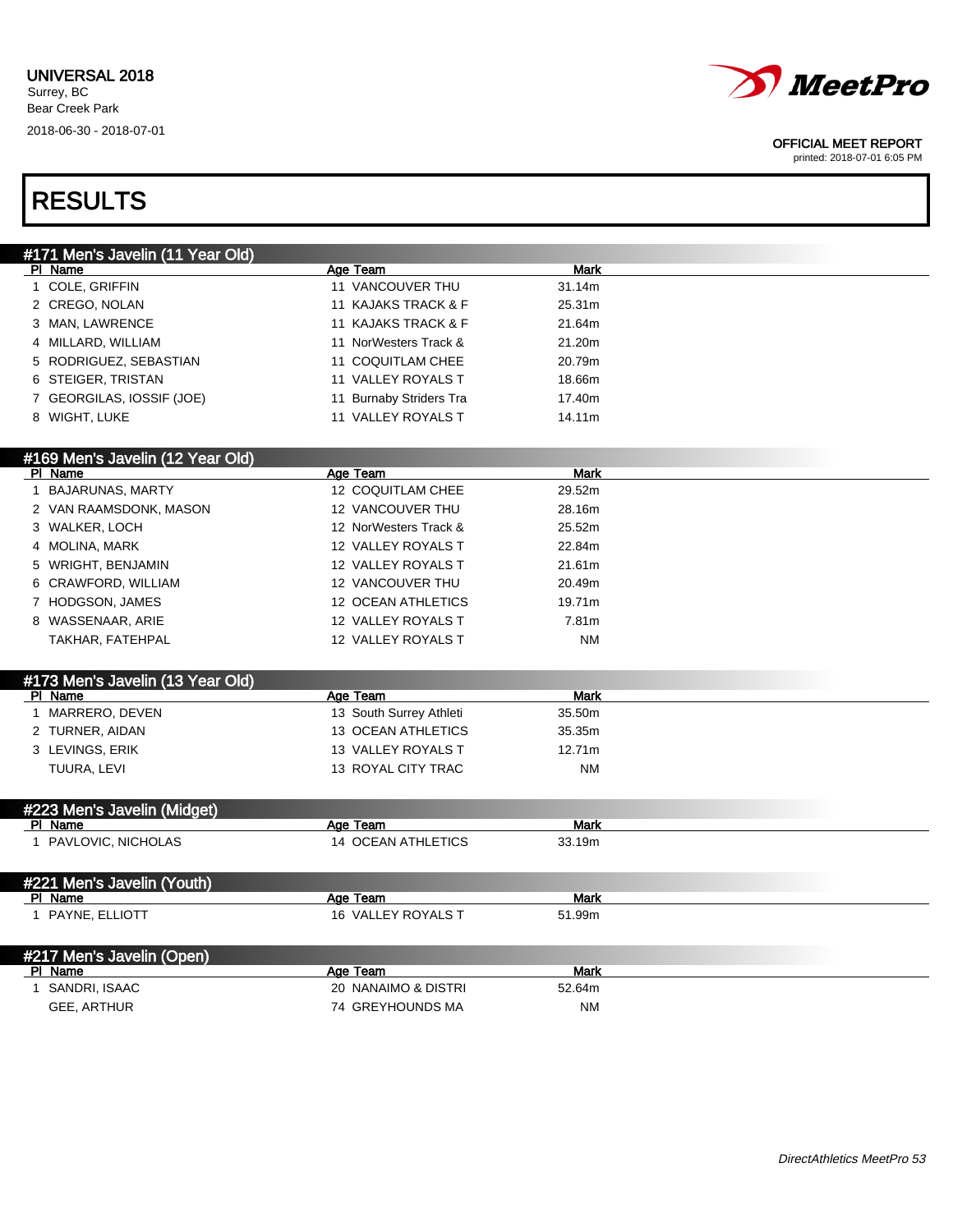UNIVERSAL 2018
Surrey, BC
Bear Creek Park
2018-06-30 - 2018-07-01

OFFICIAL MEET REPORT
printed: 2018-07-01 6:05 PM

# RESULTS

## #171 Men's Javelin (11 Year Old)

| Pl | Name | Age | Team | Mark |
|---|---|---|---|---|
| 1 | COLE, GRIFFIN | 11 | VANCOUVER THU | 31.14m |
| 2 | CREGO, NOLAN | 11 | KAJAKS TRACK & F | 25.31m |
| 3 | MAN, LAWRENCE | 11 | KAJAKS TRACK & F | 21.64m |
| 4 | MILLARD, WILLIAM | 11 | NorWesters Track & | 21.20m |
| 5 | RODRIGUEZ, SEBASTIAN | 11 | COQUITLAM CHEE | 20.79m |
| 6 | STEIGER, TRISTAN | 11 | VALLEY ROYALS T | 18.66m |
| 7 | GEORGILAS, IOSSIF (JOE) | 11 | Burnaby Striders Tra | 17.40m |
| 8 | WIGHT, LUKE | 11 | VALLEY ROYALS T | 14.11m |

## #169 Men's Javelin (12 Year Old)

| Pl | Name | Age | Team | Mark |
|---|---|---|---|---|
| 1 | BAJARUNAS, MARTY | 12 | COQUITLAM CHEE | 29.52m |
| 2 | VAN RAAMSDONK, MASON | 12 | VANCOUVER THU | 28.16m |
| 3 | WALKER, LOCH | 12 | NorWesters Track & | 25.52m |
| 4 | MOLINA, MARK | 12 | VALLEY ROYALS T | 22.84m |
| 5 | WRIGHT, BENJAMIN | 12 | VALLEY ROYALS T | 21.61m |
| 6 | CRAWFORD, WILLIAM | 12 | VANCOUVER THU | 20.49m |
| 7 | HODGSON, JAMES | 12 | OCEAN ATHLETICS | 19.71m |
| 8 | WASSENAAR, ARIE | 12 | VALLEY ROYALS T | 7.81m |
| | TAKHAR, FATEHPAL | 12 | VALLEY ROYALS T | NM |

## #173 Men's Javelin (13 Year Old)

| Pl | Name | Age | Team | Mark |
|---|---|---|---|---|
| 1 | MARRERO, DEVEN | 13 | South Surrey Athleti | 35.50m |
| 2 | TURNER, AIDAN | 13 | OCEAN ATHLETICS | 35.35m |
| 3 | LEVINGS, ERIK | 13 | VALLEY ROYALS T | 12.71m |
| | TUURA, LEVI | 13 | ROYAL CITY TRAC | NM |

## #223 Men's Javelin (Midget)

| Pl | Name | Age | Team | Mark |
|---|---|---|---|---|
| 1 | PAVLOVIC, NICHOLAS | 14 | OCEAN ATHLETICS | 33.19m |

## #221 Men's Javelin (Youth)

| Pl | Name | Age | Team | Mark |
|---|---|---|---|---|
| 1 | PAYNE, ELLIOTT | 16 | VALLEY ROYALS T | 51.99m |

## #217 Men's Javelin (Open)

| Pl | Name | Age | Team | Mark |
|---|---|---|---|---|
| 1 | SANDRI, ISAAC | 20 | NANAIMO & DISTRI | 52.64m |
| | GEE, ARTHUR | 74 | GREYHOUNDS MA | NM |